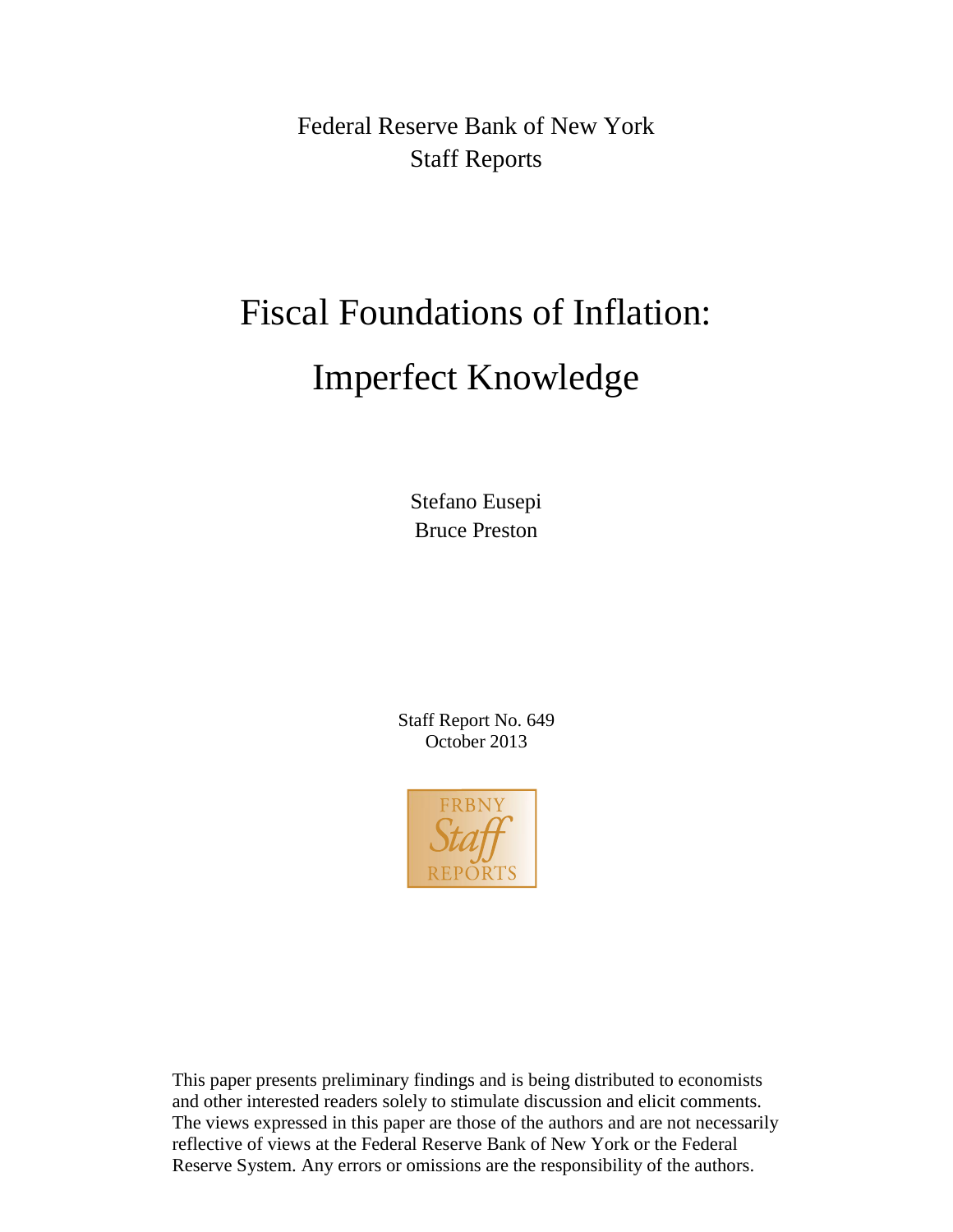Federal Reserve Bank of New York
Staff Reports

# Fiscal Foundations of Inflation: Imperfect Knowledge

Stefano Eusepi
Bruce Preston

Staff Report No. 649
October 2013

FRBNY Staff REPORTS

This paper presents preliminary findings and is being distributed to economists and other interested readers solely to stimulate discussion and elicit comments. The views expressed in this paper are those of the authors and are not necessarily reflective of views at the Federal Reserve Bank of New York or the Federal Reserve System. Any errors or omissions are the responsibility of the authors.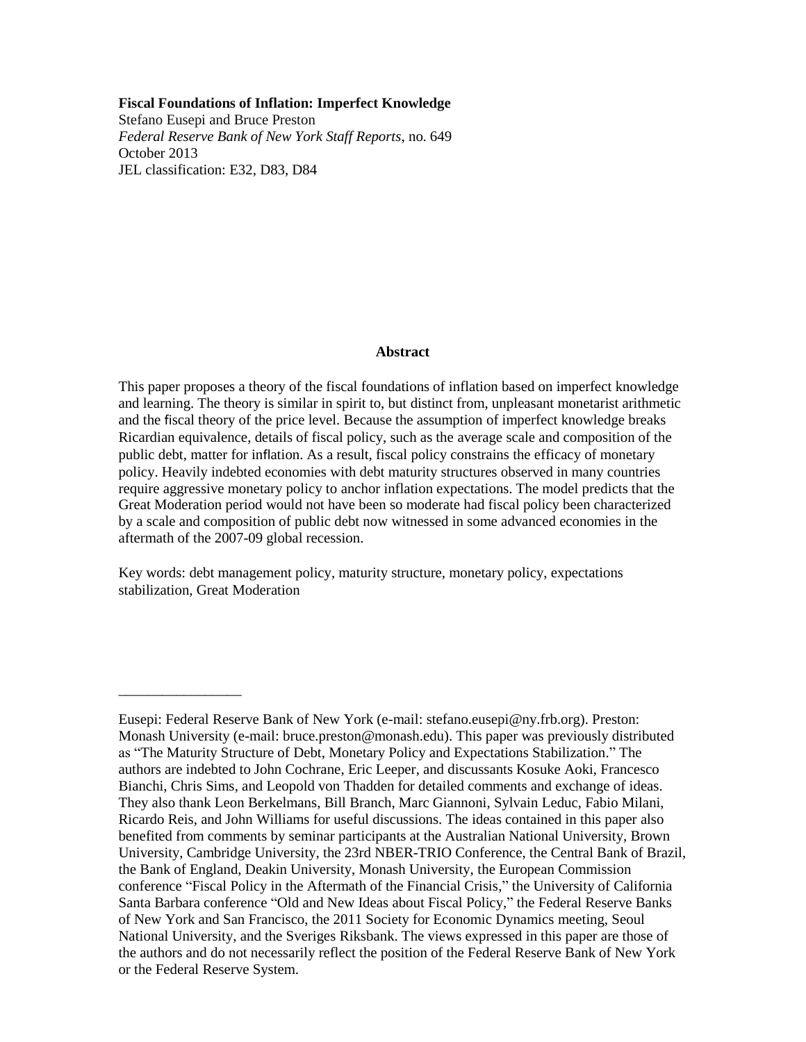**Fiscal Foundations of Inflation: Imperfect Knowledge**
Stefano Eusepi and Bruce Preston
*Federal Reserve Bank of New York Staff Reports*, no. 649
October 2013
JEL classification: E32, D83, D84

**Abstract**

This paper proposes a theory of the fiscal foundations of inflation based on imperfect knowledge and learning. The theory is similar in spirit to, but distinct from, unpleasant monetarist arithmetic and the fiscal theory of the price level. Because the assumption of imperfect knowledge breaks Ricardian equivalence, details of fiscal policy, such as the average scale and composition of the public debt, matter for inflation. As a result, fiscal policy constrains the efficacy of monetary policy. Heavily indebted economies with debt maturity structures observed in many countries require aggressive monetary policy to anchor inflation expectations. The model predicts that the Great Moderation period would not have been so moderate had fiscal policy been characterized by a scale and composition of public debt now witnessed in some advanced economies in the aftermath of the 2007-09 global recession.

Key words: debt management policy, maturity structure, monetary policy, expectations stabilization, Great Moderation

_________________

Eusepi: Federal Reserve Bank of New York (e-mail: stefano.eusepi@ny.frb.org). Preston: Monash University (e-mail: bruce.preston@monash.edu). This paper was previously distributed as "The Maturity Structure of Debt, Monetary Policy and Expectations Stabilization." The authors are indebted to John Cochrane, Eric Leeper, and discussants Kosuke Aoki, Francesco Bianchi, Chris Sims, and Leopold von Thadden for detailed comments and exchange of ideas. They also thank Leon Berkelmans, Bill Branch, Marc Giannoni, Sylvain Leduc, Fabio Milani, Ricardo Reis, and John Williams for useful discussions. The ideas contained in this paper also benefited from comments by seminar participants at the Australian National University, Brown University, Cambridge University, the 23rd NBER-TRIO Conference, the Central Bank of Brazil, the Bank of England, Deakin University, Monash University, the European Commission conference "Fiscal Policy in the Aftermath of the Financial Crisis," the University of California Santa Barbara conference "Old and New Ideas about Fiscal Policy," the Federal Reserve Banks of New York and San Francisco, the 2011 Society for Economic Dynamics meeting, Seoul National University, and the Sveriges Riksbank. The views expressed in this paper are those of the authors and do not necessarily reflect the position of the Federal Reserve Bank of New York or the Federal Reserve System.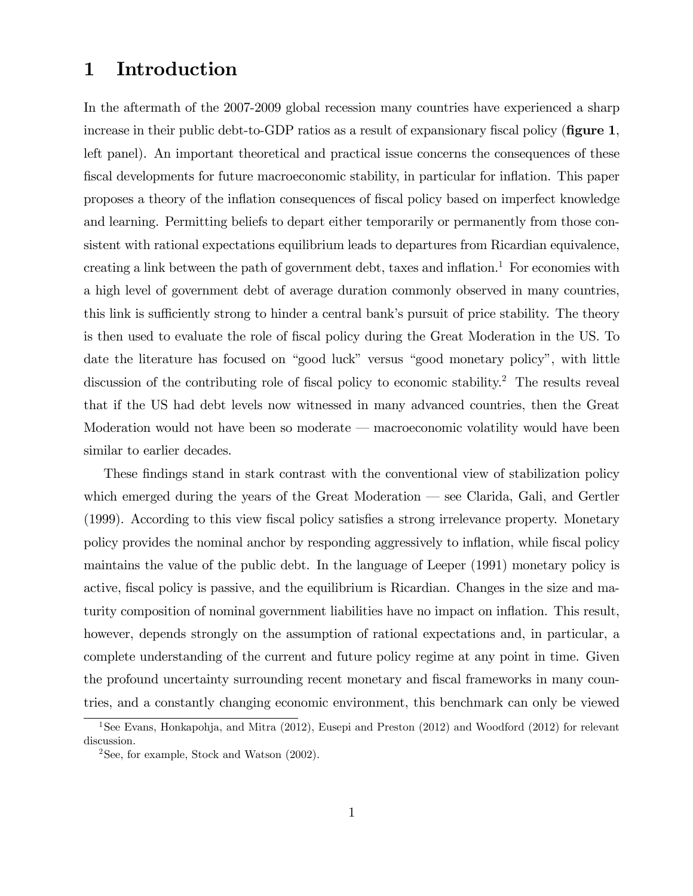# 1 Introduction

In the aftermath of the 2007-2009 global recession many countries have experienced a sharp increase in their public debt-to-GDP ratios as a result of expansionary fiscal policy (**figure 1**, left panel). An important theoretical and practical issue concerns the consequences of these fiscal developments for future macroeconomic stability, in particular for inflation. This paper proposes a theory of the inflation consequences of fiscal policy based on imperfect knowledge and learning. Permitting beliefs to depart either temporarily or permanently from those consistent with rational expectations equilibrium leads to departures from Ricardian equivalence, creating a link between the path of government debt, taxes and inflation.[1] For economies with a high level of government debt of average duration commonly observed in many countries, this link is sufficiently strong to hinder a central bank's pursuit of price stability. The theory is then used to evaluate the role of fiscal policy during the Great Moderation in the US. To date the literature has focused on "good luck" versus "good monetary policy", with little discussion of the contributing role of fiscal policy to economic stability.[2] The results reveal that if the US had debt levels now witnessed in many advanced countries, then the Great Moderation would not have been so moderate — macroeconomic volatility would have been similar to earlier decades.

These findings stand in stark contrast with the conventional view of stabilization policy which emerged during the years of the Great Moderation — see Clarida, Gali, and Gertler (1999). According to this view fiscal policy satisfies a strong irrelevance property. Monetary policy provides the nominal anchor by responding aggressively to inflation, while fiscal policy maintains the value of the public debt. In the language of Leeper (1991) monetary policy is active, fiscal policy is passive, and the equilibrium is Ricardian. Changes in the size and maturity composition of nominal government liabilities have no impact on inflation. This result, however, depends strongly on the assumption of rational expectations and, in particular, a complete understanding of the current and future policy regime at any point in time. Given the profound uncertainty surrounding recent monetary and fiscal frameworks in many countries, and a constantly changing economic environment, this benchmark can only be viewed

[1] See Evans, Honkapohja, and Mitra (2012), Eusepi and Preston (2012) and Woodford (2012) for relevant discussion.

[2] See, for example, Stock and Watson (2002).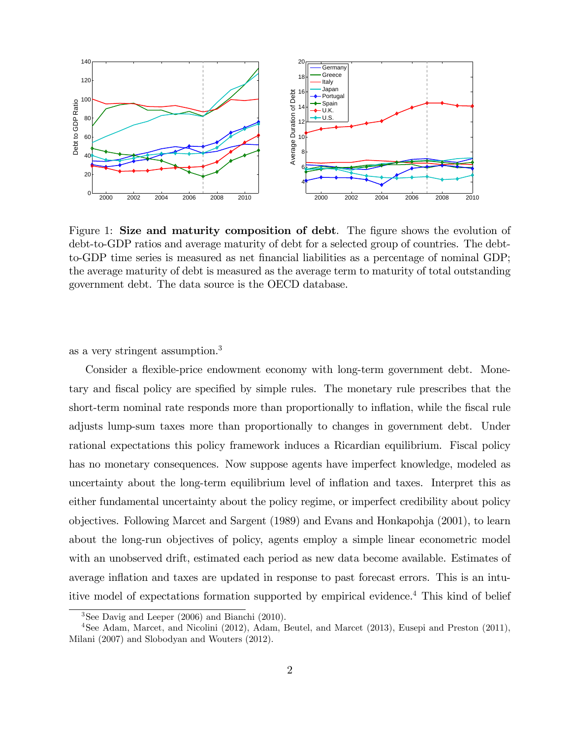Figure 1: **Size and maturity composition of debt**. The figure shows the evolution of debt-to-GDP ratios and average maturity of debt for a selected group of countries. The debt-to-GDP time series is measured as net financial liabilities as a percentage of nominal GDP; the average maturity of debt is measured as the average term to maturity of total outstanding government debt. The data source is the OECD database.

as a very stringent assumption.[3]

Consider a flexible-price endowment economy with long-term government debt. Monetary and fiscal policy are specified by simple rules. The monetary rule prescribes that the short-term nominal rate responds more than proportionally to inflation, while the fiscal rule adjusts lump-sum taxes more than proportionally to changes in government debt. Under rational expectations this policy framework induces a Ricardian equilibrium. Fiscal policy has no monetary consequences. Now suppose agents have imperfect knowledge, modeled as uncertainty about the long-term equilibrium level of inflation and taxes. Interpret this as either fundamental uncertainty about the policy regime, or imperfect credibility about policy objectives. Following Marcet and Sargent (1989) and Evans and Honkapohja (2001), to learn about the long-run objectives of policy, agents employ a simple linear econometric model with an unobserved drift, estimated each period as new data become available. Estimates of average inflation and taxes are updated in response to past forecast errors. This is an intuitive model of expectations formation supported by empirical evidence.[4] This kind of belief

[3] See Davig and Leeper (2006) and Bianchi (2010).

[4] See Adam, Marcet, and Nicolini (2012), Adam, Beutel, and Marcet (2013), Eusepi and Preston (2011), Milani (2007) and Slobodyan and Wouters (2012).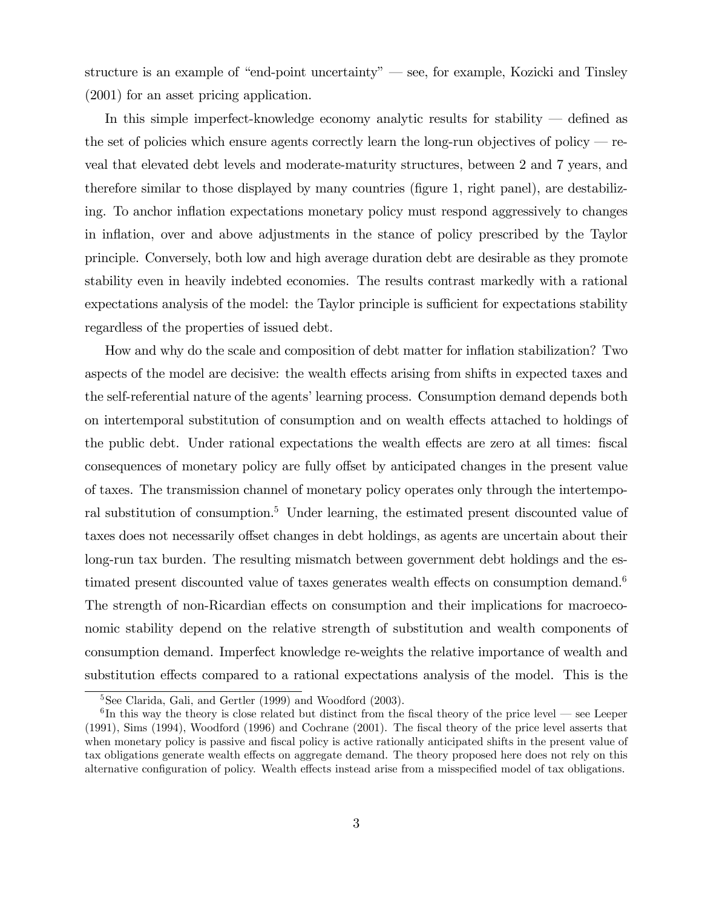structure is an example of "end-point uncertainty" — see, for example, Kozicki and Tinsley (2001) for an asset pricing application.

In this simple imperfect-knowledge economy analytic results for stability — defined as the set of policies which ensure agents correctly learn the long-run objectives of policy — reveal that elevated debt levels and moderate-maturity structures, between 2 and 7 years, and therefore similar to those displayed by many countries (figure 1, right panel), are destabilizing. To anchor inflation expectations monetary policy must respond aggressively to changes in inflation, over and above adjustments in the stance of policy prescribed by the Taylor principle. Conversely, both low and high average duration debt are desirable as they promote stability even in heavily indebted economies. The results contrast markedly with a rational expectations analysis of the model: the Taylor principle is sufficient for expectations stability regardless of the properties of issued debt.

How and why do the scale and composition of debt matter for inflation stabilization? Two aspects of the model are decisive: the wealth effects arising from shifts in expected taxes and the self-referential nature of the agents' learning process. Consumption demand depends both on intertemporal substitution of consumption and on wealth effects attached to holdings of the public debt. Under rational expectations the wealth effects are zero at all times: fiscal consequences of monetary policy are fully offset by anticipated changes in the present value of taxes. The transmission channel of monetary policy operates only through the intertemporal substitution of consumption.[5] Under learning, the estimated present discounted value of taxes does not necessarily offset changes in debt holdings, as agents are uncertain about their long-run tax burden. The resulting mismatch between government debt holdings and the estimated present discounted value of taxes generates wealth effects on consumption demand.[6] The strength of non-Ricardian effects on consumption and their implications for macroeconomic stability depend on the relative strength of substitution and wealth components of consumption demand. Imperfect knowledge re-weights the relative importance of wealth and substitution effects compared to a rational expectations analysis of the model. This is the

[5] See Clarida, Gali, and Gertler (1999) and Woodford (2003).

[6] In this way the theory is close related but distinct from the fiscal theory of the price level — see Leeper (1991), Sims (1994), Woodford (1996) and Cochrane (2001). The fiscal theory of the price level asserts that when monetary policy is passive and fiscal policy is active rationally anticipated shifts in the present value of tax obligations generate wealth effects on aggregate demand. The theory proposed here does not rely on this alternative configuration of policy. Wealth effects instead arise from a misspecified model of tax obligations.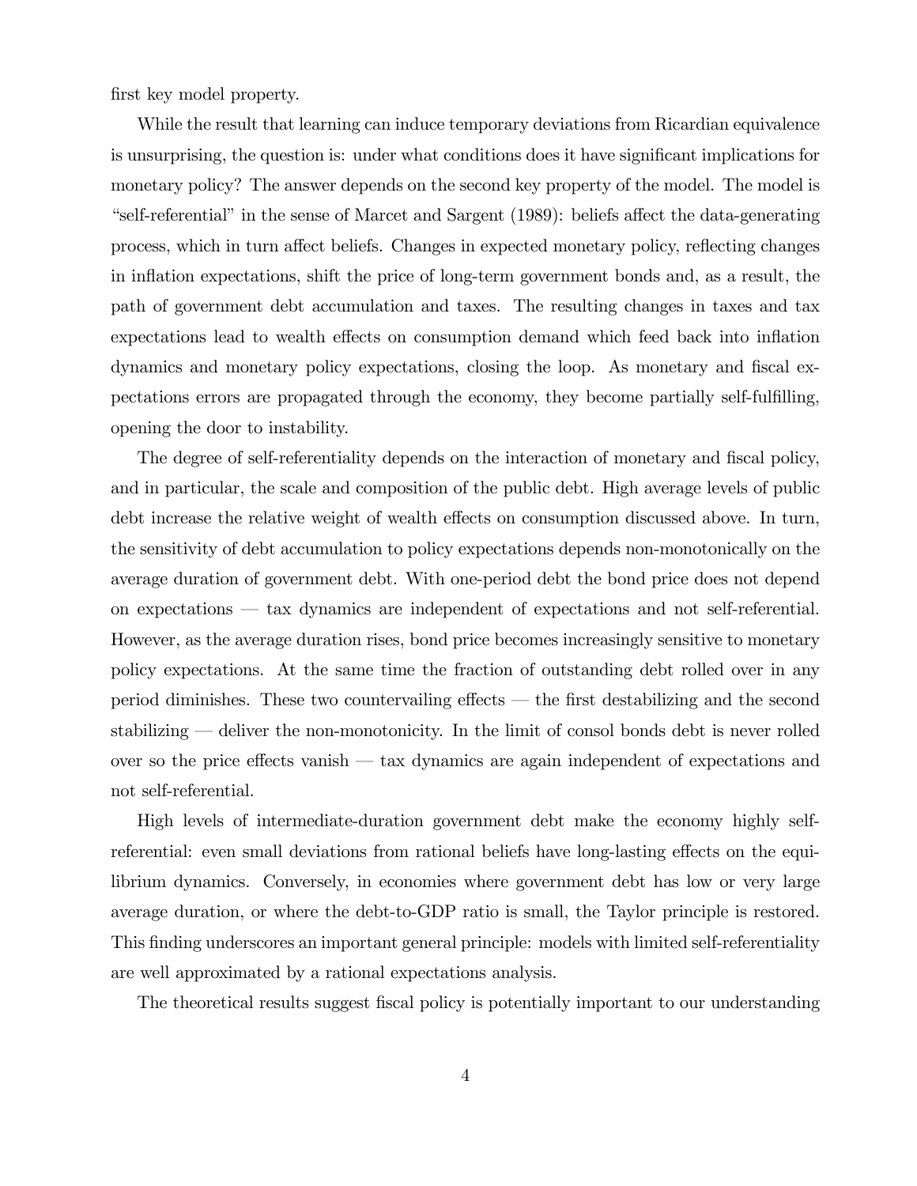first key model property.

While the result that learning can induce temporary deviations from Ricardian equivalence is unsurprising, the question is: under what conditions does it have significant implications for monetary policy? The answer depends on the second key property of the model. The model is "self-referential" in the sense of Marcet and Sargent (1989): beliefs affect the data-generating process, which in turn affect beliefs. Changes in expected monetary policy, reflecting changes in inflation expectations, shift the price of long-term government bonds and, as a result, the path of government debt accumulation and taxes. The resulting changes in taxes and tax expectations lead to wealth effects on consumption demand which feed back into inflation dynamics and monetary policy expectations, closing the loop. As monetary and fiscal expectations errors are propagated through the economy, they become partially self-fulfilling, opening the door to instability.

The degree of self-referentiality depends on the interaction of monetary and fiscal policy, and in particular, the scale and composition of the public debt. High average levels of public debt increase the relative weight of wealth effects on consumption discussed above. In turn, the sensitivity of debt accumulation to policy expectations depends non-monotonically on the average duration of government debt. With one-period debt the bond price does not depend on expectations — tax dynamics are independent of expectations and not self-referential. However, as the average duration rises, bond price becomes increasingly sensitive to monetary policy expectations. At the same time the fraction of outstanding debt rolled over in any period diminishes. These two countervailing effects — the first destabilizing and the second stabilizing — deliver the non-monotonicity. In the limit of consol bonds debt is never rolled over so the price effects vanish — tax dynamics are again independent of expectations and not self-referential.

High levels of intermediate-duration government debt make the economy highly self-referential: even small deviations from rational beliefs have long-lasting effects on the equilibrium dynamics. Conversely, in economies where government debt has low or very large average duration, or where the debt-to-GDP ratio is small, the Taylor principle is restored. This finding underscores an important general principle: models with limited self-referentiality are well approximated by a rational expectations analysis.

The theoretical results suggest fiscal policy is potentially important to our understanding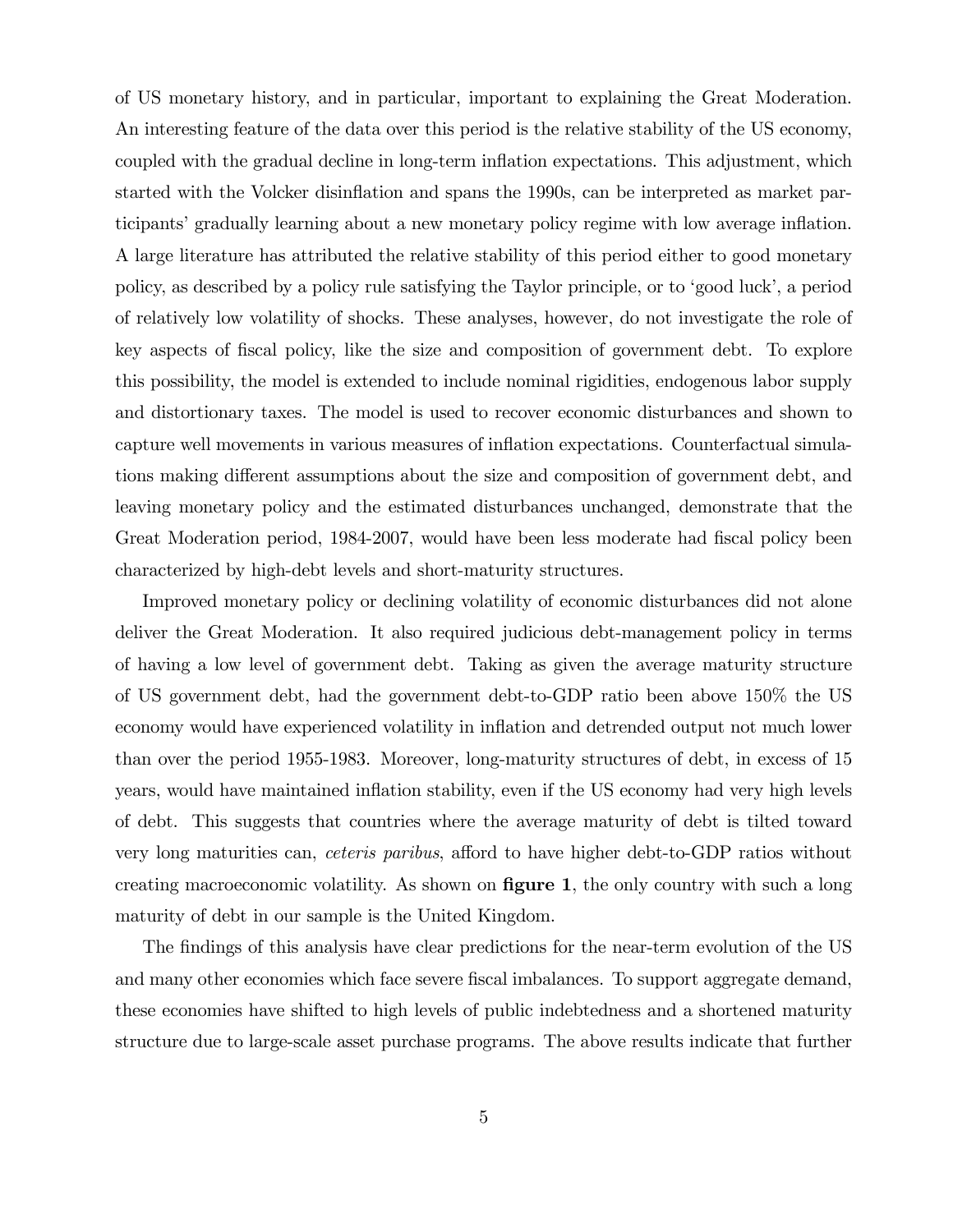of US monetary history, and in particular, important to explaining the Great Moderation. An interesting feature of the data over this period is the relative stability of the US economy, coupled with the gradual decline in long-term inflation expectations. This adjustment, which started with the Volcker disinflation and spans the 1990s, can be interpreted as market participants' gradually learning about a new monetary policy regime with low average inflation. A large literature has attributed the relative stability of this period either to good monetary policy, as described by a policy rule satisfying the Taylor principle, or to 'good luck', a period of relatively low volatility of shocks. These analyses, however, do not investigate the role of key aspects of fiscal policy, like the size and composition of government debt. To explore this possibility, the model is extended to include nominal rigidities, endogenous labor supply and distortionary taxes. The model is used to recover economic disturbances and shown to capture well movements in various measures of inflation expectations. Counterfactual simulations making different assumptions about the size and composition of government debt, and leaving monetary policy and the estimated disturbances unchanged, demonstrate that the Great Moderation period, 1984-2007, would have been less moderate had fiscal policy been characterized by high-debt levels and short-maturity structures.

Improved monetary policy or declining volatility of economic disturbances did not alone deliver the Great Moderation. It also required judicious debt-management policy in terms of having a low level of government debt. Taking as given the average maturity structure of US government debt, had the government debt-to-GDP ratio been above 150% the US economy would have experienced volatility in inflation and detrended output not much lower than over the period 1955-1983. Moreover, long-maturity structures of debt, in excess of 15 years, would have maintained inflation stability, even if the US economy had very high levels of debt. This suggests that countries where the average maturity of debt is tilted toward very long maturities can, *ceteris paribus*, afford to have higher debt-to-GDP ratios without creating macroeconomic volatility. As shown on **figure 1**, the only country with such a long maturity of debt in our sample is the United Kingdom.

The findings of this analysis have clear predictions for the near-term evolution of the US and many other economies which face severe fiscal imbalances. To support aggregate demand, these economies have shifted to high levels of public indebtedness and a shortened maturity structure due to large-scale asset purchase programs. The above results indicate that further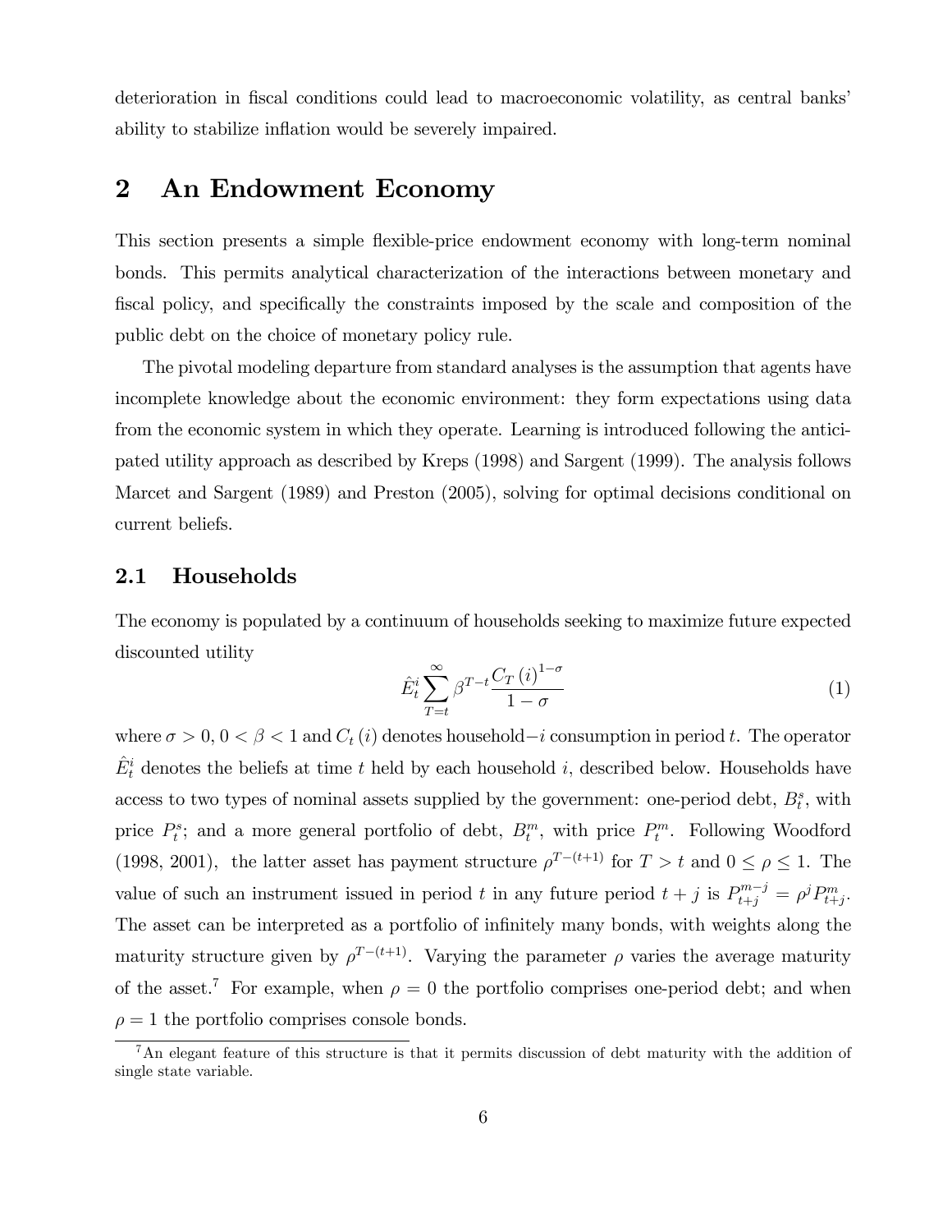deterioration in fiscal conditions could lead to macroeconomic volatility, as central banks' ability to stabilize inflation would be severely impaired.

# 2 An Endowment Economy

This section presents a simple flexible-price endowment economy with long-term nominal bonds. This permits analytical characterization of the interactions between monetary and fiscal policy, and specifically the constraints imposed by the scale and composition of the public debt on the choice of monetary policy rule.

The pivotal modeling departure from standard analyses is the assumption that agents have incomplete knowledge about the economic environment: they form expectations using data from the economic system in which they operate. Learning is introduced following the anticipated utility approach as described by Kreps (1998) and Sargent (1999). The analysis follows Marcet and Sargent (1989) and Preston (2005), solving for optimal decisions conditional on current beliefs.

## 2.1 Households

The economy is populated by a continuum of households seeking to maximize future expected discounted utility

$$\hat{E}_t^i \sum_{T=t}^{\infty} \beta^{T-t} \frac{C_T(i)^{1-\sigma}}{1-\sigma} \tag{1}$$

where $\sigma > 0$, $0 < \beta < 1$ and $C_t(i)$ denotes household$-i$ consumption in period $t$. The operator $\hat{E}_t^i$ denotes the beliefs at time $t$ held by each household $i$, described below. Households have access to two types of nominal assets supplied by the government: one-period debt, $B_t^s$, with price $P_t^s$; and a more general portfolio of debt, $B_t^m$, with price $P_t^m$. Following Woodford (1998, 2001), the latter asset has payment structure $\rho^{T-(t+1)}$ for $T > t$ and $0 \leq \rho \leq 1$. The value of such an instrument issued in period $t$ in any future period $t+j$ is $P_{t+j}^{m-j} = \rho^j P_{t+j}^m$. The asset can be interpreted as a portfolio of infinitely many bonds, with weights along the maturity structure given by $\rho^{T-(t+1)}$. Varying the parameter $\rho$ varies the average maturity of the asset.[7] For example, when $\rho = 0$ the portfolio comprises one-period debt; and when $\rho = 1$ the portfolio comprises console bonds.

[7]An elegant feature of this structure is that it permits discussion of debt maturity with the addition of single state variable.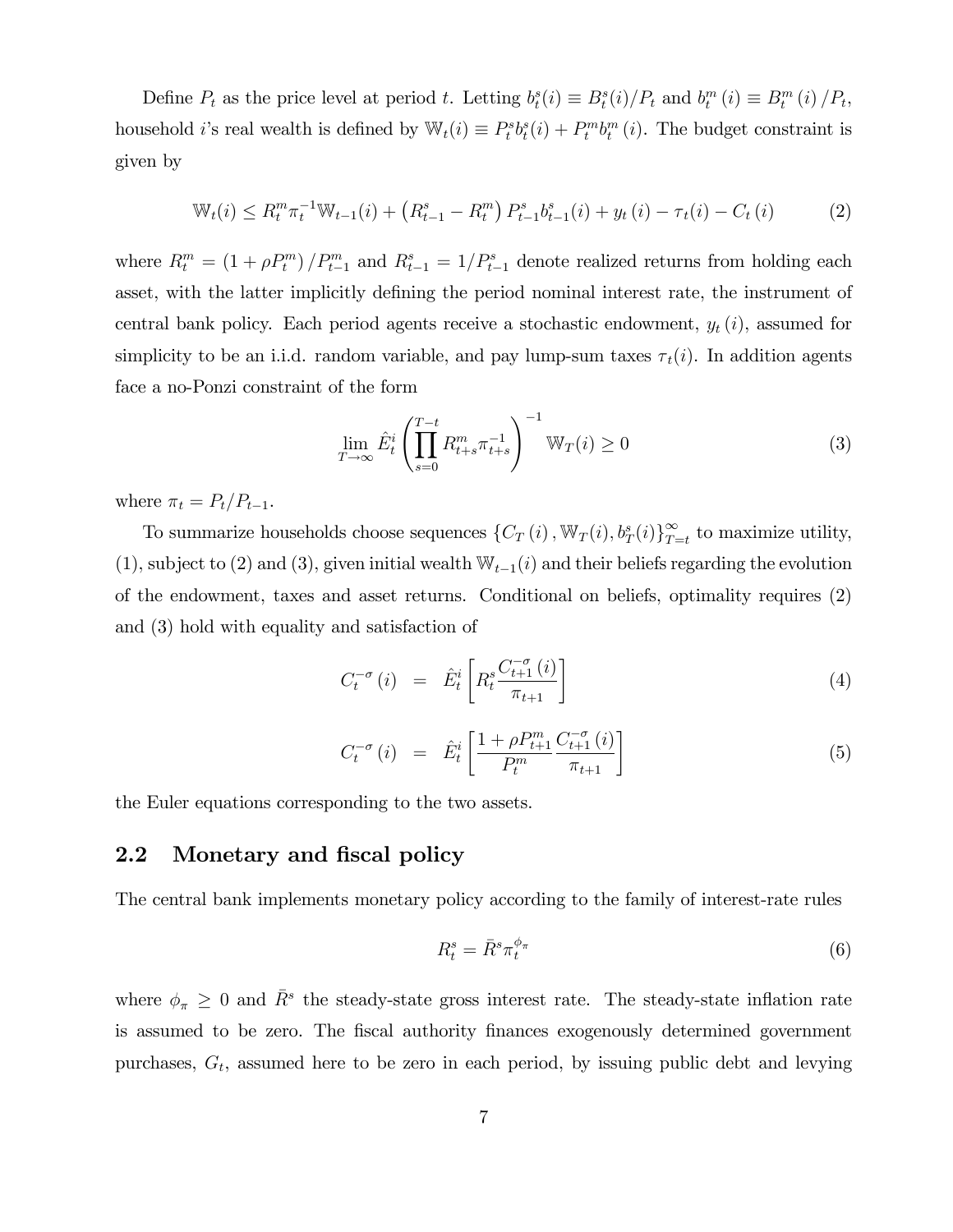Define $P_t$ as the price level at period $t$. Letting $b_t^s(i) \equiv B_t^s(i)/P_t$ and $b_t^m(i) \equiv B_t^m(i)/P_t$, household $i$'s real wealth is defined by $\mathbb{W}_t(i) \equiv P_t^s b_t^s(i) + P_t^m b_t^m(i)$. The budget constraint is given by

$$\mathbb{W}_t(i) \leq R_t^m \pi_t^{-1} \mathbb{W}_{t-1}(i) + \left(R_{t-1}^s - R_t^m\right) P_{t-1}^s b_{t-1}^s(i) + y_t(i) - \tau_t(i) - C_t(i) \tag{2}$$

where $R_t^m = \left(1 + \rho P_t^m\right)/P_{t-1}^m$ and $R_{t-1}^s = 1/P_{t-1}^s$ denote realized returns from holding each asset, with the latter implicitly defining the period nominal interest rate, the instrument of central bank policy. Each period agents receive a stochastic endowment, $y_t(i)$, assumed for simplicity to be an i.i.d. random variable, and pay lump-sum taxes $\tau_t(i)$. In addition agents face a no-Ponzi constraint of the form

$$\lim_{T\to\infty} \hat{E}_t^i \left(\prod_{s=0}^{T-t} R_{t+s}^m \pi_{t+s}^{-1}\right)^{-1} \mathbb{W}_T(i) \geq 0 \tag{3}$$

where $\pi_t = P_t/P_{t-1}$.

To summarize households choose sequences $\{C_T(i), \mathbb{W}_T(i), b_T^s(i)\}_{T=t}^{\infty}$ to maximize utility, (1), subject to (2) and (3), given initial wealth $\mathbb{W}_{t-1}(i)$ and their beliefs regarding the evolution of the endowment, taxes and asset returns. Conditional on beliefs, optimality requires (2) and (3) hold with equality and satisfaction of

$$C_t^{-\sigma}(i) = \hat{E}_t^i \left[R_t^s \frac{C_{t+1}^{-\sigma}(i)}{\pi_{t+1}}\right] \tag{4}$$

$$C_t^{-\sigma}(i) = \hat{E}_t^i \left[\frac{1 + \rho P_{t+1}^m}{P_t^m} \frac{C_{t+1}^{-\sigma}(i)}{\pi_{t+1}}\right] \tag{5}$$

the Euler equations corresponding to the two assets.

## 2.2 Monetary and fiscal policy

The central bank implements monetary policy according to the family of interest-rate rules

$$R_t^s = \bar{R}^s \pi_t^{\phi_\pi} \tag{6}$$

where $\phi_\pi \geq 0$ and $\bar{R}^s$ the steady-state gross interest rate. The steady-state inflation rate is assumed to be zero. The fiscal authority finances exogenously determined government purchases, $G_t$, assumed here to be zero in each period, by issuing public debt and levying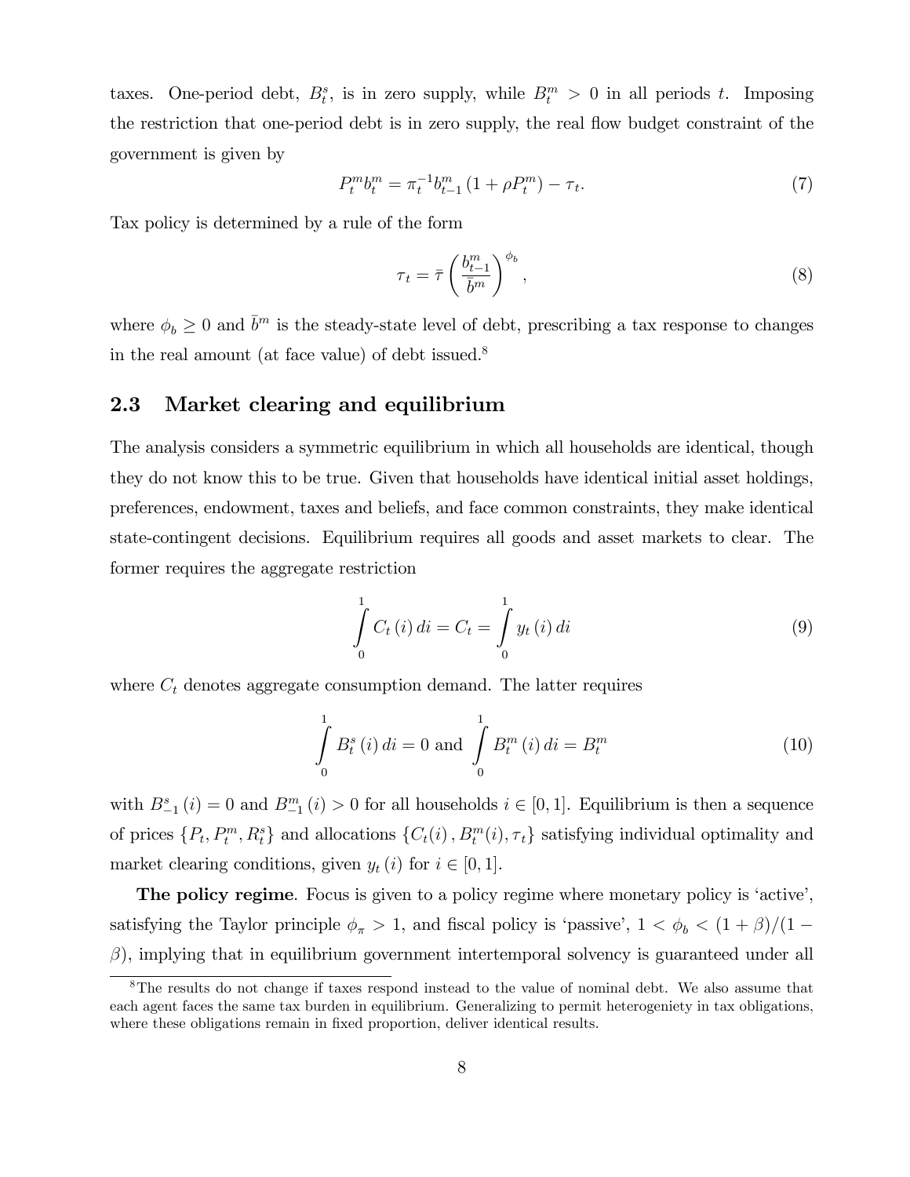taxes. One-period debt, $B_t^s$, is in zero supply, while $B_t^m > 0$ in all periods $t$. Imposing the restriction that one-period debt is in zero supply, the real flow budget constraint of the government is given by

$$P_t^m b_t^m = \pi_t^{-1} b_{t-1}^m \left(1 + \rho P_t^m\right) - \tau_t. \tag{7}$$

Tax policy is determined by a rule of the form

$$\tau_t = \bar{\tau} \left( \frac{b_{t-1}^m}{\bar{b}^m} \right)^{\phi_b}, \tag{8}$$

where $\phi_b \geq 0$ and $\bar{b}^m$ is the steady-state level of debt, prescribing a tax response to changes in the real amount (at face value) of debt issued.[8]

## 2.3 Market clearing and equilibrium

The analysis considers a symmetric equilibrium in which all households are identical, though they do not know this to be true. Given that households have identical initial asset holdings, preferences, endowment, taxes and beliefs, and face common constraints, they make identical state-contingent decisions. Equilibrium requires all goods and asset markets to clear. The former requires the aggregate restriction

$$\int_0^1 C_t(i)\, di = C_t = \int_0^1 y_t(i)\, di \tag{9}$$

where $C_t$ denotes aggregate consumption demand. The latter requires

$$\int_0^1 B_t^s(i)\, di = 0 \text{ and } \int_0^1 B_t^m(i)\, di = B_t^m \tag{10}$$

with $B_{-1}^s(i) = 0$ and $B_{-1}^m(i) > 0$ for all households $i \in [0, 1]$. Equilibrium is then a sequence of prices $\{P_t, P_t^m, R_t^s\}$ and allocations $\{C_t(i), B_t^m(i), \tau_t\}$ satisfying individual optimality and market clearing conditions, given $y_t(i)$ for $i \in [0, 1]$.

**The policy regime**. Focus is given to a policy regime where monetary policy is 'active', satisfying the Taylor principle $\phi_\pi > 1$, and fiscal policy is 'passive', $1 < \phi_b < (1 + \beta)/(1 - \beta)$, implying that in equilibrium government intertemporal solvency is guaranteed under all

[8] The results do not change if taxes respond instead to the value of nominal debt. We also assume that each agent faces the same tax burden in equilibrium. Generalizing to permit heterogeneity in tax obligations, where these obligations remain in fixed proportion, deliver identical results.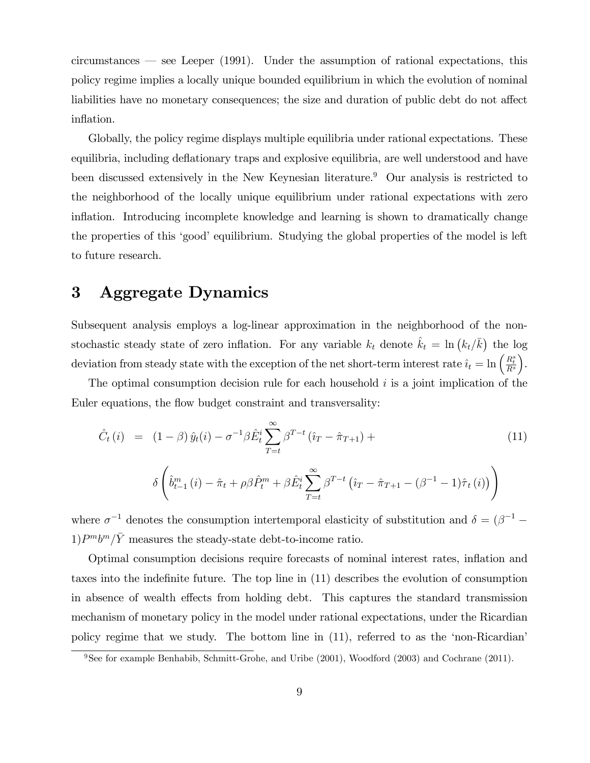circumstances — see Leeper (1991). Under the assumption of rational expectations, this policy regime implies a locally unique bounded equilibrium in which the evolution of nominal liabilities have no monetary consequences; the size and duration of public debt do not affect inflation.

Globally, the policy regime displays multiple equilibria under rational expectations. These equilibria, including deflationary traps and explosive equilibria, are well understood and have been discussed extensively in the New Keynesian literature.[9] Our analysis is restricted to the neighborhood of the locally unique equilibrium under rational expectations with zero inflation. Introducing incomplete knowledge and learning is shown to dramatically change the properties of this 'good' equilibrium. Studying the global properties of the model is left to future research.

# 3 Aggregate Dynamics

Subsequent analysis employs a log-linear approximation in the neighborhood of the non-stochastic steady state of zero inflation. For any variable $k_t$ denote $\hat{k}_t = \ln\left(k_t/\bar{k}\right)$ the log deviation from steady state with the exception of the net short-term interest rate $\hat{\imath}_t = \ln\left(\frac{R_t^s}{R^s}\right)$.

The optimal consumption decision rule for each household $i$ is a joint implication of the Euler equations, the flow budget constraint and transversality:

$$
\begin{aligned}
\hat{C}_t\left(i\right) &= \left(1-\beta\right)\hat{y}_t(i) - \sigma^{-1}\beta\hat{E}_t^i\sum_{T=t}^{\infty}\beta^{T-t}\left(\hat{\imath}_T - \hat{\pi}_{T+1}\right) + \\
&\quad \delta\left(\hat{b}_{t-1}^m\left(i\right) - \hat{\pi}_t + \rho\beta\hat{P}_t^m + \beta\hat{E}_t^i\sum_{T=t}^{\infty}\beta^{T-t}\left(\hat{\imath}_T - \hat{\pi}_{T+1} - (\beta^{-1}-1)\hat{\tau}_t\left(i\right)\right)\right)
\end{aligned} \tag{11}
$$

where $\sigma^{-1}$ denotes the consumption intertemporal elasticity of substitution and $\delta = (\beta^{-1} - 1)P^m b^m/\bar{Y}$ measures the steady-state debt-to-income ratio.

Optimal consumption decisions require forecasts of nominal interest rates, inflation and taxes into the indefinite future. The top line in (11) describes the evolution of consumption in absence of wealth effects from holding debt. This captures the standard transmission mechanism of monetary policy in the model under rational expectations, under the Ricardian policy regime that we study. The bottom line in (11), referred to as the 'non-Ricardian'

[9] See for example Benhabib, Schmitt-Grohe, and Uribe (2001), Woodford (2003) and Cochrane (2011).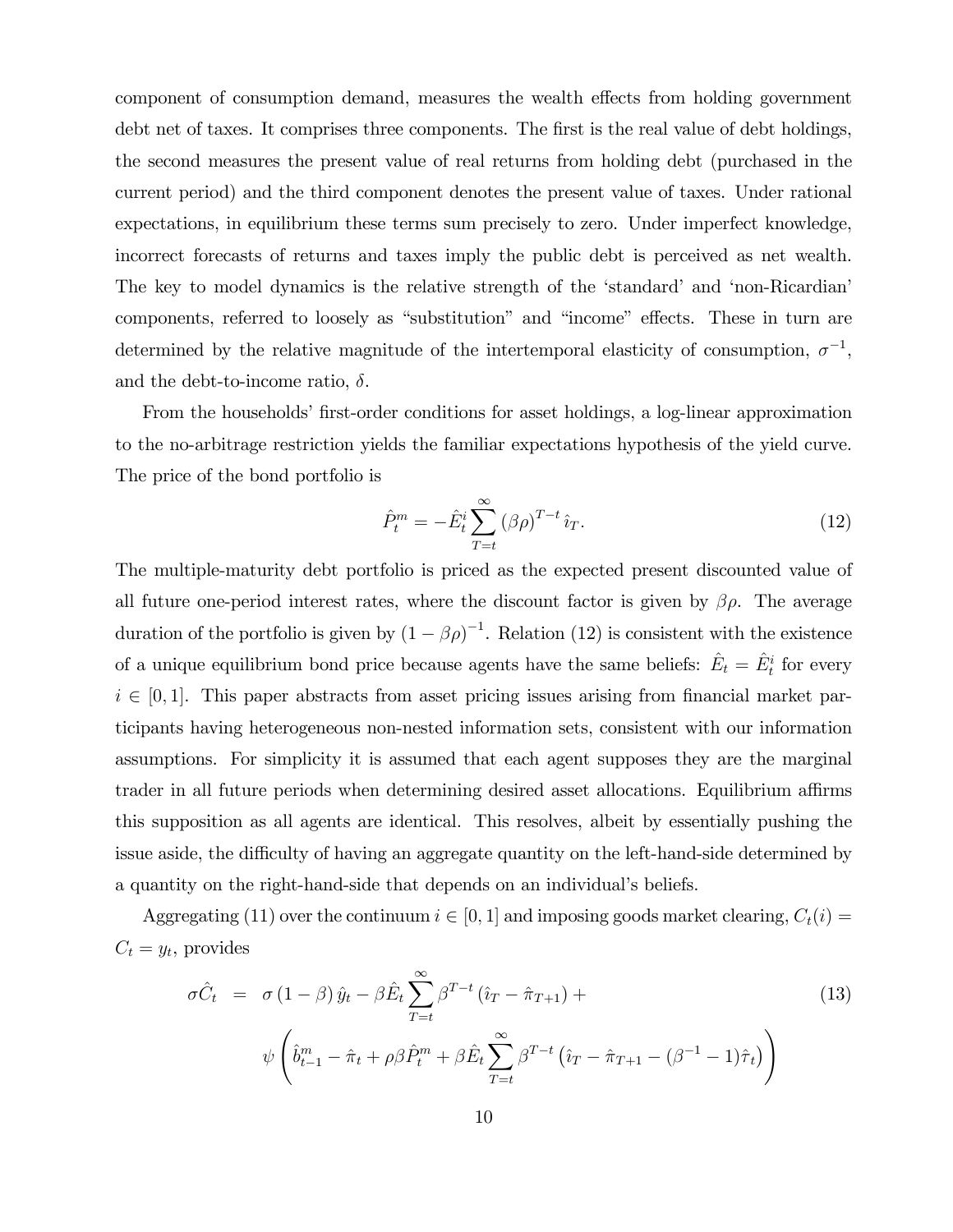component of consumption demand, measures the wealth effects from holding government debt net of taxes. It comprises three components. The first is the real value of debt holdings, the second measures the present value of real returns from holding debt (purchased in the current period) and the third component denotes the present value of taxes. Under rational expectations, in equilibrium these terms sum precisely to zero. Under imperfect knowledge, incorrect forecasts of returns and taxes imply the public debt is perceived as net wealth. The key to model dynamics is the relative strength of the 'standard' and 'non-Ricardian' components, referred to loosely as "substitution" and "income" effects. These in turn are determined by the relative magnitude of the intertemporal elasticity of consumption, $\sigma^{-1}$, and the debt-to-income ratio, $\delta$.

From the households' first-order conditions for asset holdings, a log-linear approximation to the no-arbitrage restriction yields the familiar expectations hypothesis of the yield curve. The price of the bond portfolio is

$$\hat{P}_t^m = -\hat{E}_t^i \sum_{T=t}^{\infty} (\beta\rho)^{T-t} \hat{\imath}_T. \tag{12}$$

The multiple-maturity debt portfolio is priced as the expected present discounted value of all future one-period interest rates, where the discount factor is given by $\beta\rho$. The average duration of the portfolio is given by $(1-\beta\rho)^{-1}$. Relation (12) is consistent with the existence of a unique equilibrium bond price because agents have the same beliefs: $\hat{E}_t = \hat{E}_t^i$ for every $i \in [0,1]$. This paper abstracts from asset pricing issues arising from financial market participants having heterogeneous non-nested information sets, consistent with our information assumptions. For simplicity it is assumed that each agent supposes they are the marginal trader in all future periods when determining desired asset allocations. Equilibrium affirms this supposition as all agents are identical. This resolves, albeit by essentially pushing the issue aside, the difficulty of having an aggregate quantity on the left-hand-side determined by a quantity on the right-hand-side that depends on an individual's beliefs.

Aggregating (11) over the continuum $i \in [0,1]$ and imposing goods market clearing, $C_t(i) = C_t = y_t$, provides

$$\begin{aligned} \sigma\hat{C}_t &= \sigma(1-\beta)\hat{y}_t - \beta\hat{E}_t \sum_{T=t}^{\infty} \beta^{T-t} (\hat{\imath}_T - \hat{\pi}_{T+1}) + \\ &\quad \psi\left(\hat{b}_{t-1}^m - \hat{\pi}_t + \rho\beta\hat{P}_t^m + \beta\hat{E}_t \sum_{T=t}^{\infty} \beta^{T-t} \left(\hat{\imath}_T - \hat{\pi}_{T+1} - (\beta^{-1}-1)\hat{\tau}_t\right)\right) \end{aligned} \tag{13}$$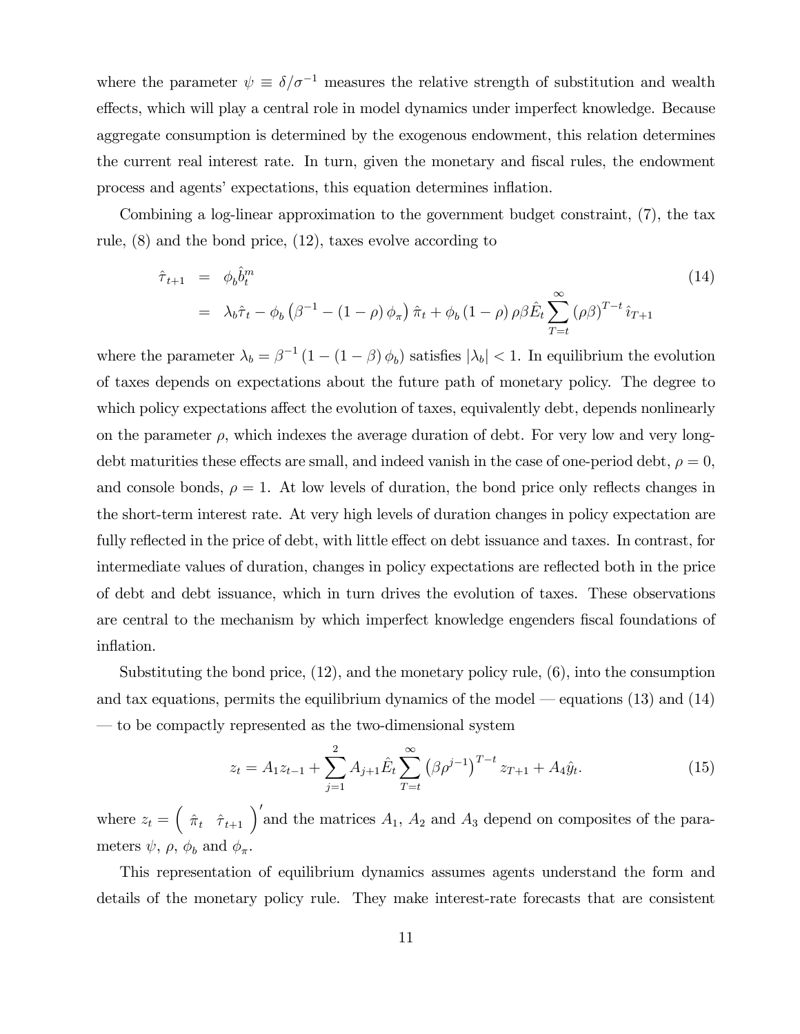where the parameter $\psi \equiv \delta/\sigma^{-1}$ measures the relative strength of substitution and wealth effects, which will play a central role in model dynamics under imperfect knowledge. Because aggregate consumption is determined by the exogenous endowment, this relation determines the current real interest rate. In turn, given the monetary and fiscal rules, the endowment process and agents' expectations, this equation determines inflation.

Combining a log-linear approximation to the government budget constraint, (7), the tax rule, (8) and the bond price, (12), taxes evolve according to

$$
\begin{aligned}
\hat{\tau}_{t+1} &= \phi_b \hat{b}_t^m \\
&= \lambda_b \hat{\tau}_t - \phi_b \left(\beta^{-1} - (1-\rho)\phi_\pi\right)\hat{\pi}_t + \phi_b (1-\rho)\rho\beta \hat{E}_t \sum_{T=t}^{\infty} (\rho\beta)^{T-t} \hat{\imath}_{T+1}
\end{aligned}
\tag{14}
$$

where the parameter $\lambda_b = \beta^{-1}(1 - (1-\beta)\phi_b)$ satisfies $|\lambda_b| < 1$. In equilibrium the evolution of taxes depends on expectations about the future path of monetary policy. The degree to which policy expectations affect the evolution of taxes, equivalently debt, depends nonlinearly on the parameter $\rho$, which indexes the average duration of debt. For very low and very long-debt maturities these effects are small, and indeed vanish in the case of one-period debt, $\rho = 0$, and console bonds, $\rho = 1$. At low levels of duration, the bond price only reflects changes in the short-term interest rate. At very high levels of duration changes in policy expectation are fully reflected in the price of debt, with little effect on debt issuance and taxes. In contrast, for intermediate values of duration, changes in policy expectations are reflected both in the price of debt and debt issuance, which in turn drives the evolution of taxes. These observations are central to the mechanism by which imperfect knowledge engenders fiscal foundations of inflation.

Substituting the bond price, (12), and the monetary policy rule, (6), into the consumption and tax equations, permits the equilibrium dynamics of the model — equations (13) and (14) — to be compactly represented as the two-dimensional system

$$
z_t = A_1 z_{t-1} + \sum_{j=1}^{2} A_{j+1} \hat{E}_t \sum_{T=t}^{\infty} \left(\beta\rho^{j-1}\right)^{T-t} z_{T+1} + A_4 \hat{y}_t. \tag{15}
$$

where $z_t = \begin{pmatrix} \hat{\pi}_t & \hat{\tau}_{t+1} \end{pmatrix}'$ and the matrices $A_1$, $A_2$ and $A_3$ depend on composites of the parameters $\psi$, $\rho$, $\phi_b$ and $\phi_\pi$.

This representation of equilibrium dynamics assumes agents understand the form and details of the monetary policy rule. They make interest-rate forecasts that are consistent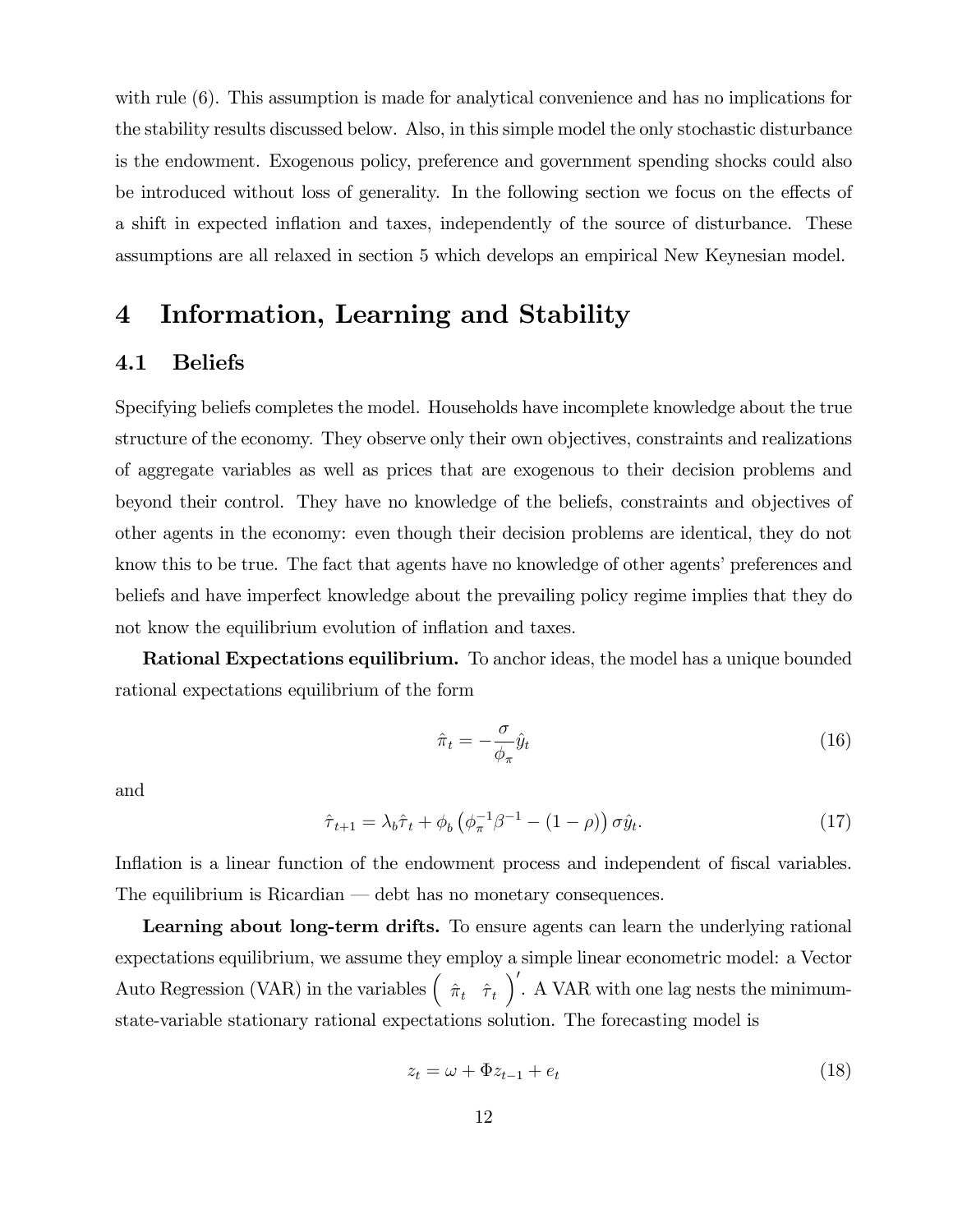with rule (6). This assumption is made for analytical convenience and has no implications for the stability results discussed below. Also, in this simple model the only stochastic disturbance is the endowment. Exogenous policy, preference and government spending shocks could also be introduced without loss of generality. In the following section we focus on the effects of a shift in expected inflation and taxes, independently of the source of disturbance. These assumptions are all relaxed in section 5 which develops an empirical New Keynesian model.

# 4 Information, Learning and Stability

## 4.1 Beliefs

Specifying beliefs completes the model. Households have incomplete knowledge about the true structure of the economy. They observe only their own objectives, constraints and realizations of aggregate variables as well as prices that are exogenous to their decision problems and beyond their control. They have no knowledge of the beliefs, constraints and objectives of other agents in the economy: even though their decision problems are identical, they do not know this to be true. The fact that agents have no knowledge of other agents' preferences and beliefs and have imperfect knowledge about the prevailing policy regime implies that they do not know the equilibrium evolution of inflation and taxes.

**Rational Expectations equilibrium.** To anchor ideas, the model has a unique bounded rational expectations equilibrium of the form

$$\hat{\pi}_t = -\frac{\sigma}{\phi_\pi}\hat{y}_t \tag{16}$$

and

$$\hat{\tau}_{t+1} = \lambda_b \hat{\tau}_t + \phi_b \left(\phi_\pi^{-1}\beta^{-1} - (1-\rho)\right)\sigma\hat{y}_t. \tag{17}$$

Inflation is a linear function of the endowment process and independent of fiscal variables. The equilibrium is Ricardian — debt has no monetary consequences.

**Learning about long-term drifts.** To ensure agents can learn the underlying rational expectations equilibrium, we assume they employ a simple linear econometric model: a Vector Auto Regression (VAR) in the variables $\begin{pmatrix} \hat{\pi}_t & \hat{\tau}_t \end{pmatrix}'$. A VAR with one lag nests the minimum-state-variable stationary rational expectations solution. The forecasting model is

$$z_t = \omega + \Phi z_{t-1} + e_t \tag{18}$$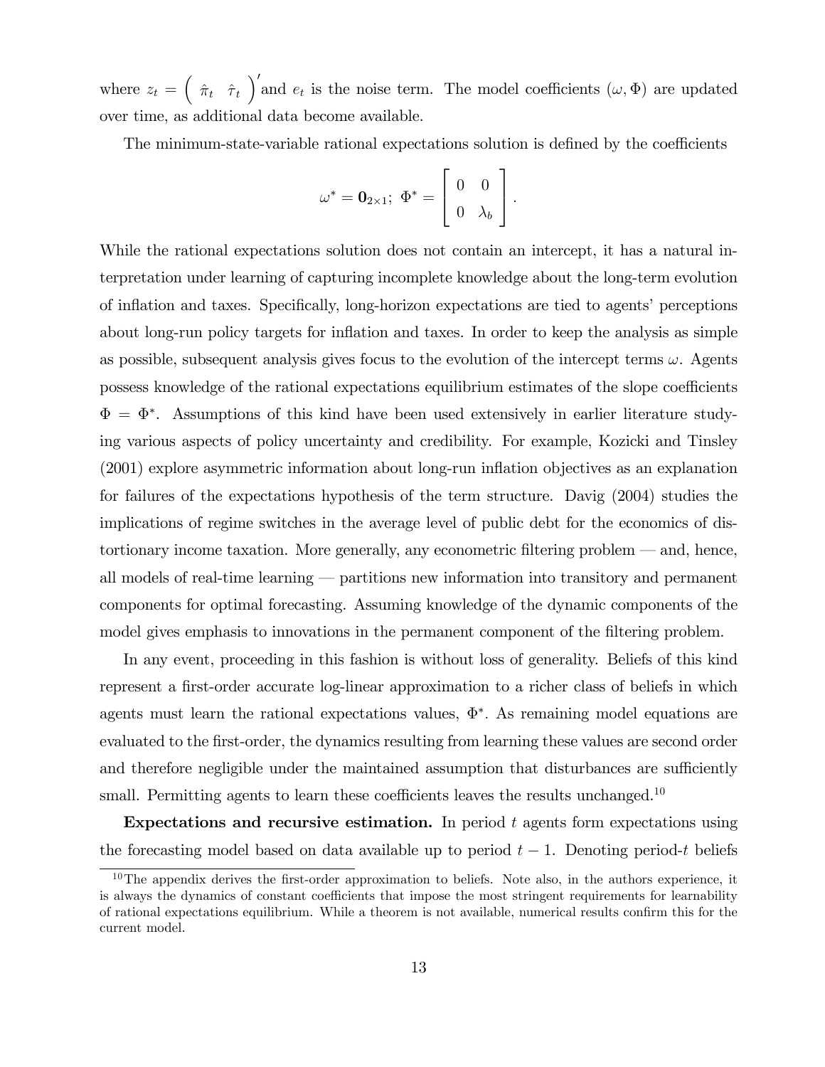where $z_t = \begin{pmatrix} \hat{\pi}_t & \hat{\tau}_t \end{pmatrix}'$ and $e_t$ is the noise term. The model coefficients $(\omega, \Phi)$ are updated over time, as additional data become available.

The minimum-state-variable rational expectations solution is defined by the coefficients

$$\omega^* = \mathbf{0}_{2\times 1};\ \Phi^* = \begin{bmatrix} 0 & 0 \\ 0 & \lambda_b \end{bmatrix}.$$

While the rational expectations solution does not contain an intercept, it has a natural interpretation under learning of capturing incomplete knowledge about the long-term evolution of inflation and taxes. Specifically, long-horizon expectations are tied to agents' perceptions about long-run policy targets for inflation and taxes. In order to keep the analysis as simple as possible, subsequent analysis gives focus to the evolution of the intercept terms $\omega$. Agents possess knowledge of the rational expectations equilibrium estimates of the slope coefficients $\Phi = \Phi^*$. Assumptions of this kind have been used extensively in earlier literature studying various aspects of policy uncertainty and credibility. For example, Kozicki and Tinsley (2001) explore asymmetric information about long-run inflation objectives as an explanation for failures of the expectations hypothesis of the term structure. Davig (2004) studies the implications of regime switches in the average level of public debt for the economics of distortionary income taxation. More generally, any econometric filtering problem — and, hence, all models of real-time learning — partitions new information into transitory and permanent components for optimal forecasting. Assuming knowledge of the dynamic components of the model gives emphasis to innovations in the permanent component of the filtering problem.

In any event, proceeding in this fashion is without loss of generality. Beliefs of this kind represent a first-order accurate log-linear approximation to a richer class of beliefs in which agents must learn the rational expectations values, $\Phi^*$. As remaining model equations are evaluated to the first-order, the dynamics resulting from learning these values are second order and therefore negligible under the maintained assumption that disturbances are sufficiently small. Permitting agents to learn these coefficients leaves the results unchanged.[10]

**Expectations and recursive estimation.** In period $t$ agents form expectations using the forecasting model based on data available up to period $t-1$. Denoting period-$t$ beliefs

[10] The appendix derives the first-order approximation to beliefs. Note also, in the authors experience, it is always the dynamics of constant coefficients that impose the most stringent requirements for learnability of rational expectations equilibrium. While a theorem is not available, numerical results confirm this for the current model.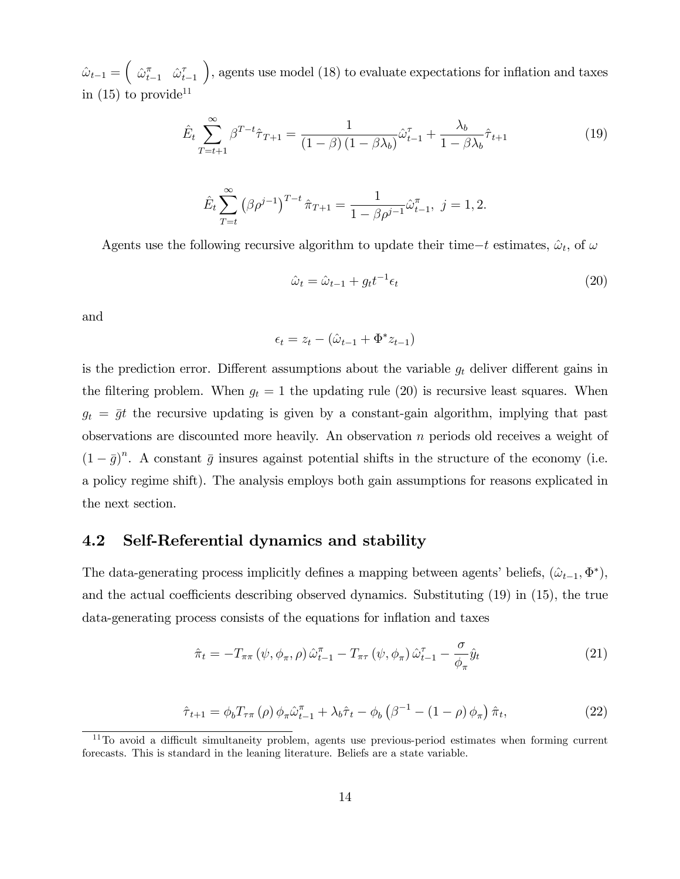$\hat{\omega}_{t-1} = \begin{pmatrix} \hat{\omega}^{\pi}_{t-1} & \hat{\omega}^{\tau}_{t-1} \end{pmatrix}$, agents use model (18) to evaluate expectations for inflation and taxes in (15) to provide[11]

$$\hat{E}_t \sum_{T=t+1}^{\infty} \beta^{T-t} \hat{\tau}_{T+1} = \frac{1}{(1-\beta)(1-\beta\lambda_b)} \hat{\omega}^{\tau}_{t-1} + \frac{\lambda_b}{1-\beta\lambda_b} \hat{\tau}_{t+1} \tag{19}$$

$$\hat{E}_t \sum_{T=t}^{\infty} \left(\beta\rho^{j-1}\right)^{T-t} \hat{\pi}_{T+1} = \frac{1}{1-\beta\rho^{j-1}} \hat{\omega}^{\pi}_{t-1}, \; j = 1, 2.$$

Agents use the following recursive algorithm to update their time$-t$ estimates, $\hat{\omega}_t$, of $\omega$

$$\hat{\omega}_t = \hat{\omega}_{t-1} + g_t t^{-1} \epsilon_t \tag{20}$$

and

$$\epsilon_t = z_t - \left(\hat{\omega}_{t-1} + \Phi^* z_{t-1}\right)$$

is the prediction error. Different assumptions about the variable $g_t$ deliver different gains in the filtering problem. When $g_t = 1$ the updating rule (20) is recursive least squares. When $g_t = \bar{g}t$ the recursive updating is given by a constant-gain algorithm, implying that past observations are discounted more heavily. An observation $n$ periods old receives a weight of $(1-\bar{g})^n$. A constant $\bar{g}$ insures against potential shifts in the structure of the economy (i.e. a policy regime shift). The analysis employs both gain assumptions for reasons explicated in the next section.

## 4.2 Self-Referential dynamics and stability

The data-generating process implicitly defines a mapping between agents' beliefs, $(\hat{\omega}_{t-1}, \Phi^*)$, and the actual coefficients describing observed dynamics. Substituting (19) in (15), the true data-generating process consists of the equations for inflation and taxes

$$\hat{\pi}_t = -T_{\pi\pi}\left(\psi, \phi_\pi, \rho\right) \hat{\omega}^{\pi}_{t-1} - T_{\pi\tau}\left(\psi, \phi_\pi\right) \hat{\omega}^{\tau}_{t-1} - \frac{\sigma}{\phi_\pi} \hat{y}_t \tag{21}$$

$$\hat{\tau}_{t+1} = \phi_b T_{\tau\pi}\left(\rho\right) \phi_\pi \hat{\omega}^{\pi}_{t-1} + \lambda_b \hat{\tau}_t - \phi_b \left(\beta^{-1} - (1-\rho)\phi_\pi\right) \hat{\pi}_t, \tag{22}$$

[11] To avoid a difficult simultaneity problem, agents use previous-period estimates when forming current forecasts. This is standard in the leaning literature. Beliefs are a state variable.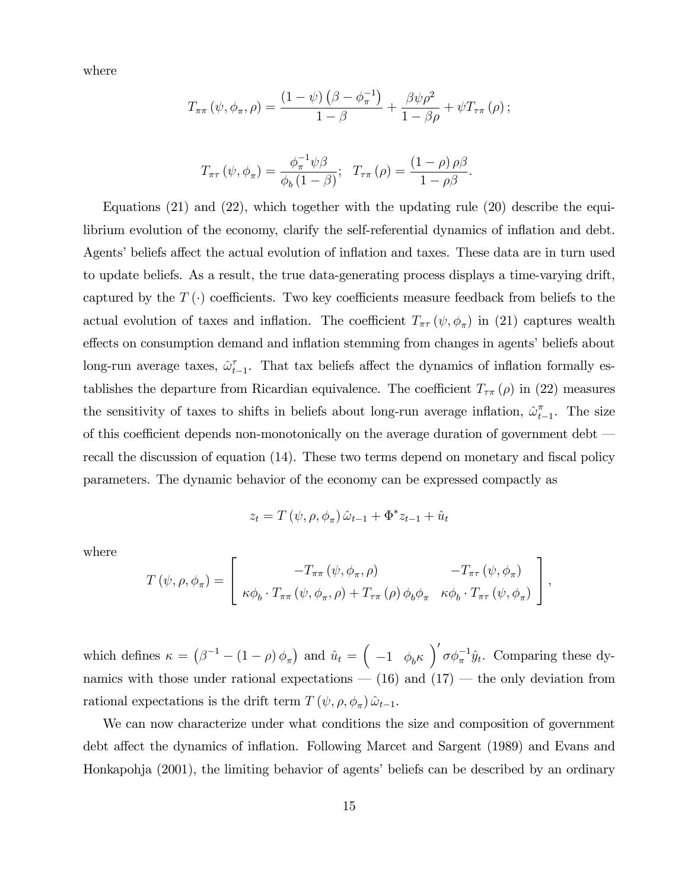where

$$T_{\pi\pi}(\psi, \phi_\pi, \rho) = \frac{(1-\psi)\left(\beta - \phi_\pi^{-1}\right)}{1-\beta} + \frac{\beta\psi\rho^2}{1-\beta\rho} + \psi T_{\tau\pi}(\rho);$$

$$T_{\pi\tau}(\psi, \phi_\pi) = \frac{\phi_\pi^{-1}\psi\beta}{\phi_b(1-\beta)}; \quad T_{\tau\pi}(\rho) = \frac{(1-\rho)\rho\beta}{1-\rho\beta}.$$

Equations (21) and (22), which together with the updating rule (20) describe the equilibrium evolution of the economy, clarify the self-referential dynamics of inflation and debt. Agents' beliefs affect the actual evolution of inflation and taxes. These data are in turn used to update beliefs. As a result, the true data-generating process displays a time-varying drift, captured by the $T(\cdot)$ coefficients. Two key coefficients measure feedback from beliefs to the actual evolution of taxes and inflation. The coefficient $T_{\pi\tau}(\psi, \phi_\pi)$ in (21) captures wealth effects on consumption demand and inflation stemming from changes in agents' beliefs about long-run average taxes, $\hat{\omega}_{t-1}^{\tau}$. That tax beliefs affect the dynamics of inflation formally establishes the departure from Ricardian equivalence. The coefficient $T_{\tau\pi}(\rho)$ in (22) measures the sensitivity of taxes to shifts in beliefs about long-run average inflation, $\hat{\omega}_{t-1}^{\pi}$. The size of this coefficient depends non-monotonically on the average duration of government debt — recall the discussion of equation (14). These two terms depend on monetary and fiscal policy parameters. The dynamic behavior of the economy can be expressed compactly as

$$z_t = T(\psi, \rho, \phi_\pi)\hat{\omega}_{t-1} + \Phi^* z_{t-1} + \hat{u}_t$$

where

$$T(\psi, \rho, \phi_\pi) = \begin{bmatrix} -T_{\pi\pi}(\psi, \phi_\pi, \rho) & -T_{\pi\tau}(\psi, \phi_\pi) \\ \kappa\phi_b \cdot T_{\pi\pi}(\psi, \phi_\pi, \rho) + T_{\tau\pi}(\rho)\phi_b\phi_\pi & \kappa\phi_b \cdot T_{\pi\tau}(\psi, \phi_\pi) \end{bmatrix},$$

which defines $\kappa = \left(\beta^{-1} - (1-\rho)\phi_\pi\right)$ and $\hat{u}_t = \begin{pmatrix} -1 & \phi_b\kappa \end{pmatrix}' \sigma\phi_\pi^{-1}\hat{y}_t$. Comparing these dynamics with those under rational expectations — (16) and (17) — the only deviation from rational expectations is the drift term $T(\psi, \rho, \phi_\pi)\hat{\omega}_{t-1}$.

We can now characterize under what conditions the size and composition of government debt affect the dynamics of inflation. Following Marcet and Sargent (1989) and Evans and Honkapohja (2001), the limiting behavior of agents' beliefs can be described by an ordinary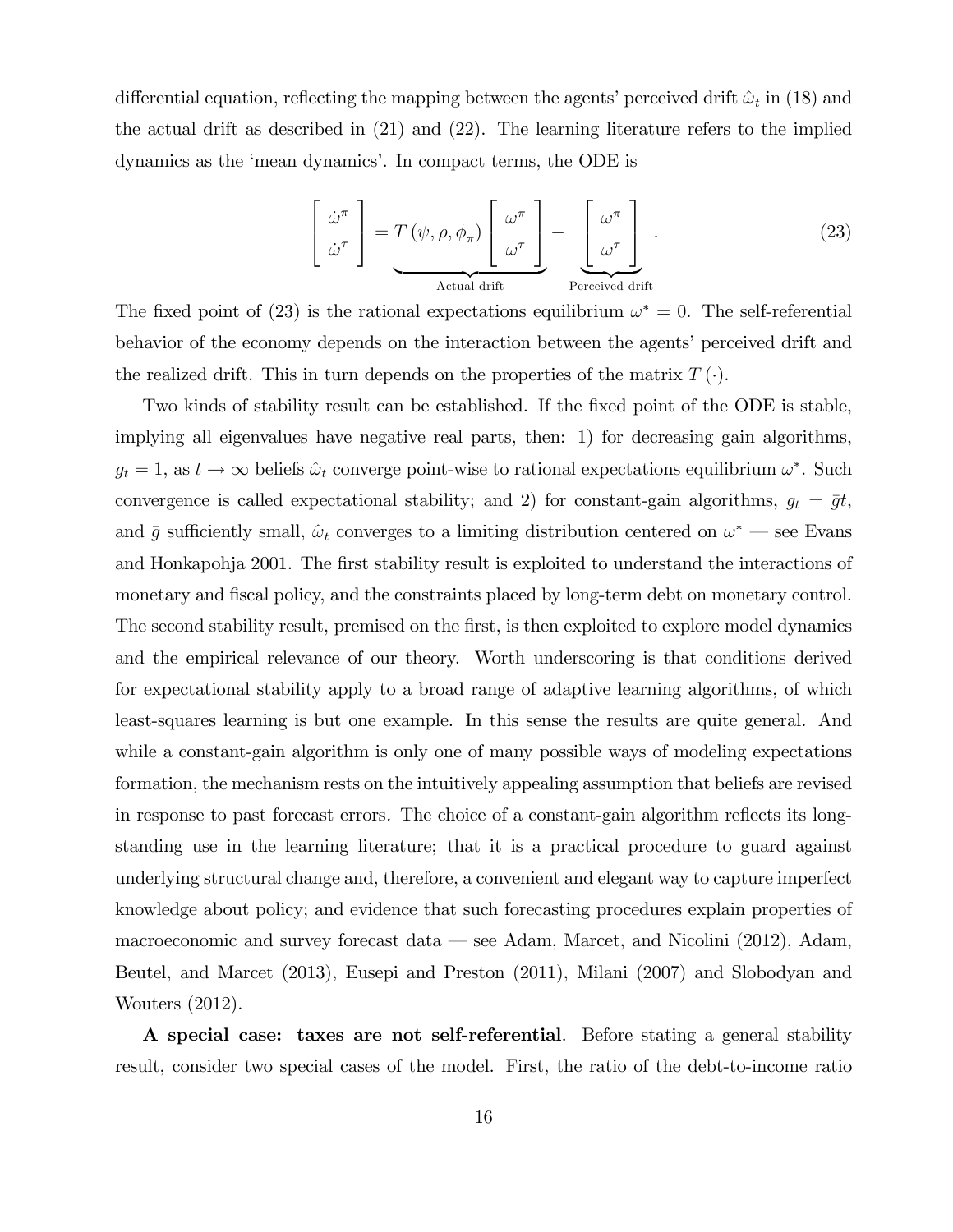differential equation, reflecting the mapping between the agents' perceived drift $\hat{\omega}_t$ in (18) and the actual drift as described in (21) and (22). The learning literature refers to the implied dynamics as the 'mean dynamics'. In compact terms, the ODE is

$$\begin{bmatrix} \dot{\omega}^{\pi} \\ \dot{\omega}^{\tau} \end{bmatrix} = \underbrace{T(\psi, \rho, \phi_{\pi}) \begin{bmatrix} \omega^{\pi} \\ \omega^{\tau} \end{bmatrix}}_{\text{Actual drift}} - \underbrace{\begin{bmatrix} \omega^{\pi} \\ \omega^{\tau} \end{bmatrix}}_{\text{Perceived drift}}. \tag{23}$$

The fixed point of (23) is the rational expectations equilibrium $\omega^* = 0$. The self-referential behavior of the economy depends on the interaction between the agents' perceived drift and the realized drift. This in turn depends on the properties of the matrix $T(\cdot)$.

Two kinds of stability result can be established. If the fixed point of the ODE is stable, implying all eigenvalues have negative real parts, then: 1) for decreasing gain algorithms, $g_t = 1$, as $t \to \infty$ beliefs $\hat{\omega}_t$ converge point-wise to rational expectations equilibrium $\omega^*$. Such convergence is called expectational stability; and 2) for constant-gain algorithms, $g_t = \bar{g}t$, and $\bar{g}$ sufficiently small, $\hat{\omega}_t$ converges to a limiting distribution centered on $\omega^*$ — see Evans and Honkapohja 2001. The first stability result is exploited to understand the interactions of monetary and fiscal policy, and the constraints placed by long-term debt on monetary control. The second stability result, premised on the first, is then exploited to explore model dynamics and the empirical relevance of our theory. Worth underscoring is that conditions derived for expectational stability apply to a broad range of adaptive learning algorithms, of which least-squares learning is but one example. In this sense the results are quite general. And while a constant-gain algorithm is only one of many possible ways of modeling expectations formation, the mechanism rests on the intuitively appealing assumption that beliefs are revised in response to past forecast errors. The choice of a constant-gain algorithm reflects its long-standing use in the learning literature; that it is a practical procedure to guard against underlying structural change and, therefore, a convenient and elegant way to capture imperfect knowledge about policy; and evidence that such forecasting procedures explain properties of macroeconomic and survey forecast data — see Adam, Marcet, and Nicolini (2012), Adam, Beutel, and Marcet (2013), Eusepi and Preston (2011), Milani (2007) and Slobodyan and Wouters (2012).

**A special case: taxes are not self-referential**. Before stating a general stability result, consider two special cases of the model. First, the ratio of the debt-to-income ratio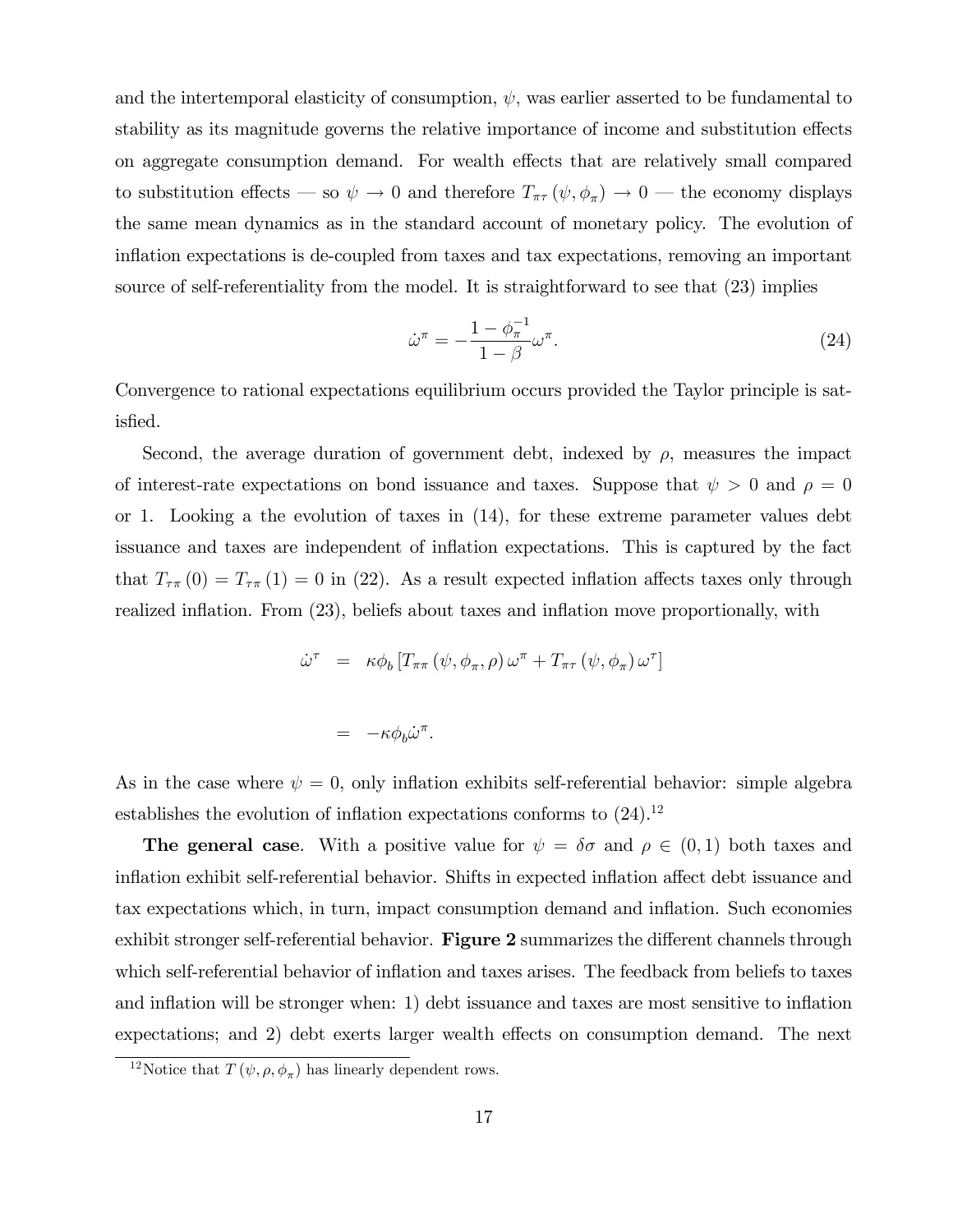and the intertemporal elasticity of consumption, $\psi$, was earlier asserted to be fundamental to stability as its magnitude governs the relative importance of income and substitution effects on aggregate consumption demand. For wealth effects that are relatively small compared to substitution effects — so $\psi \to 0$ and therefore $T_{\pi\tau}(\psi, \phi_\pi) \to 0$ — the economy displays the same mean dynamics as in the standard account of monetary policy. The evolution of inflation expectations is de-coupled from taxes and tax expectations, removing an important source of self-referentiality from the model. It is straightforward to see that (23) implies

$$\dot{\omega}^\pi = -\frac{1-\phi_\pi^{-1}}{1-\beta}\omega^\pi. \tag{24}$$

Convergence to rational expectations equilibrium occurs provided the Taylor principle is satisfied.

Second, the average duration of government debt, indexed by $\rho$, measures the impact of interest-rate expectations on bond issuance and taxes. Suppose that $\psi > 0$ and $\rho = 0$ or 1. Looking a the evolution of taxes in (14), for these extreme parameter values debt issuance and taxes are independent of inflation expectations. This is captured by the fact that $T_{\tau\pi}(0) = T_{\tau\pi}(1) = 0$ in (22). As a result expected inflation affects taxes only through realized inflation. From (23), beliefs about taxes and inflation move proportionally, with

$$\begin{aligned}
\dot{\omega}^\tau &= \kappa\phi_b \left[T_{\pi\pi}(\psi, \phi_\pi, \rho)\,\omega^\pi + T_{\pi\tau}(\psi, \phi_\pi)\,\omega^\tau\right] \\
&= -\kappa\phi_b\dot{\omega}^\pi.
\end{aligned}$$

As in the case where $\psi = 0$, only inflation exhibits self-referential behavior: simple algebra establishes the evolution of inflation expectations conforms to (24).[12]

**The general case**. With a positive value for $\psi = \delta\sigma$ and $\rho \in (0,1)$ both taxes and inflation exhibit self-referential behavior. Shifts in expected inflation affect debt issuance and tax expectations which, in turn, impact consumption demand and inflation. Such economies exhibit stronger self-referential behavior. **Figure 2** summarizes the different channels through which self-referential behavior of inflation and taxes arises. The feedback from beliefs to taxes and inflation will be stronger when: 1) debt issuance and taxes are most sensitive to inflation expectations; and 2) debt exerts larger wealth effects on consumption demand. The next

[12] Notice that $T(\psi, \rho, \phi_\pi)$ has linearly dependent rows.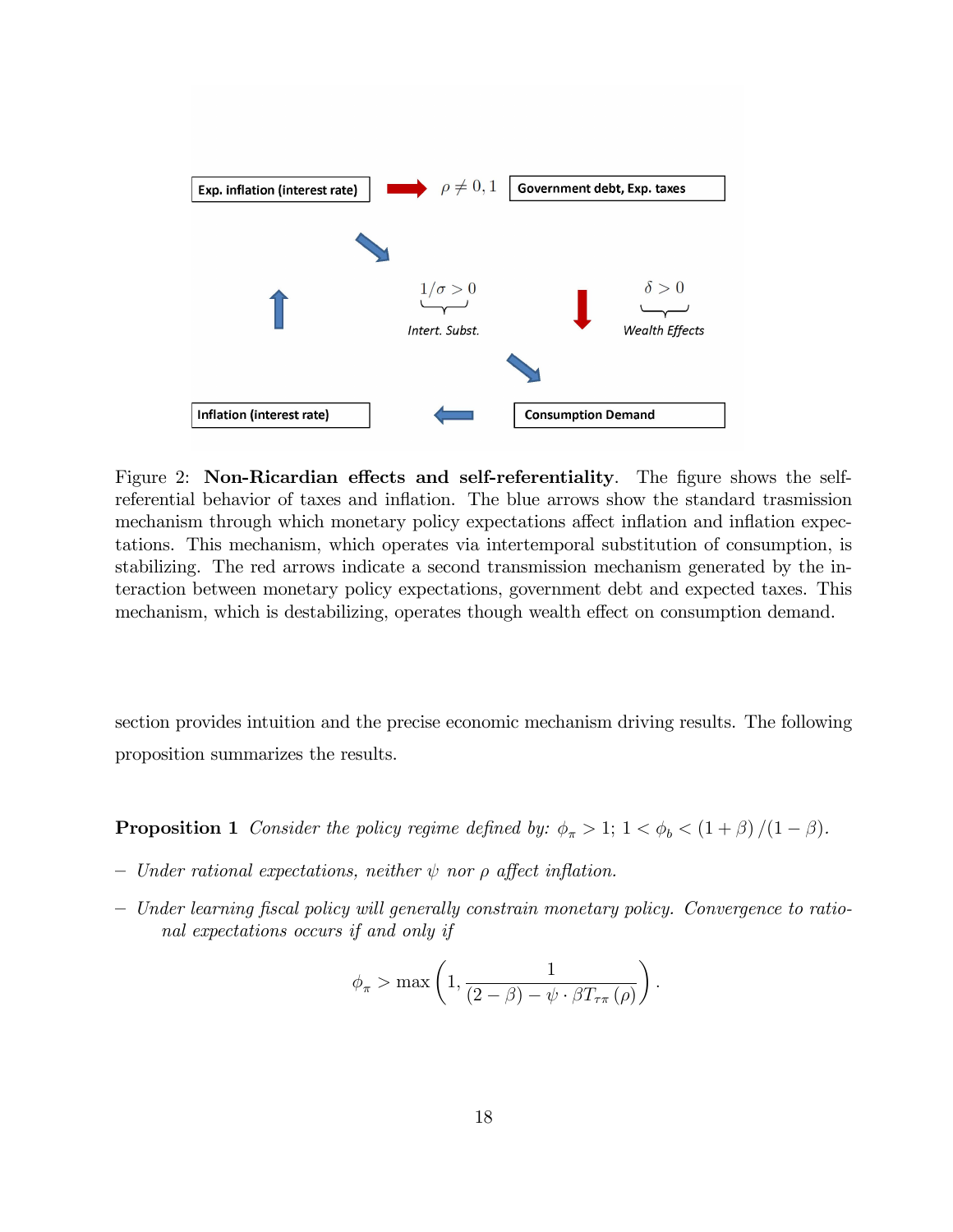Figure 2: **Non-Ricardian effects and self-referentiality**. The figure shows the self-referential behavior of taxes and inflation. The blue arrows show the standard trasmission mechanism through which monetary policy expectations affect inflation and inflation expectations. This mechanism, which operates via intertemporal substitution of consumption, is stabilizing. The red arrows indicate a second transmission mechanism generated by the interaction between monetary policy expectations, government debt and expected taxes. This mechanism, which is destabilizing, operates though wealth effect on consumption demand.

section provides intuition and the precise economic mechanism driving results. The following proposition summarizes the results.

**Proposition 1** *Consider the policy regime defined by:* $\phi_\pi > 1$; $1 < \phi_b < (1+\beta)/(1-\beta)$.

- *Under rational expectations, neither* $\psi$ *nor* $\rho$ *affect inflation.*
- *Under learning fiscal policy will generally constrain monetary policy. Convergence to rational expectations occurs if and only if*

$$\phi_\pi > \max\left(1, \frac{1}{(2-\beta) - \psi \cdot \beta T_{\tau\pi}(\rho)}\right).$$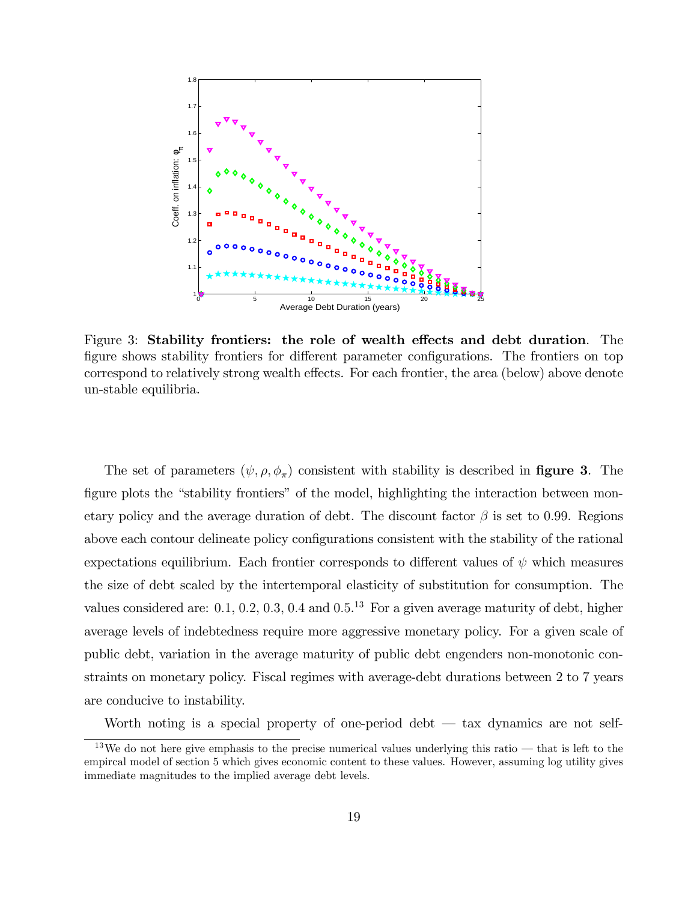Figure 3: **Stability frontiers: the role of wealth effects and debt duration**. The figure shows stability frontiers for different parameter configurations. The frontiers on top correspond to relatively strong wealth effects. For each frontier, the area (below) above denote un-stable equilibria.

The set of parameters $(\psi, \rho, \phi_\pi)$ consistent with stability is described in **figure 3**. The figure plots the "stability frontiers" of the model, highlighting the interaction between monetary policy and the average duration of debt. The discount factor $\beta$ is set to 0.99. Regions above each contour delineate policy configurations consistent with the stability of the rational expectations equilibrium. Each frontier corresponds to different values of $\psi$ which measures the size of debt scaled by the intertemporal elasticity of substitution for consumption. The values considered are: 0.1, 0.2, 0.3, 0.4 and 0.5.[13] For a given average maturity of debt, higher average levels of indebtedness require more aggressive monetary policy. For a given scale of public debt, variation in the average maturity of public debt engenders non-monotonic constraints on monetary policy. Fiscal regimes with average-debt durations between 2 to 7 years are conducive to instability.

Worth noting is a special property of one-period debt — tax dynamics are not self-

[13] We do not here give emphasis to the precise numerical values underlying this ratio — that is left to the empircal model of section 5 which gives economic content to these values. However, assuming log utility gives immediate magnitudes to the implied average debt levels.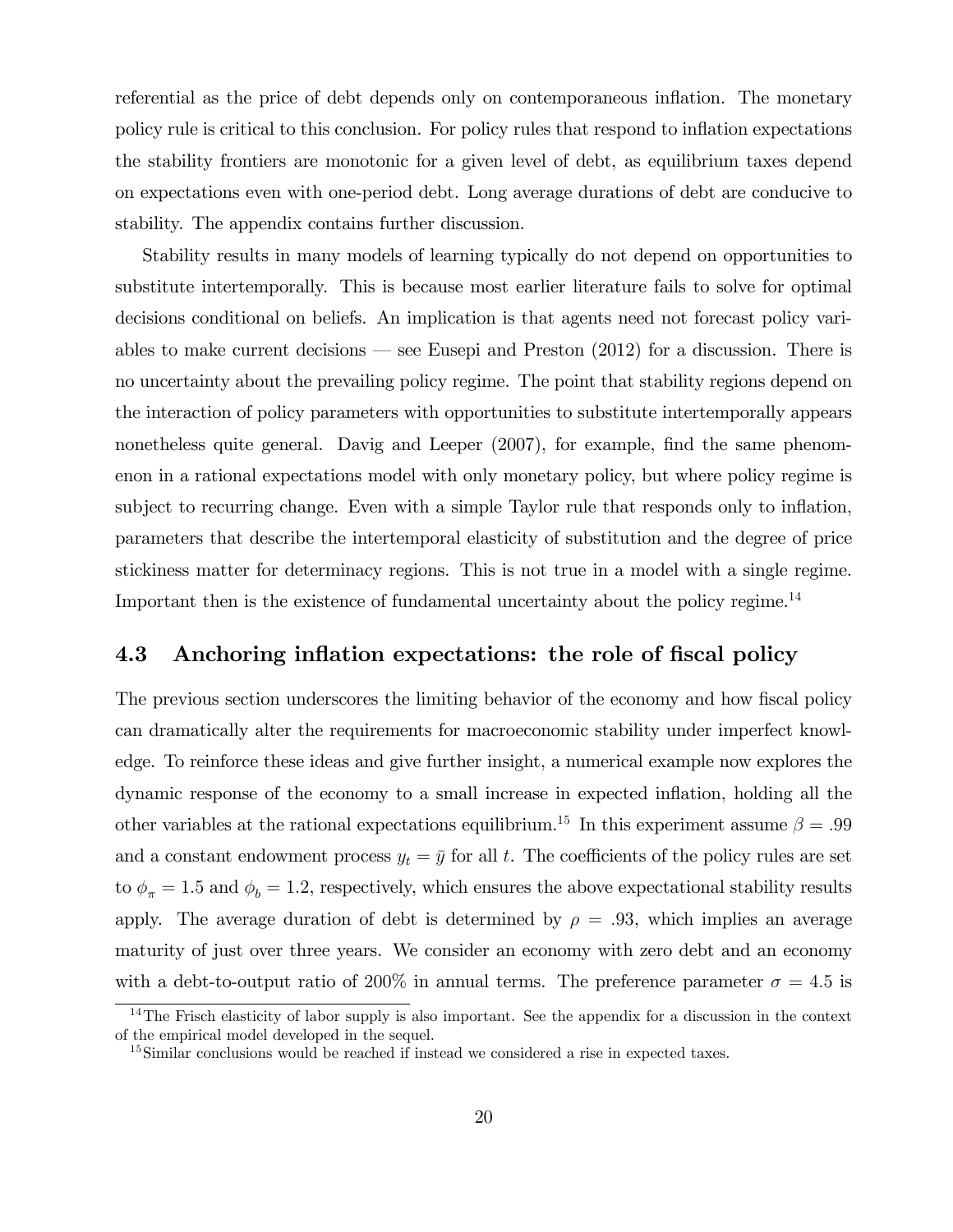referential as the price of debt depends only on contemporaneous inflation. The monetary policy rule is critical to this conclusion. For policy rules that respond to inflation expectations the stability frontiers are monotonic for a given level of debt, as equilibrium taxes depend on expectations even with one-period debt. Long average durations of debt are conducive to stability. The appendix contains further discussion.

Stability results in many models of learning typically do not depend on opportunities to substitute intertemporally. This is because most earlier literature fails to solve for optimal decisions conditional on beliefs. An implication is that agents need not forecast policy variables to make current decisions — see Eusepi and Preston (2012) for a discussion. There is no uncertainty about the prevailing policy regime. The point that stability regions depend on the interaction of policy parameters with opportunities to substitute intertemporally appears nonetheless quite general. Davig and Leeper (2007), for example, find the same phenomenon in a rational expectations model with only monetary policy, but where policy regime is subject to recurring change. Even with a simple Taylor rule that responds only to inflation, parameters that describe the intertemporal elasticity of substitution and the degree of price stickiness matter for determinacy regions. This is not true in a model with a single regime. Important then is the existence of fundamental uncertainty about the policy regime.[14]

## 4.3 Anchoring inflation expectations: the role of fiscal policy

The previous section underscores the limiting behavior of the economy and how fiscal policy can dramatically alter the requirements for macroeconomic stability under imperfect knowledge. To reinforce these ideas and give further insight, a numerical example now explores the dynamic response of the economy to a small increase in expected inflation, holding all the other variables at the rational expectations equilibrium.[15] In this experiment assume $\beta = .99$ and a constant endowment process $y_t = \bar{y}$ for all $t$. The coefficients of the policy rules are set to $\phi_\pi = 1.5$ and $\phi_b = 1.2$, respectively, which ensures the above expectational stability results apply. The average duration of debt is determined by $\rho = .93$, which implies an average maturity of just over three years. We consider an economy with zero debt and an economy with a debt-to-output ratio of 200% in annual terms. The preference parameter $\sigma = 4.5$ is

[14] The Frisch elasticity of labor supply is also important. See the appendix for a discussion in the context of the empirical model developed in the sequel.

[15] Similar conclusions would be reached if instead we considered a rise in expected taxes.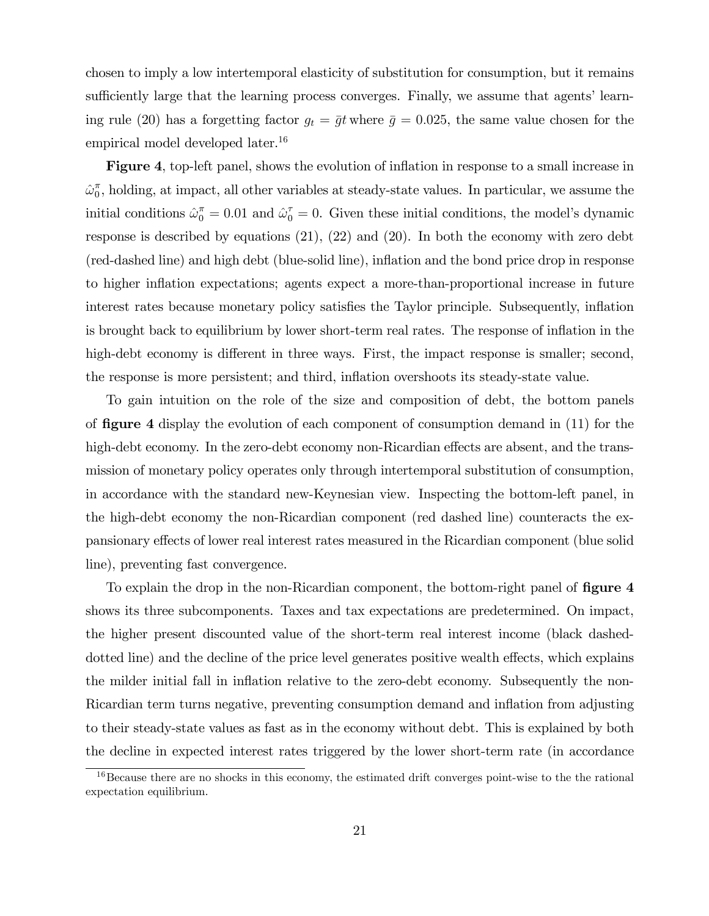chosen to imply a low intertemporal elasticity of substitution for consumption, but it remains sufficiently large that the learning process converges. Finally, we assume that agents' learning rule (20) has a forgetting factor $g_t = \bar{g}t$ where $\bar{g} = 0.025$, the same value chosen for the empirical model developed later.[16]

**Figure 4**, top-left panel, shows the evolution of inflation in response to a small increase in $\hat{\omega}_0^\pi$, holding, at impact, all other variables at steady-state values. In particular, we assume the initial conditions $\hat{\omega}_0^\pi = 0.01$ and $\hat{\omega}_0^\tau = 0$. Given these initial conditions, the model's dynamic response is described by equations (21), (22) and (20). In both the economy with zero debt (red-dashed line) and high debt (blue-solid line), inflation and the bond price drop in response to higher inflation expectations; agents expect a more-than-proportional increase in future interest rates because monetary policy satisfies the Taylor principle. Subsequently, inflation is brought back to equilibrium by lower short-term real rates. The response of inflation in the high-debt economy is different in three ways. First, the impact response is smaller; second, the response is more persistent; and third, inflation overshoots its steady-state value.

To gain intuition on the role of the size and composition of debt, the bottom panels of **figure 4** display the evolution of each component of consumption demand in (11) for the high-debt economy. In the zero-debt economy non-Ricardian effects are absent, and the transmission of monetary policy operates only through intertemporal substitution of consumption, in accordance with the standard new-Keynesian view. Inspecting the bottom-left panel, in the high-debt economy the non-Ricardian component (red dashed line) counteracts the expansionary effects of lower real interest rates measured in the Ricardian component (blue solid line), preventing fast convergence.

To explain the drop in the non-Ricardian component, the bottom-right panel of **figure 4** shows its three subcomponents. Taxes and tax expectations are predetermined. On impact, the higher present discounted value of the short-term real interest income (black dashed-dotted line) and the decline of the price level generates positive wealth effects, which explains the milder initial fall in inflation relative to the zero-debt economy. Subsequently the non-Ricardian term turns negative, preventing consumption demand and inflation from adjusting to their steady-state values as fast as in the economy without debt. This is explained by both the decline in expected interest rates triggered by the lower short-term rate (in accordance

[16] Because there are no shocks in this economy, the estimated drift converges point-wise to the the rational expectation equilibrium.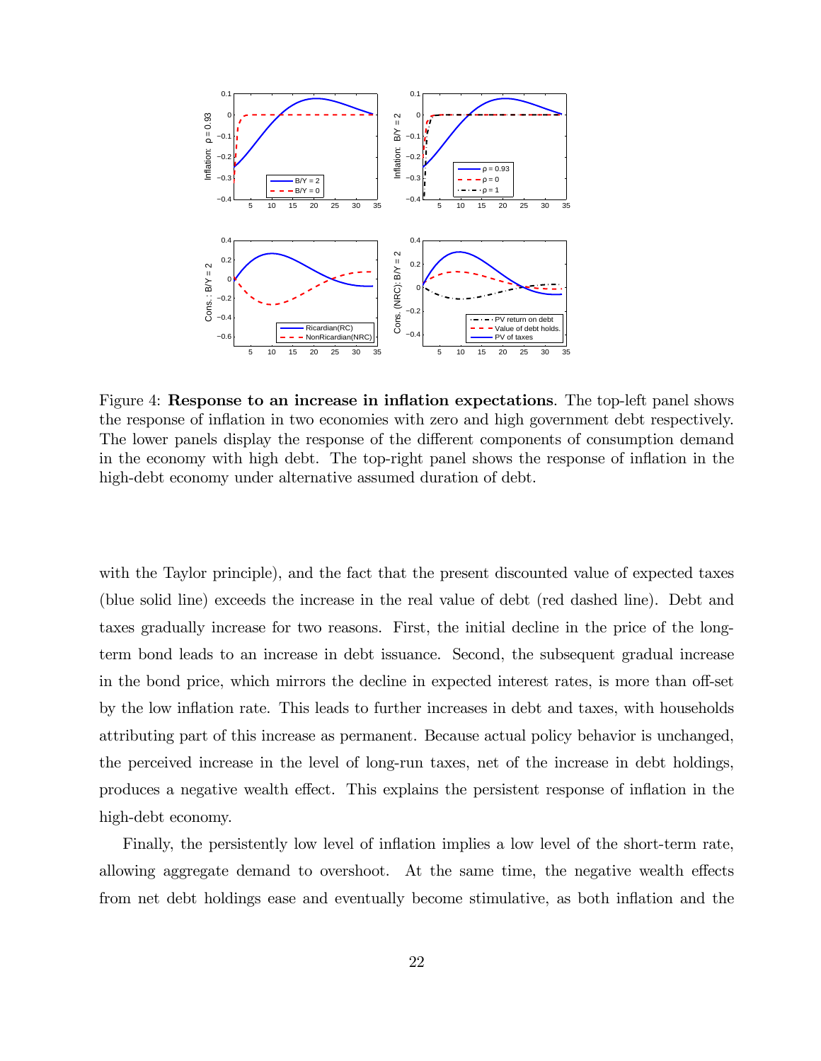Figure 4: **Response to an increase in inflation expectations**. The top-left panel shows the response of inflation in two economies with zero and high government debt respectively. The lower panels display the response of the different components of consumption demand in the economy with high debt. The top-right panel shows the response of inflation in the high-debt economy under alternative assumed duration of debt.

with the Taylor principle), and the fact that the present discounted value of expected taxes (blue solid line) exceeds the increase in the real value of debt (red dashed line). Debt and taxes gradually increase for two reasons. First, the initial decline in the price of the long-term bond leads to an increase in debt issuance. Second, the subsequent gradual increase in the bond price, which mirrors the decline in expected interest rates, is more than off-set by the low inflation rate. This leads to further increases in debt and taxes, with households attributing part of this increase as permanent. Because actual policy behavior is unchanged, the perceived increase in the level of long-run taxes, net of the increase in debt holdings, produces a negative wealth effect. This explains the persistent response of inflation in the high-debt economy.

Finally, the persistently low level of inflation implies a low level of the short-term rate, allowing aggregate demand to overshoot. At the same time, the negative wealth effects from net debt holdings ease and eventually become stimulative, as both inflation and the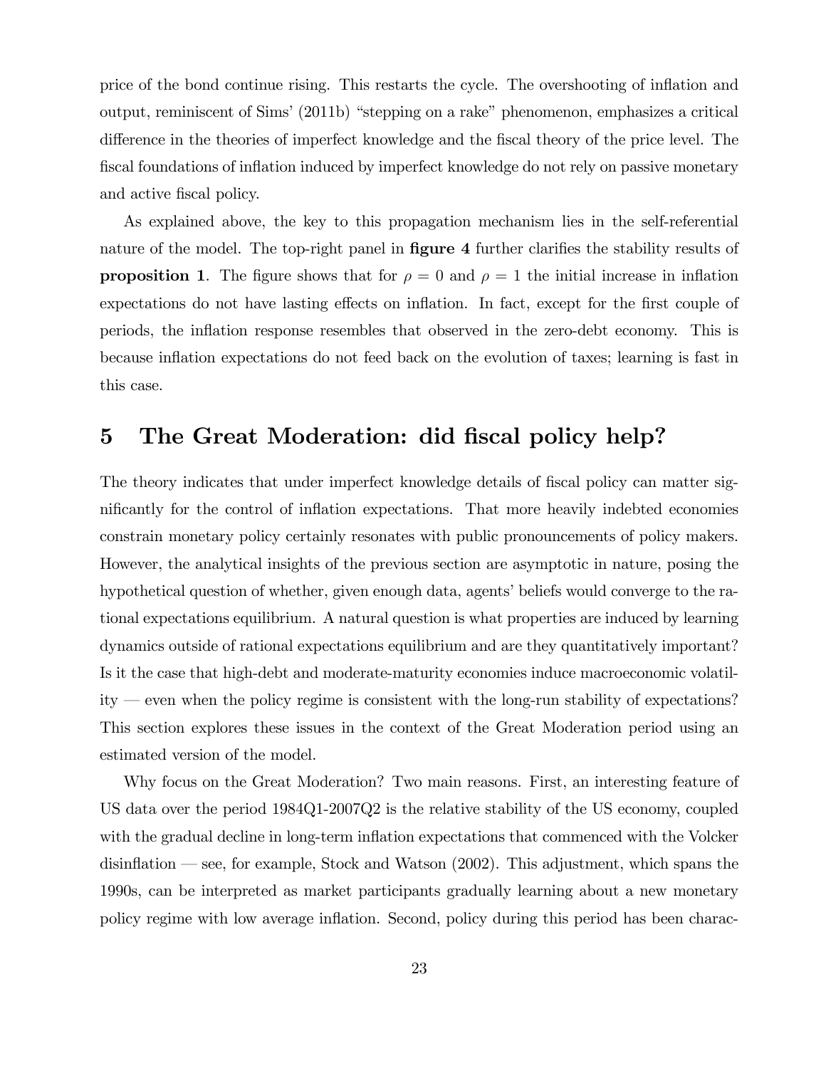price of the bond continue rising. This restarts the cycle. The overshooting of inflation and output, reminiscent of Sims' (2011b) "stepping on a rake" phenomenon, emphasizes a critical difference in the theories of imperfect knowledge and the fiscal theory of the price level. The fiscal foundations of inflation induced by imperfect knowledge do not rely on passive monetary and active fiscal policy.

As explained above, the key to this propagation mechanism lies in the self-referential nature of the model. The top-right panel in **figure 4** further clarifies the stability results of **proposition 1**. The figure shows that for $\rho = 0$ and $\rho = 1$ the initial increase in inflation expectations do not have lasting effects on inflation. In fact, except for the first couple of periods, the inflation response resembles that observed in the zero-debt economy. This is because inflation expectations do not feed back on the evolution of taxes; learning is fast in this case.

# 5 The Great Moderation: did fiscal policy help?

The theory indicates that under imperfect knowledge details of fiscal policy can matter significantly for the control of inflation expectations. That more heavily indebted economies constrain monetary policy certainly resonates with public pronouncements of policy makers. However, the analytical insights of the previous section are asymptotic in nature, posing the hypothetical question of whether, given enough data, agents' beliefs would converge to the rational expectations equilibrium. A natural question is what properties are induced by learning dynamics outside of rational expectations equilibrium and are they quantitatively important? Is it the case that high-debt and moderate-maturity economies induce macroeconomic volatility — even when the policy regime is consistent with the long-run stability of expectations? This section explores these issues in the context of the Great Moderation period using an estimated version of the model.

Why focus on the Great Moderation? Two main reasons. First, an interesting feature of US data over the period 1984Q1-2007Q2 is the relative stability of the US economy, coupled with the gradual decline in long-term inflation expectations that commenced with the Volcker disinflation — see, for example, Stock and Watson (2002). This adjustment, which spans the 1990s, can be interpreted as market participants gradually learning about a new monetary policy regime with low average inflation. Second, policy during this period has been charac-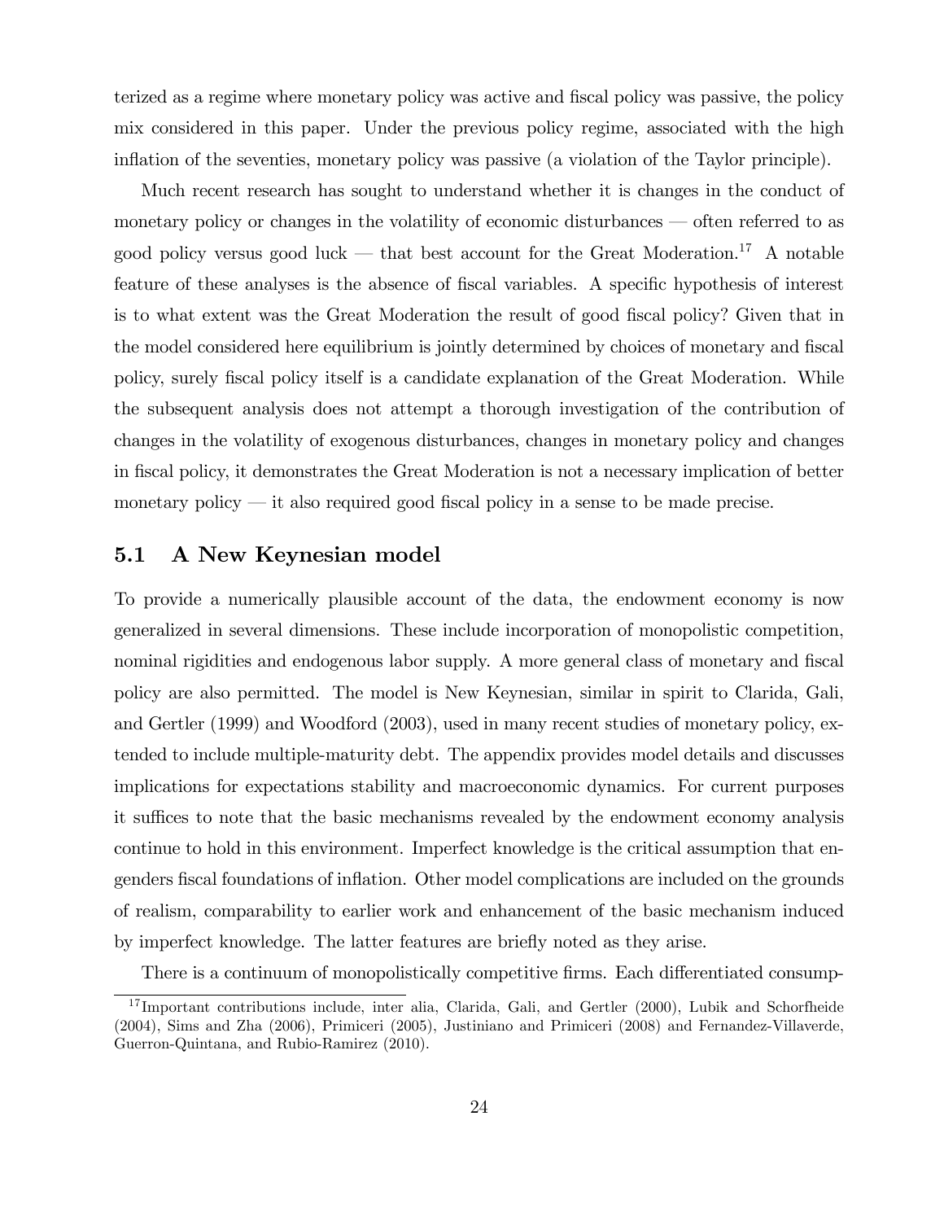terized as a regime where monetary policy was active and fiscal policy was passive, the policy mix considered in this paper. Under the previous policy regime, associated with the high inflation of the seventies, monetary policy was passive (a violation of the Taylor principle).

Much recent research has sought to understand whether it is changes in the conduct of monetary policy or changes in the volatility of economic disturbances — often referred to as good policy versus good luck — that best account for the Great Moderation.[17] A notable feature of these analyses is the absence of fiscal variables. A specific hypothesis of interest is to what extent was the Great Moderation the result of good fiscal policy? Given that in the model considered here equilibrium is jointly determined by choices of monetary and fiscal policy, surely fiscal policy itself is a candidate explanation of the Great Moderation. While the subsequent analysis does not attempt a thorough investigation of the contribution of changes in the volatility of exogenous disturbances, changes in monetary policy and changes in fiscal policy, it demonstrates the Great Moderation is not a necessary implication of better monetary policy — it also required good fiscal policy in a sense to be made precise.

## 5.1 A New Keynesian model

To provide a numerically plausible account of the data, the endowment economy is now generalized in several dimensions. These include incorporation of monopolistic competition, nominal rigidities and endogenous labor supply. A more general class of monetary and fiscal policy are also permitted. The model is New Keynesian, similar in spirit to Clarida, Gali, and Gertler (1999) and Woodford (2003), used in many recent studies of monetary policy, extended to include multiple-maturity debt. The appendix provides model details and discusses implications for expectations stability and macroeconomic dynamics. For current purposes it suffices to note that the basic mechanisms revealed by the endowment economy analysis continue to hold in this environment. Imperfect knowledge is the critical assumption that engenders fiscal foundations of inflation. Other model complications are included on the grounds of realism, comparability to earlier work and enhancement of the basic mechanism induced by imperfect knowledge. The latter features are briefly noted as they arise.

There is a continuum of monopolistically competitive firms. Each differentiated consump-

[17] Important contributions include, inter alia, Clarida, Gali, and Gertler (2000), Lubik and Schorfheide (2004), Sims and Zha (2006), Primiceri (2005), Justiniano and Primiceri (2008) and Fernandez-Villaverde, Guerron-Quintana, and Rubio-Ramirez (2010).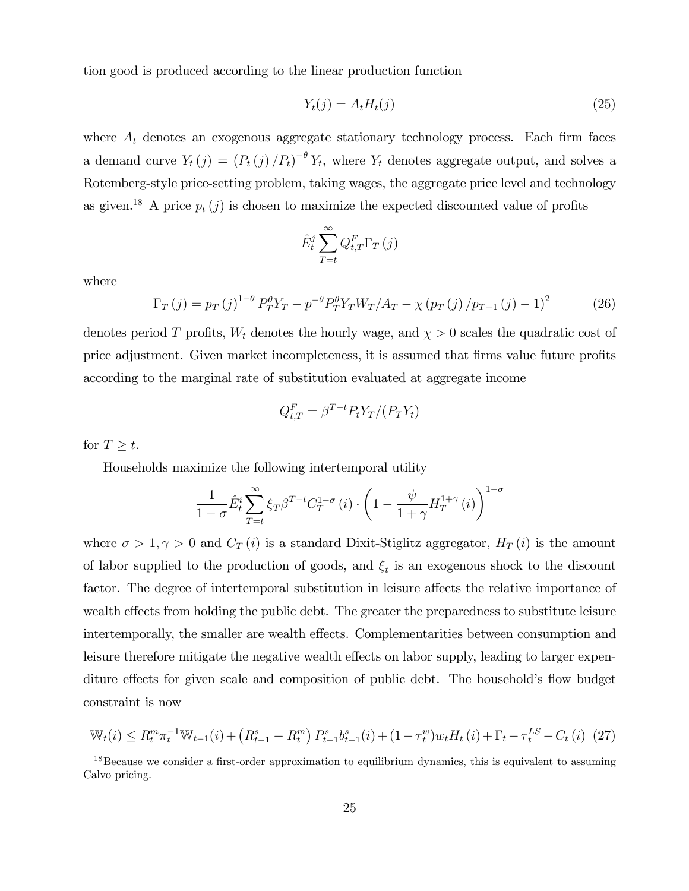tion good is produced according to the linear production function

$$Y_t(j) = A_t H_t(j) \tag{25}$$

where $A_t$ denotes an exogenous aggregate stationary technology process. Each firm faces a demand curve $Y_t(j) = (P_t(j)/P_t)^{-\theta} Y_t$, where $Y_t$ denotes aggregate output, and solves a Rotemberg-style price-setting problem, taking wages, the aggregate price level and technology as given.[18] A price $p_t(j)$ is chosen to maximize the expected discounted value of profits

$$\hat{E}_t^j \sum_{T=t}^{\infty} Q_{t,T}^F \Gamma_T(j)$$

where

$$\Gamma_T(j) = p_T(j)^{1-\theta} P_T^{\theta} Y_T - p^{-\theta} P_T^{\theta} Y_T W_T / A_T - \chi \left( p_T(j) / p_{T-1}(j) - 1 \right)^2 \tag{26}$$

denotes period $T$ profits, $W_t$ denotes the hourly wage, and $\chi > 0$ scales the quadratic cost of price adjustment. Given market incompleteness, it is assumed that firms value future profits according to the marginal rate of substitution evaluated at aggregate income

$$Q_{t,T}^F = \beta^{T-t} P_t Y_T / (P_T Y_t)$$

for $T \geq t$.

Households maximize the following intertemporal utility

$$\frac{1}{1-\sigma} \hat{E}_t^i \sum_{T=t}^{\infty} \xi_T \beta^{T-t} C_T^{1-\sigma}(i) \cdot \left( 1 - \frac{\psi}{1+\gamma} H_T^{1+\gamma}(i) \right)^{1-\sigma}$$

where $\sigma > 1, \gamma > 0$ and $C_T(i)$ is a standard Dixit-Stiglitz aggregator, $H_T(i)$ is the amount of labor supplied to the production of goods, and $\xi_t$ is an exogenous shock to the discount factor. The degree of intertemporal substitution in leisure affects the relative importance of wealth effects from holding the public debt. The greater the preparedness to substitute leisure intertemporally, the smaller are wealth effects. Complementarities between consumption and leisure therefore mitigate the negative wealth effects on labor supply, leading to larger expenditure effects for given scale and composition of public debt. The household's flow budget constraint is now

$$\mathbb{W}_t(i) \leq R_t^m \pi_t^{-1} \mathbb{W}_{t-1}(i) + \left( R_{t-1}^s - R_t^m \right) P_{t-1}^s b_{t-1}^s(i) + (1 - \tau_t^w) w_t H_t(i) + \Gamma_t - \tau_t^{LS} - C_t(i) \tag{27}$$

[18] Because we consider a first-order approximation to equilibrium dynamics, this is equivalent to assuming Calvo pricing.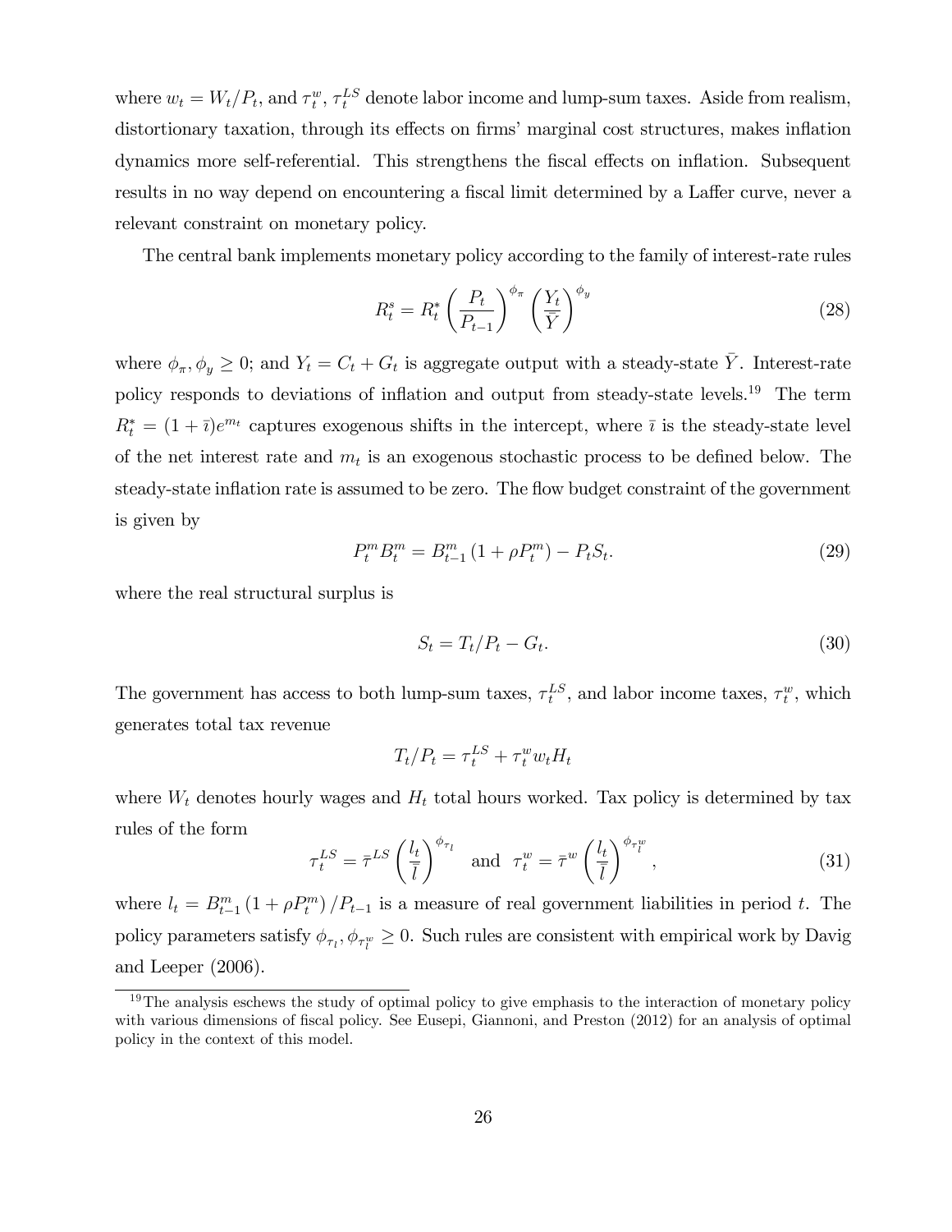where $w_t = W_t/P_t$, and $\tau_t^w$, $\tau_t^{LS}$ denote labor income and lump-sum taxes. Aside from realism, distortionary taxation, through its effects on firms' marginal cost structures, makes inflation dynamics more self-referential. This strengthens the fiscal effects on inflation. Subsequent results in no way depend on encountering a fiscal limit determined by a Laffer curve, never a relevant constraint on monetary policy.

The central bank implements monetary policy according to the family of interest-rate rules

$$R_t^s = R_t^* \left( \frac{P_t}{P_{t-1}} \right)^{\phi_\pi} \left( \frac{Y_t}{\bar{Y}} \right)^{\phi_y} \tag{28}$$

where $\phi_\pi, \phi_y \geq 0$; and $Y_t = C_t + G_t$ is aggregate output with a steady-state $\bar{Y}$. Interest-rate policy responds to deviations of inflation and output from steady-state levels.[19] The term $R_t^* = (1 + \bar{\imath})e^{m_t}$ captures exogenous shifts in the intercept, where $\bar{\imath}$ is the steady-state level of the net interest rate and $m_t$ is an exogenous stochastic process to be defined below. The steady-state inflation rate is assumed to be zero. The flow budget constraint of the government is given by

$$P_t^m B_t^m = B_{t-1}^m (1 + \rho P_t^m) - P_t S_t. \tag{29}$$

where the real structural surplus is

$$S_t = T_t/P_t - G_t. \tag{30}$$

The government has access to both lump-sum taxes, $\tau_t^{LS}$, and labor income taxes, $\tau_t^w$, which generates total tax revenue

$$T_t/P_t = \tau_t^{LS} + \tau_t^w w_t H_t$$

where $W_t$ denotes hourly wages and $H_t$ total hours worked. Tax policy is determined by tax rules of the form

$$\tau_t^{LS} = \bar{\tau}^{LS} \left( \frac{l_t}{\bar{l}} \right)^{\phi_{\tau_l}} \quad \text{and} \quad \tau_t^w = \bar{\tau}^w \left( \frac{l_t}{\bar{l}} \right)^{\phi_{\tau_l^w}}, \tag{31}$$

where $l_t = B_{t-1}^m (1 + \rho P_t^m) / P_{t-1}$ is a measure of real government liabilities in period $t$. The policy parameters satisfy $\phi_{\tau_l}, \phi_{\tau_l^w} \geq 0$. Such rules are consistent with empirical work by Davig and Leeper (2006).

[19] The analysis eschews the study of optimal policy to give emphasis to the interaction of monetary policy with various dimensions of fiscal policy. See Eusepi, Giannoni, and Preston (2012) for an analysis of optimal policy in the context of this model.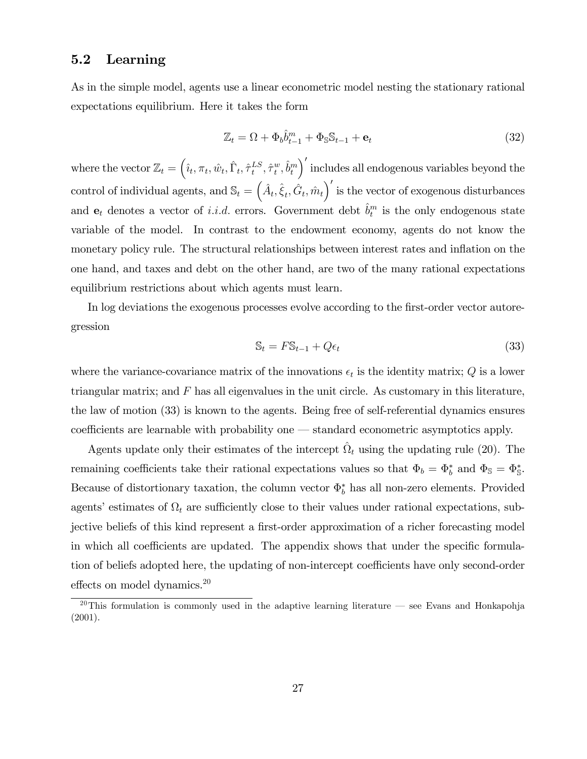## 5.2 Learning

As in the simple model, agents use a linear econometric model nesting the stationary rational expectations equilibrium. Here it takes the form

$$\mathbb{Z}_t = \Omega + \Phi_b \hat{b}^m_{t-1} + \Phi_{\mathbb{S}} \mathbb{S}_{t-1} + \mathbf{e}_t \tag{32}$$

where the vector $\mathbb{Z}_t = \left(\hat{\imath}_t, \pi_t, \hat{w}_t, \hat{\Gamma}_t, \hat{\tau}^{LS}_t, \hat{\tau}^w_t, \hat{b}^m_t\right)'$ includes all endogenous variables beyond the control of individual agents, and $\mathbb{S}_t = \left(\hat{A}_t, \hat{\xi}_t, \hat{G}_t, \hat{m}_t\right)'$ is the vector of exogenous disturbances and $\mathbf{e}_t$ denotes a vector of *i.i.d.* errors. Government debt $\hat{b}^m_t$ is the only endogenous state variable of the model. In contrast to the endowment economy, agents do not know the monetary policy rule. The structural relationships between interest rates and inflation on the one hand, and taxes and debt on the other hand, are two of the many rational expectations equilibrium restrictions about which agents must learn.

In log deviations the exogenous processes evolve according to the first-order vector autoregression

$$\mathbb{S}_t = F\mathbb{S}_{t-1} + Q\epsilon_t \tag{33}$$

where the variance-covariance matrix of the innovations $\epsilon_t$ is the identity matrix; $Q$ is a lower triangular matrix; and $F$ has all eigenvalues in the unit circle. As customary in this literature, the law of motion (33) is known to the agents. Being free of self-referential dynamics ensures coefficients are learnable with probability one — standard econometric asymptotics apply.

Agents update only their estimates of the intercept $\hat{\Omega}_t$ using the updating rule (20). The remaining coefficients take their rational expectations values so that $\Phi_b = \Phi^*_b$ and $\Phi_{\mathbb{S}} = \Phi^*_{\mathbb{S}}$. Because of distortionary taxation, the column vector $\Phi^*_b$ has all non-zero elements. Provided agents' estimates of $\Omega_t$ are sufficiently close to their values under rational expectations, subjective beliefs of this kind represent a first-order approximation of a richer forecasting model in which all coefficients are updated. The appendix shows that under the specific formulation of beliefs adopted here, the updating of non-intercept coefficients have only second-order effects on model dynamics.[20]

[20] This formulation is commonly used in the adaptive learning literature — see Evans and Honkapohja (2001).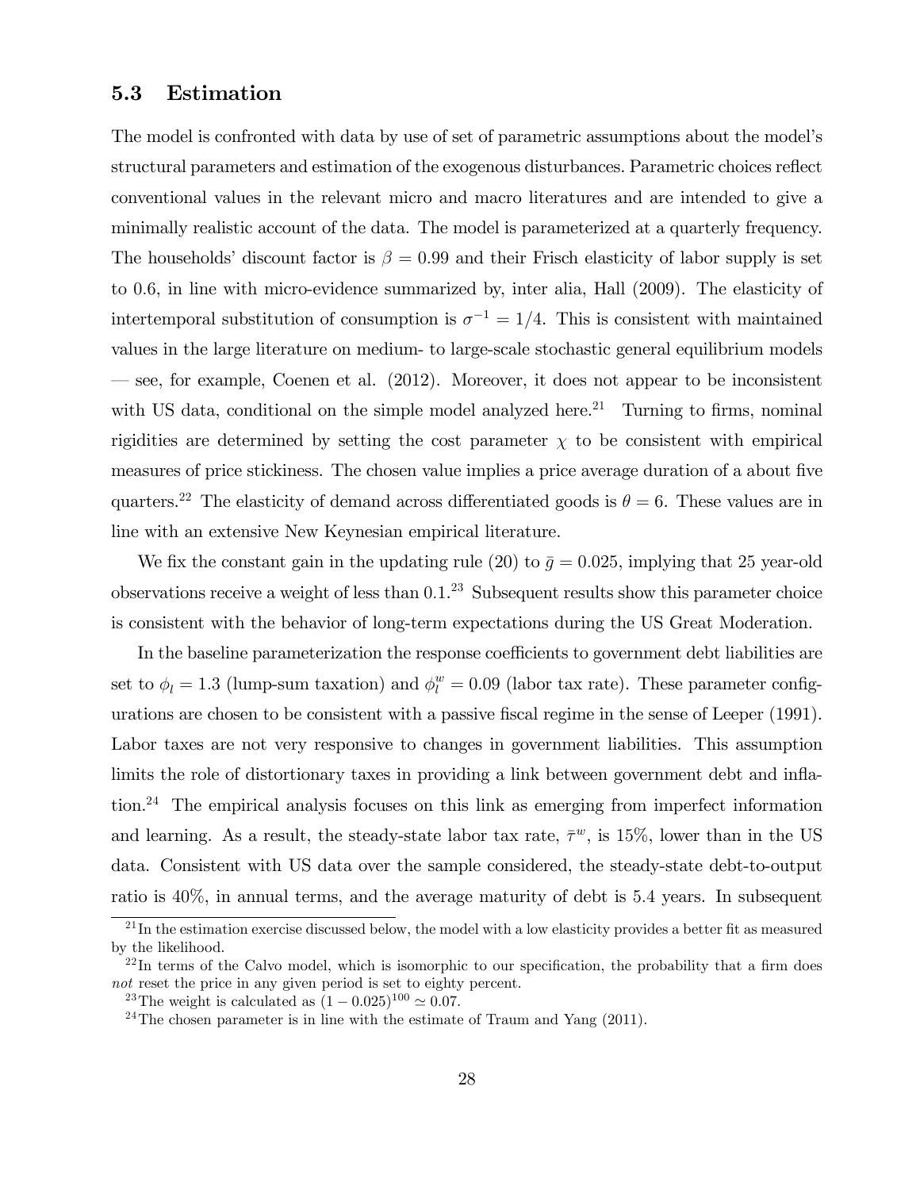### 5.3 Estimation

The model is confronted with data by use of set of parametric assumptions about the model's structural parameters and estimation of the exogenous disturbances. Parametric choices reflect conventional values in the relevant micro and macro literatures and are intended to give a minimally realistic account of the data. The model is parameterized at a quarterly frequency. The households' discount factor is $\beta = 0.99$ and their Frisch elasticity of labor supply is set to 0.6, in line with micro-evidence summarized by, inter alia, Hall (2009). The elasticity of intertemporal substitution of consumption is $\sigma^{-1} = 1/4$. This is consistent with maintained values in the large literature on medium- to large-scale stochastic general equilibrium models — see, for example, Coenen et al. (2012). Moreover, it does not appear to be inconsistent with US data, conditional on the simple model analyzed here.[21] Turning to firms, nominal rigidities are determined by setting the cost parameter $\chi$ to be consistent with empirical measures of price stickiness. The chosen value implies a price average duration of a about five quarters.[22] The elasticity of demand across differentiated goods is $\theta = 6$. These values are in line with an extensive New Keynesian empirical literature.

We fix the constant gain in the updating rule (20) to $\bar{g} = 0.025$, implying that 25 year-old observations receive a weight of less than 0.1.[23] Subsequent results show this parameter choice is consistent with the behavior of long-term expectations during the US Great Moderation.

In the baseline parameterization the response coefficients to government debt liabilities are set to $\phi_l = 1.3$ (lump-sum taxation) and $\phi_l^w = 0.09$ (labor tax rate). These parameter configurations are chosen to be consistent with a passive fiscal regime in the sense of Leeper (1991). Labor taxes are not very responsive to changes in government liabilities. This assumption limits the role of distortionary taxes in providing a link between government debt and inflation.[24] The empirical analysis focuses on this link as emerging from imperfect information and learning. As a result, the steady-state labor tax rate, $\bar{\tau}^w$, is 15%, lower than in the US data. Consistent with US data over the sample considered, the steady-state debt-to-output ratio is 40%, in annual terms, and the average maturity of debt is 5.4 years. In subsequent

[21] In the estimation exercise discussed below, the model with a low elasticity provides a better fit as measured by the likelihood.

[22] In terms of the Calvo model, which is isomorphic to our specification, the probability that a firm does *not* reset the price in any given period is set to eighty percent.

[23] The weight is calculated as $(1 - 0.025)^{100} \simeq 0.07$.

[24] The chosen parameter is in line with the estimate of Traum and Yang (2011).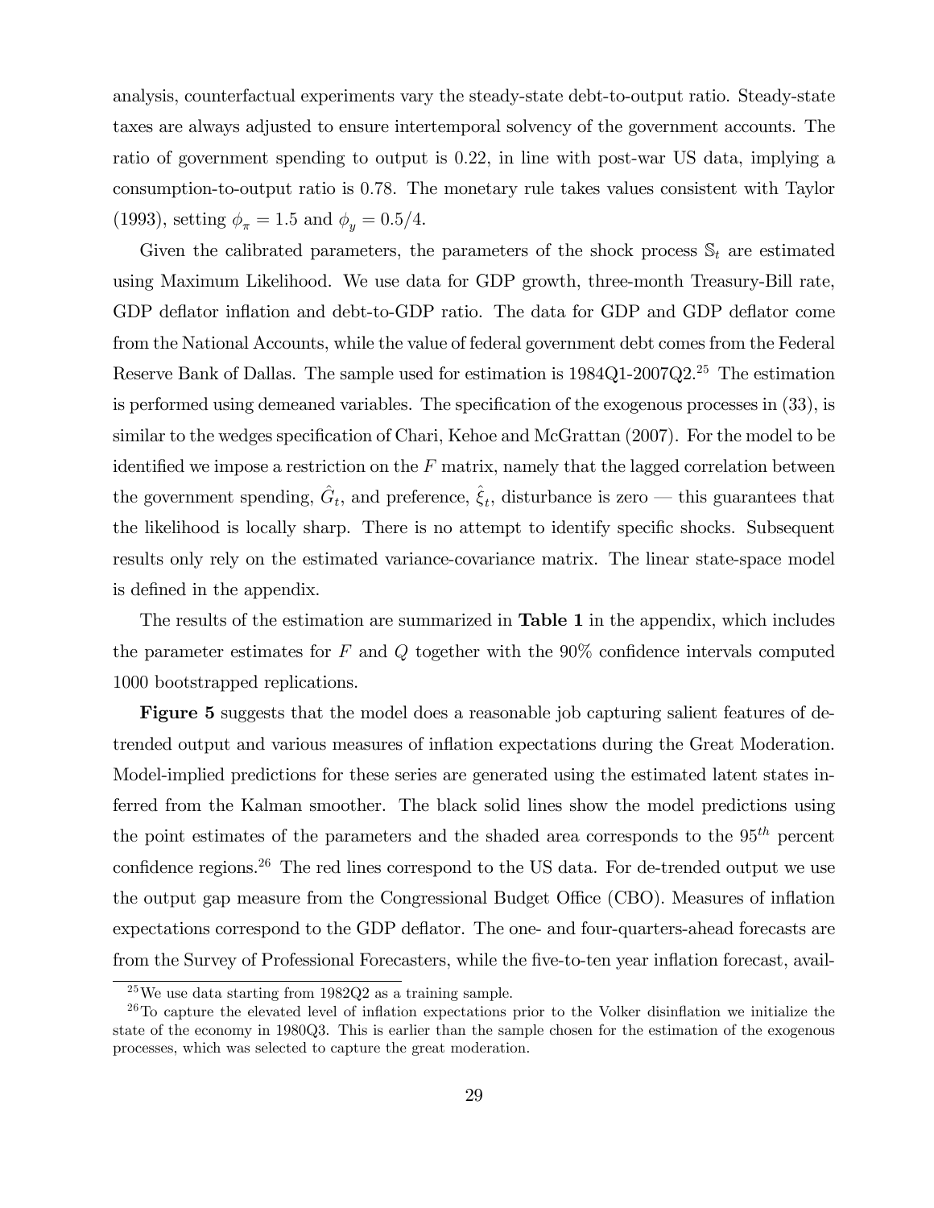analysis, counterfactual experiments vary the steady-state debt-to-output ratio. Steady-state taxes are always adjusted to ensure intertemporal solvency of the government accounts. The ratio of government spending to output is 0.22, in line with post-war US data, implying a consumption-to-output ratio is 0.78. The monetary rule takes values consistent with Taylor (1993), setting $\phi_{\pi} = 1.5$ and $\phi_{y} = 0.5/4$.

Given the calibrated parameters, the parameters of the shock process $\mathbb{S}_t$ are estimated using Maximum Likelihood. We use data for GDP growth, three-month Treasury-Bill rate, GDP deflator inflation and debt-to-GDP ratio. The data for GDP and GDP deflator come from the National Accounts, while the value of federal government debt comes from the Federal Reserve Bank of Dallas. The sample used for estimation is 1984Q1-2007Q2.[25] The estimation is performed using demeaned variables. The specification of the exogenous processes in (33), is similar to the wedges specification of Chari, Kehoe and McGrattan (2007). For the model to be identified we impose a restriction on the $F$ matrix, namely that the lagged correlation between the government spending, $\hat{G}_t$, and preference, $\hat{\xi}_t$, disturbance is zero — this guarantees that the likelihood is locally sharp. There is no attempt to identify specific shocks. Subsequent results only rely on the estimated variance-covariance matrix. The linear state-space model is defined in the appendix.

The results of the estimation are summarized in **Table 1** in the appendix, which includes the parameter estimates for $F$ and $Q$ together with the 90% confidence intervals computed 1000 bootstrapped replications.

**Figure 5** suggests that the model does a reasonable job capturing salient features of de-trended output and various measures of inflation expectations during the Great Moderation. Model-implied predictions for these series are generated using the estimated latent states inferred from the Kalman smoother. The black solid lines show the model predictions using the point estimates of the parameters and the shaded area corresponds to the $95^{th}$ percent confidence regions.[26] The red lines correspond to the US data. For de-trended output we use the output gap measure from the Congressional Budget Office (CBO). Measures of inflation expectations correspond to the GDP deflator. The one- and four-quarters-ahead forecasts are from the Survey of Professional Forecasters, while the five-to-ten year inflation forecast, avail-

[25] We use data starting from 1982Q2 as a training sample.

[26] To capture the elevated level of inflation expectations prior to the Volker disinflation we initialize the state of the economy in 1980Q3. This is earlier than the sample chosen for the estimation of the exogenous processes, which was selected to capture the great moderation.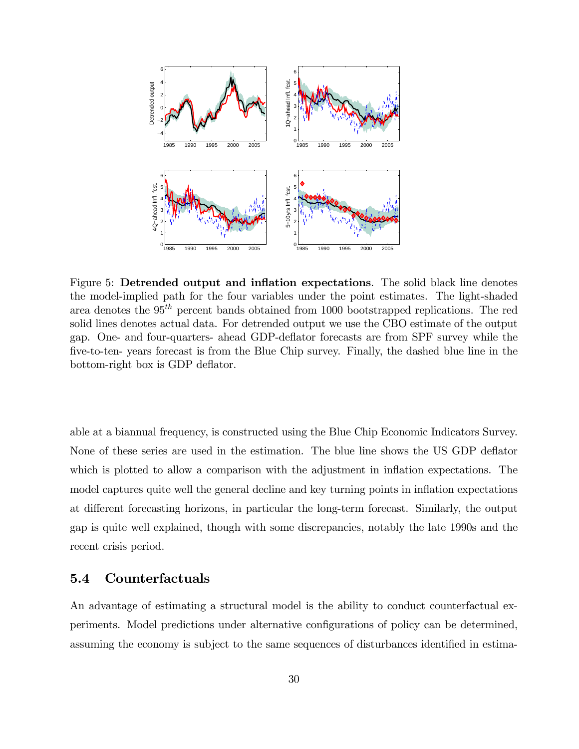Figure 5: **Detrended output and inflation expectations**. The solid black line denotes the model-implied path for the four variables under the point estimates. The light-shaded area denotes the $95^{th}$ percent bands obtained from 1000 bootstrapped replications. The red solid lines denotes actual data. For detrended output we use the CBO estimate of the output gap. One- and four-quarters- ahead GDP-deflator forecasts are from SPF survey while the five-to-ten- years forecast is from the Blue Chip survey. Finally, the dashed blue line in the bottom-right box is GDP deflator.

able at a biannual frequency, is constructed using the Blue Chip Economic Indicators Survey. None of these series are used in the estimation. The blue line shows the US GDP deflator which is plotted to allow a comparison with the adjustment in inflation expectations. The model captures quite well the general decline and key turning points in inflation expectations at different forecasting horizons, in particular the long-term forecast. Similarly, the output gap is quite well explained, though with some discrepancies, notably the late 1990s and the recent crisis period.

### 5.4 Counterfactuals

An advantage of estimating a structural model is the ability to conduct counterfactual experiments. Model predictions under alternative configurations of policy can be determined, assuming the economy is subject to the same sequences of disturbances identified in estima-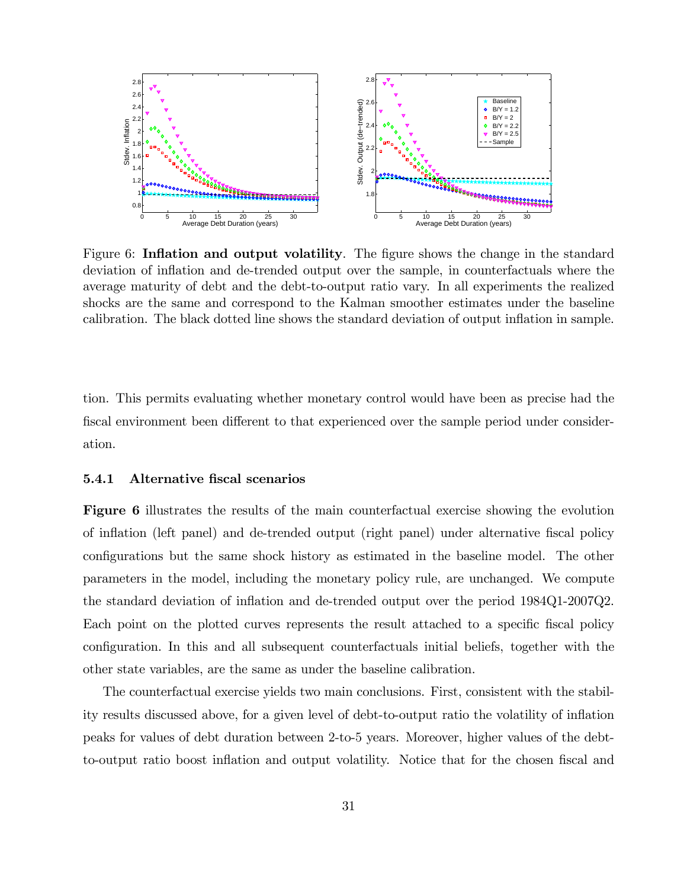Figure 6: **Inflation and output volatility**. The figure shows the change in the standard deviation of inflation and de-trended output over the sample, in counterfactuals where the average maturity of debt and the debt-to-output ratio vary. In all experiments the realized shocks are the same and correspond to the Kalman smoother estimates under the baseline calibration. The black dotted line shows the standard deviation of output inflation in sample.

tion. This permits evaluating whether monetary control would have been as precise had the fiscal environment been different to that experienced over the sample period under consideration.

### 5.4.1 Alternative fiscal scenarios

**Figure 6** illustrates the results of the main counterfactual exercise showing the evolution of inflation (left panel) and de-trended output (right panel) under alternative fiscal policy configurations but the same shock history as estimated in the baseline model. The other parameters in the model, including the monetary policy rule, are unchanged. We compute the standard deviation of inflation and de-trended output over the period 1984Q1-2007Q2. Each point on the plotted curves represents the result attached to a specific fiscal policy configuration. In this and all subsequent counterfactuals initial beliefs, together with the other state variables, are the same as under the baseline calibration.

The counterfactual exercise yields two main conclusions. First, consistent with the stability results discussed above, for a given level of debt-to-output ratio the volatility of inflation peaks for values of debt duration between 2-to-5 years. Moreover, higher values of the debt-to-output ratio boost inflation and output volatility. Notice that for the chosen fiscal and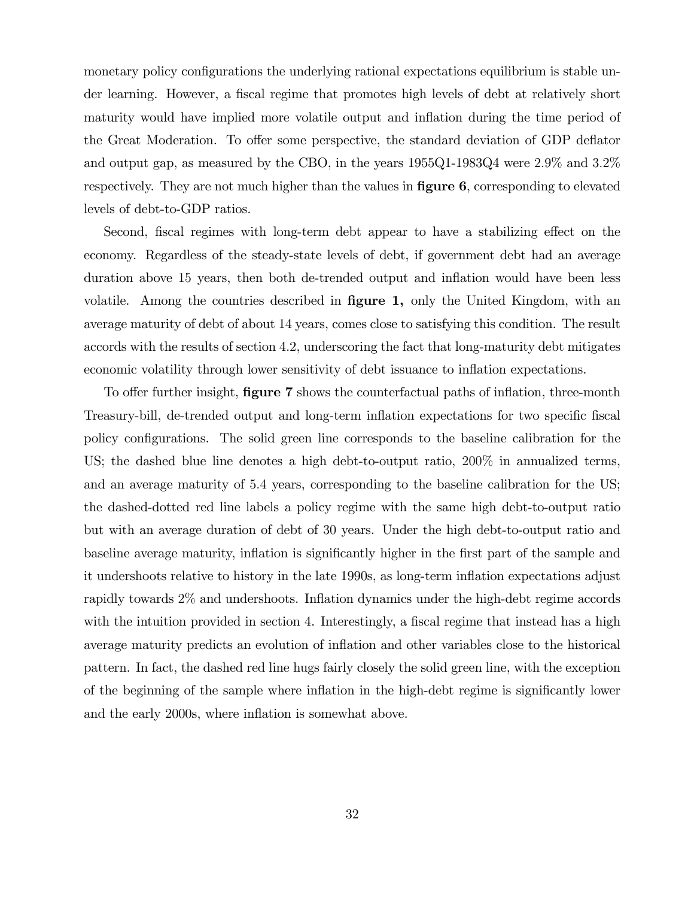monetary policy configurations the underlying rational expectations equilibrium is stable under learning. However, a fiscal regime that promotes high levels of debt at relatively short maturity would have implied more volatile output and inflation during the time period of the Great Moderation. To offer some perspective, the standard deviation of GDP deflator and output gap, as measured by the CBO, in the years 1955Q1-1983Q4 were 2.9% and 3.2% respectively. They are not much higher than the values in **figure 6**, corresponding to elevated levels of debt-to-GDP ratios.

Second, fiscal regimes with long-term debt appear to have a stabilizing effect on the economy. Regardless of the steady-state levels of debt, if government debt had an average duration above 15 years, then both de-trended output and inflation would have been less volatile. Among the countries described in **figure 1,** only the United Kingdom, with an average maturity of debt of about 14 years, comes close to satisfying this condition. The result accords with the results of section 4.2, underscoring the fact that long-maturity debt mitigates economic volatility through lower sensitivity of debt issuance to inflation expectations.

To offer further insight, **figure 7** shows the counterfactual paths of inflation, three-month Treasury-bill, de-trended output and long-term inflation expectations for two specific fiscal policy configurations. The solid green line corresponds to the baseline calibration for the US; the dashed blue line denotes a high debt-to-output ratio, 200% in annualized terms, and an average maturity of 5.4 years, corresponding to the baseline calibration for the US; the dashed-dotted red line labels a policy regime with the same high debt-to-output ratio but with an average duration of debt of 30 years. Under the high debt-to-output ratio and baseline average maturity, inflation is significantly higher in the first part of the sample and it undershoots relative to history in the late 1990s, as long-term inflation expectations adjust rapidly towards 2% and undershoots. Inflation dynamics under the high-debt regime accords with the intuition provided in section 4. Interestingly, a fiscal regime that instead has a high average maturity predicts an evolution of inflation and other variables close to the historical pattern. In fact, the dashed red line hugs fairly closely the solid green line, with the exception of the beginning of the sample where inflation in the high-debt regime is significantly lower and the early 2000s, where inflation is somewhat above.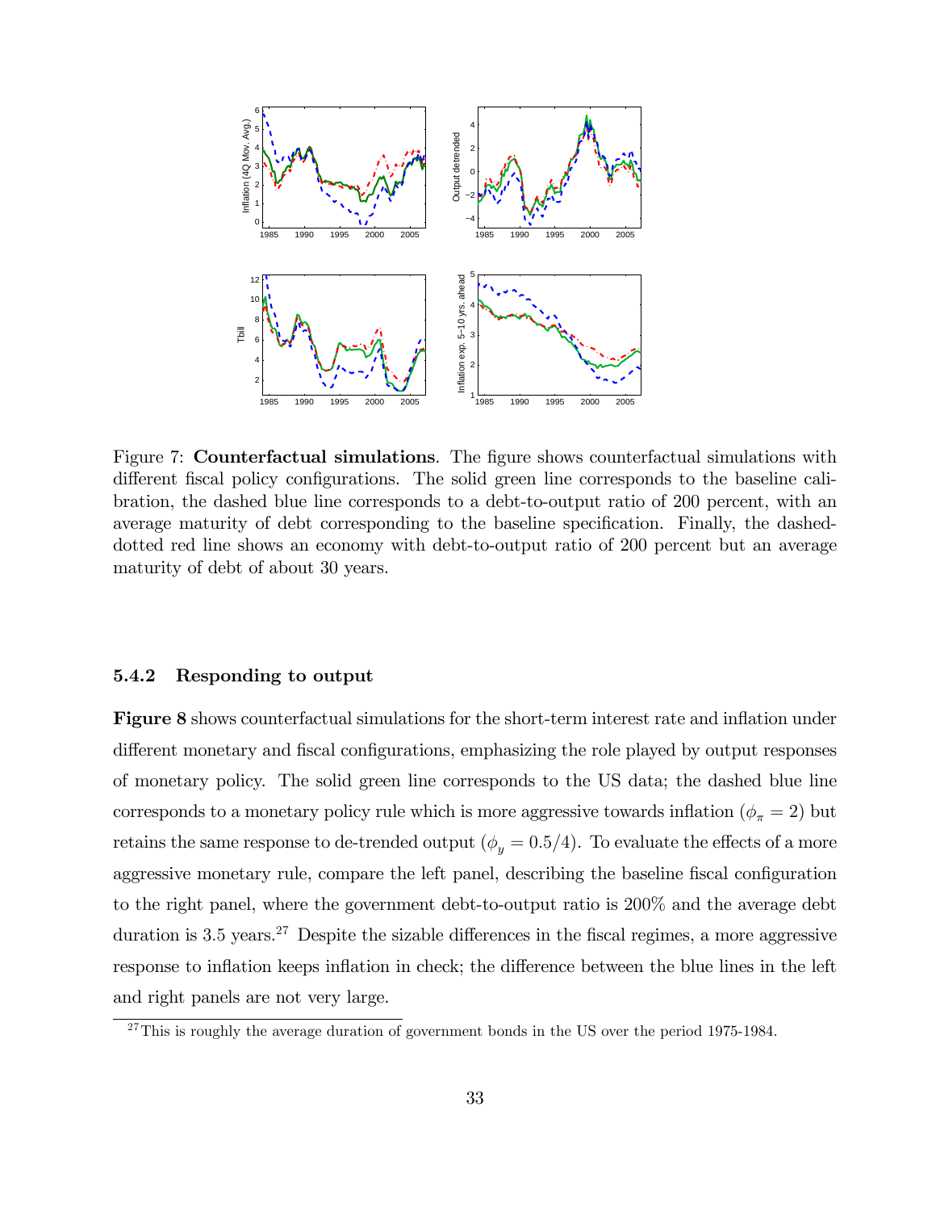Figure 7: **Counterfactual simulations**. The figure shows counterfactual simulations with different fiscal policy configurations. The solid green line corresponds to the baseline calibration, the dashed blue line corresponds to a debt-to-output ratio of 200 percent, with an average maturity of debt corresponding to the baseline specification. Finally, the dashed-dotted red line shows an economy with debt-to-output ratio of 200 percent but an average maturity of debt of about 30 years.

### 5.4.2 Responding to output

**Figure 8** shows counterfactual simulations for the short-term interest rate and inflation under different monetary and fiscal configurations, emphasizing the role played by output responses of monetary policy. The solid green line corresponds to the US data; the dashed blue line corresponds to a monetary policy rule which is more aggressive towards inflation ($\phi_\pi = 2$) but retains the same response to de-trended output ($\phi_y = 0.5/4$). To evaluate the effects of a more aggressive monetary rule, compare the left panel, describing the baseline fiscal configuration to the right panel, where the government debt-to-output ratio is 200% and the average debt duration is 3.5 years.[27] Despite the sizable differences in the fiscal regimes, a more aggressive response to inflation keeps inflation in check; the difference between the blue lines in the left and right panels are not very large.

[27] This is roughly the average duration of government bonds in the US over the period 1975-1984.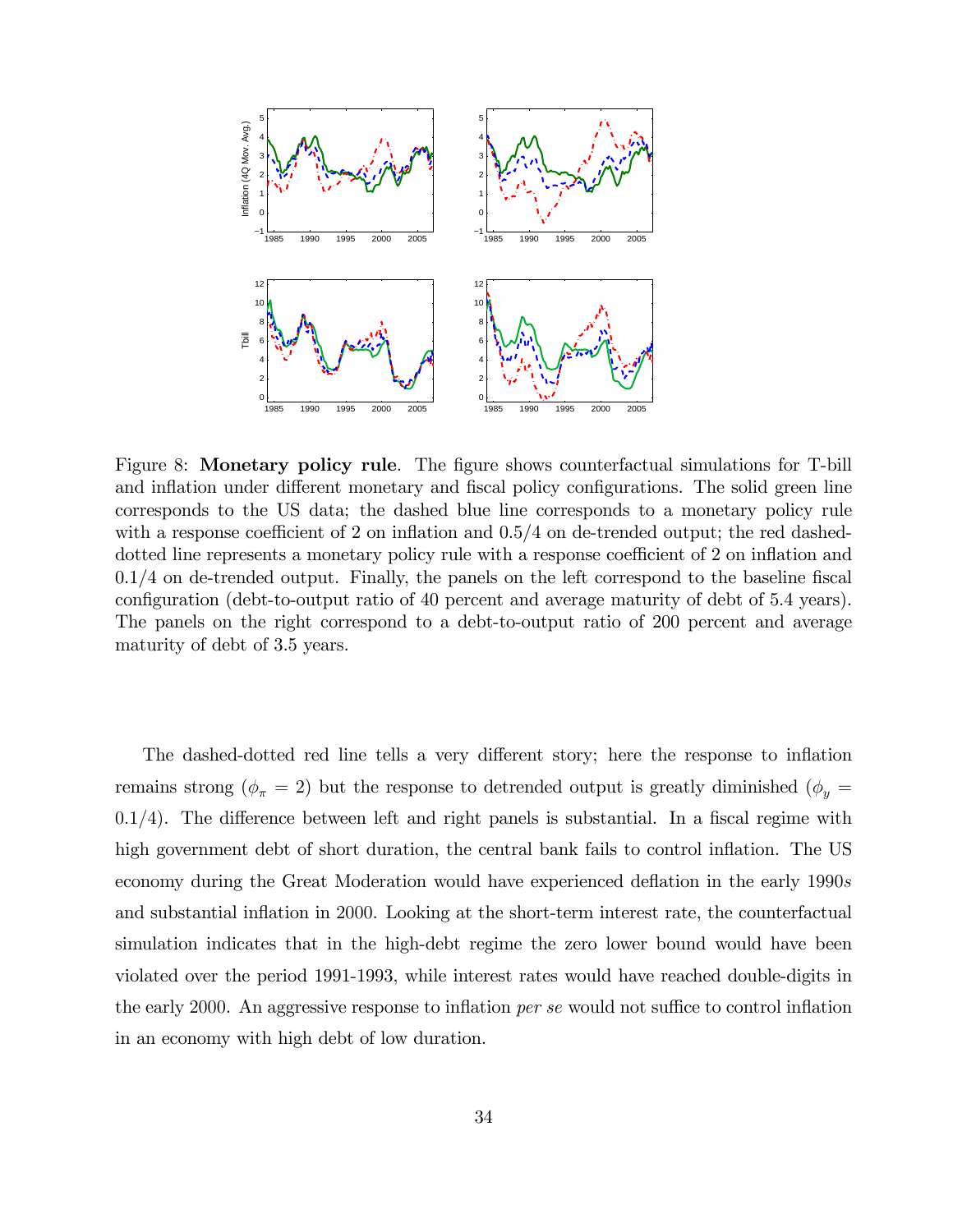Figure 8: **Monetary policy rule**. The figure shows counterfactual simulations for T-bill and inflation under different monetary and fiscal policy configurations. The solid green line corresponds to the US data; the dashed blue line corresponds to a monetary policy rule with a response coefficient of 2 on inflation and 0.5/4 on de-trended output; the red dashed-dotted line represents a monetary policy rule with a response coefficient of 2 on inflation and 0.1/4 on de-trended output. Finally, the panels on the left correspond to the baseline fiscal configuration (debt-to-output ratio of 40 percent and average maturity of debt of 5.4 years). The panels on the right correspond to a debt-to-output ratio of 200 percent and average maturity of debt of 3.5 years.

The dashed-dotted red line tells a very different story; here the response to inflation remains strong ($\phi_\pi = 2$) but the response to detrended output is greatly diminished ($\phi_y = 0.1/4$). The difference between left and right panels is substantial. In a fiscal regime with high government debt of short duration, the central bank fails to control inflation. The US economy during the Great Moderation would have experienced deflation in the early 1990*s* and substantial inflation in 2000. Looking at the short-term interest rate, the counterfactual simulation indicates that in the high-debt regime the zero lower bound would have been violated over the period 1991-1993, while interest rates would have reached double-digits in the early 2000. An aggressive response to inflation *per se* would not suffice to control inflation in an economy with high debt of low duration.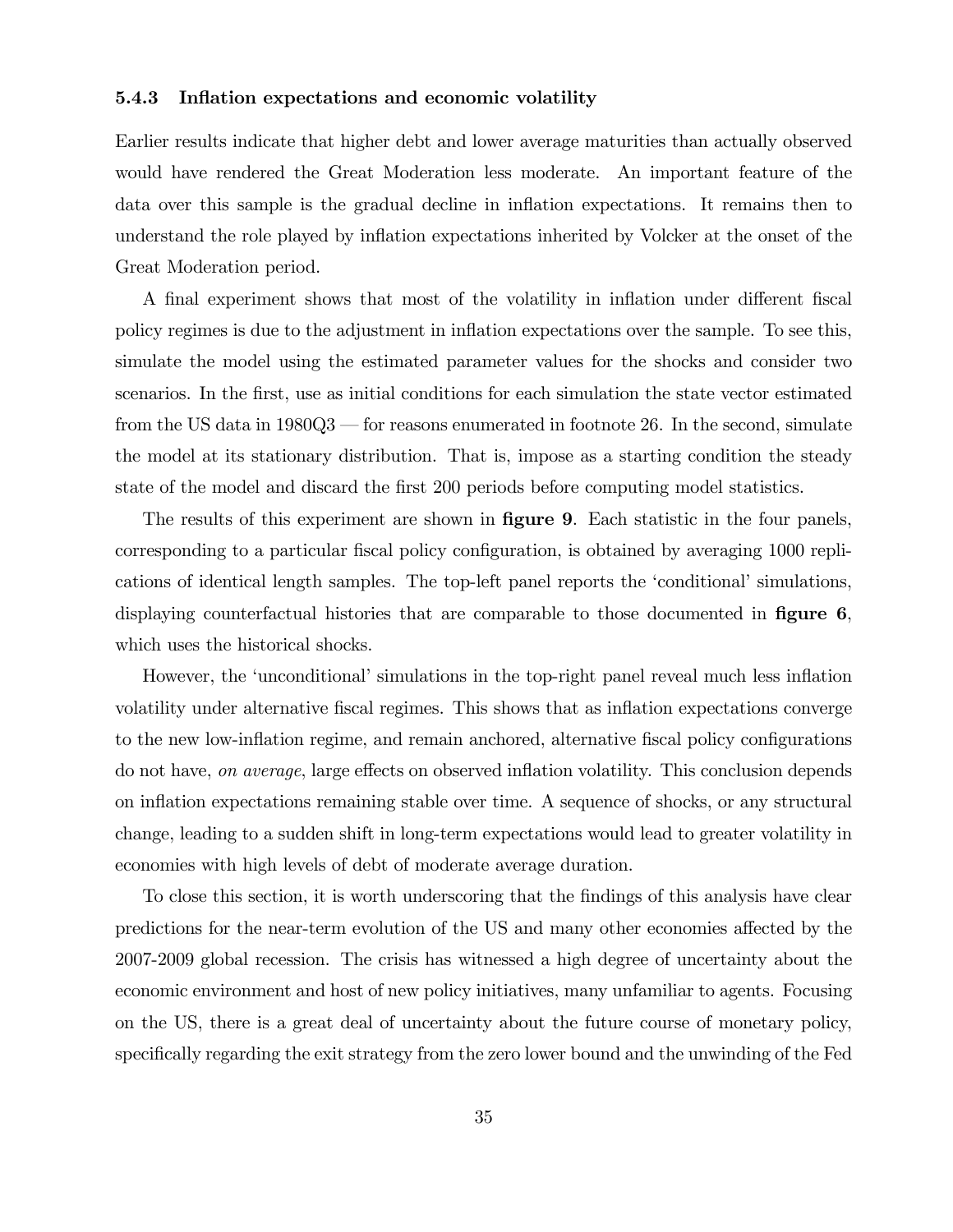#### 5.4.3 Inflation expectations and economic volatility

Earlier results indicate that higher debt and lower average maturities than actually observed would have rendered the Great Moderation less moderate. An important feature of the data over this sample is the gradual decline in inflation expectations. It remains then to understand the role played by inflation expectations inherited by Volcker at the onset of the Great Moderation period.

A final experiment shows that most of the volatility in inflation under different fiscal policy regimes is due to the adjustment in inflation expectations over the sample. To see this, simulate the model using the estimated parameter values for the shocks and consider two scenarios. In the first, use as initial conditions for each simulation the state vector estimated from the US data in 1980Q3 — for reasons enumerated in footnote 26. In the second, simulate the model at its stationary distribution. That is, impose as a starting condition the steady state of the model and discard the first 200 periods before computing model statistics.

The results of this experiment are shown in **figure 9**. Each statistic in the four panels, corresponding to a particular fiscal policy configuration, is obtained by averaging 1000 replications of identical length samples. The top-left panel reports the 'conditional' simulations, displaying counterfactual histories that are comparable to those documented in **figure 6**, which uses the historical shocks.

However, the 'unconditional' simulations in the top-right panel reveal much less inflation volatility under alternative fiscal regimes. This shows that as inflation expectations converge to the new low-inflation regime, and remain anchored, alternative fiscal policy configurations do not have, *on average*, large effects on observed inflation volatility. This conclusion depends on inflation expectations remaining stable over time. A sequence of shocks, or any structural change, leading to a sudden shift in long-term expectations would lead to greater volatility in economies with high levels of debt of moderate average duration.

To close this section, it is worth underscoring that the findings of this analysis have clear predictions for the near-term evolution of the US and many other economies affected by the 2007-2009 global recession. The crisis has witnessed a high degree of uncertainty about the economic environment and host of new policy initiatives, many unfamiliar to agents. Focusing on the US, there is a great deal of uncertainty about the future course of monetary policy, specifically regarding the exit strategy from the zero lower bound and the unwinding of the Fed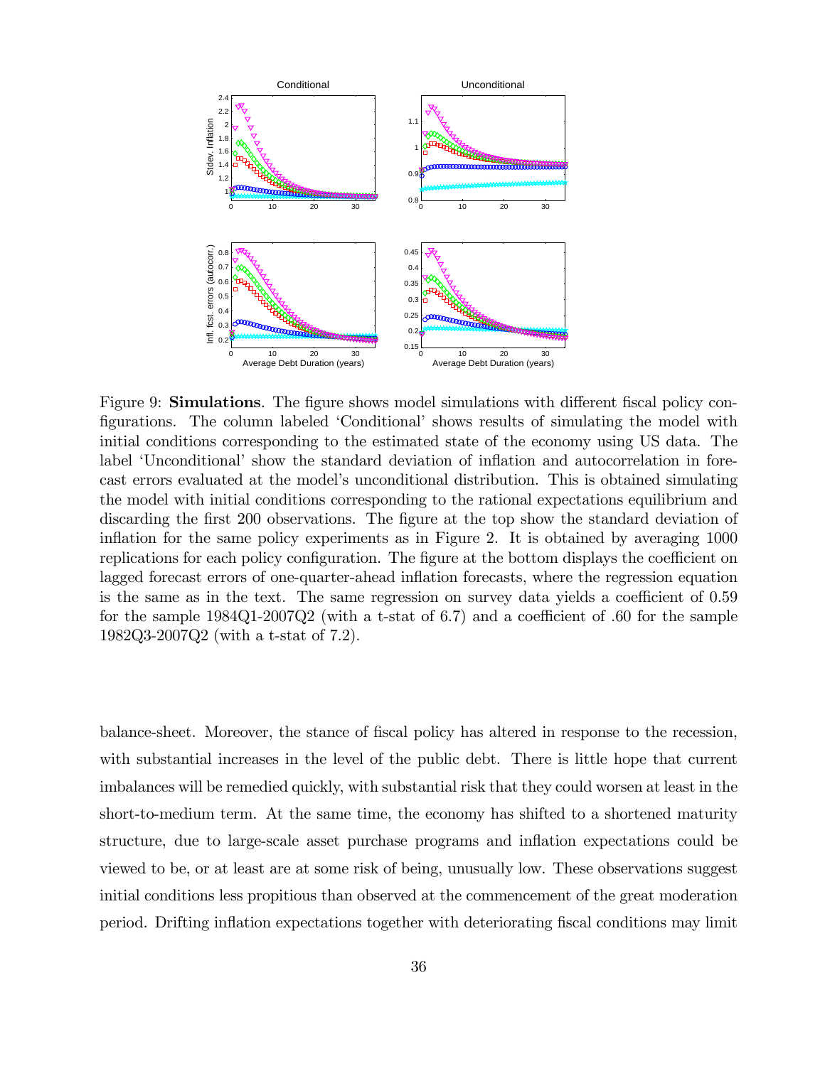Figure 9: **Simulations**. The figure shows model simulations with different fiscal policy configurations. The column labeled 'Conditional' shows results of simulating the model with initial conditions corresponding to the estimated state of the economy using US data. The label 'Unconditional' show the standard deviation of inflation and autocorrelation in forecast errors evaluated at the model's unconditional distribution. This is obtained simulating the model with initial conditions corresponding to the rational expectations equilibrium and discarding the first 200 observations. The figure at the top show the standard deviation of inflation for the same policy experiments as in Figure 2. It is obtained by averaging 1000 replications for each policy configuration. The figure at the bottom displays the coefficient on lagged forecast errors of one-quarter-ahead inflation forecasts, where the regression equation is the same as in the text. The same regression on survey data yields a coefficient of 0.59 for the sample 1984Q1-2007Q2 (with a t-stat of 6.7) and a coefficient of .60 for the sample 1982Q3-2007Q2 (with a t-stat of 7.2).

balance-sheet. Moreover, the stance of fiscal policy has altered in response to the recession, with substantial increases in the level of the public debt. There is little hope that current imbalances will be remedied quickly, with substantial risk that they could worsen at least in the short-to-medium term. At the same time, the economy has shifted to a shortened maturity structure, due to large-scale asset purchase programs and inflation expectations could be viewed to be, or at least are at some risk of being, unusually low. These observations suggest initial conditions less propitious than observed at the commencement of the great moderation period. Drifting inflation expectations together with deteriorating fiscal conditions may limit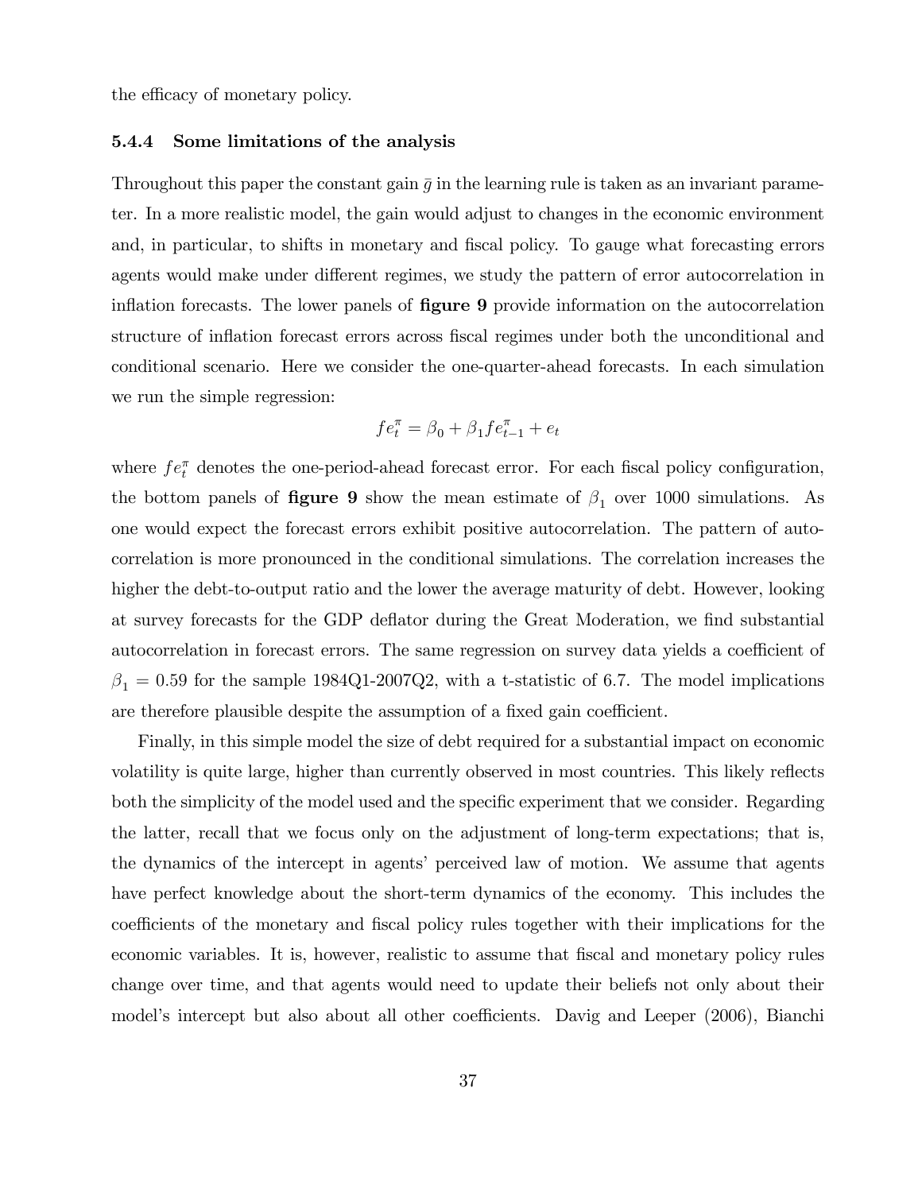the efficacy of monetary policy.

#### 5.4.4 Some limitations of the analysis

Throughout this paper the constant gain $\bar{g}$ in the learning rule is taken as an invariant parameter. In a more realistic model, the gain would adjust to changes in the economic environment and, in particular, to shifts in monetary and fiscal policy. To gauge what forecasting errors agents would make under different regimes, we study the pattern of error autocorrelation in inflation forecasts. The lower panels of **figure 9** provide information on the autocorrelation structure of inflation forecast errors across fiscal regimes under both the unconditional and conditional scenario. Here we consider the one-quarter-ahead forecasts. In each simulation we run the simple regression:

$$fe_t^{\pi} = \beta_0 + \beta_1 fe_{t-1}^{\pi} + e_t$$

where $fe_t^{\pi}$ denotes the one-period-ahead forecast error. For each fiscal policy configuration, the bottom panels of **figure 9** show the mean estimate of $\beta_1$ over 1000 simulations. As one would expect the forecast errors exhibit positive autocorrelation. The pattern of autocorrelation is more pronounced in the conditional simulations. The correlation increases the higher the debt-to-output ratio and the lower the average maturity of debt. However, looking at survey forecasts for the GDP deflator during the Great Moderation, we find substantial autocorrelation in forecast errors. The same regression on survey data yields a coefficient of $\beta_1 = 0.59$ for the sample 1984Q1-2007Q2, with a t-statistic of 6.7. The model implications are therefore plausible despite the assumption of a fixed gain coefficient.

Finally, in this simple model the size of debt required for a substantial impact on economic volatility is quite large, higher than currently observed in most countries. This likely reflects both the simplicity of the model used and the specific experiment that we consider. Regarding the latter, recall that we focus only on the adjustment of long-term expectations; that is, the dynamics of the intercept in agents' perceived law of motion. We assume that agents have perfect knowledge about the short-term dynamics of the economy. This includes the coefficients of the monetary and fiscal policy rules together with their implications for the economic variables. It is, however, realistic to assume that fiscal and monetary policy rules change over time, and that agents would need to update their beliefs not only about their model's intercept but also about all other coefficients. Davig and Leeper (2006), Bianchi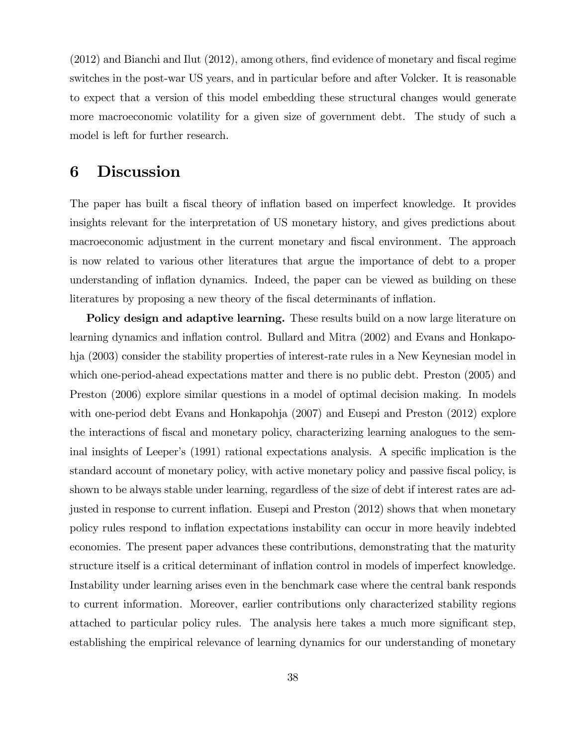(2012) and Bianchi and Ilut (2012), among others, find evidence of monetary and fiscal regime switches in the post-war US years, and in particular before and after Volcker. It is reasonable to expect that a version of this model embedding these structural changes would generate more macroeconomic volatility for a given size of government debt. The study of such a model is left for further research.

# 6 Discussion

The paper has built a fiscal theory of inflation based on imperfect knowledge. It provides insights relevant for the interpretation of US monetary history, and gives predictions about macroeconomic adjustment in the current monetary and fiscal environment. The approach is now related to various other literatures that argue the importance of debt to a proper understanding of inflation dynamics. Indeed, the paper can be viewed as building on these literatures by proposing a new theory of the fiscal determinants of inflation.

**Policy design and adaptive learning.** These results build on a now large literature on learning dynamics and inflation control. Bullard and Mitra (2002) and Evans and Honkapohja (2003) consider the stability properties of interest-rate rules in a New Keynesian model in which one-period-ahead expectations matter and there is no public debt. Preston (2005) and Preston (2006) explore similar questions in a model of optimal decision making. In models with one-period debt Evans and Honkapohja (2007) and Eusepi and Preston (2012) explore the interactions of fiscal and monetary policy, characterizing learning analogues to the seminal insights of Leeper's (1991) rational expectations analysis. A specific implication is the standard account of monetary policy, with active monetary policy and passive fiscal policy, is shown to be always stable under learning, regardless of the size of debt if interest rates are adjusted in response to current inflation. Eusepi and Preston (2012) shows that when monetary policy rules respond to inflation expectations instability can occur in more heavily indebted economies. The present paper advances these contributions, demonstrating that the maturity structure itself is a critical determinant of inflation control in models of imperfect knowledge. Instability under learning arises even in the benchmark case where the central bank responds to current information. Moreover, earlier contributions only characterized stability regions attached to particular policy rules. The analysis here takes a much more significant step, establishing the empirical relevance of learning dynamics for our understanding of monetary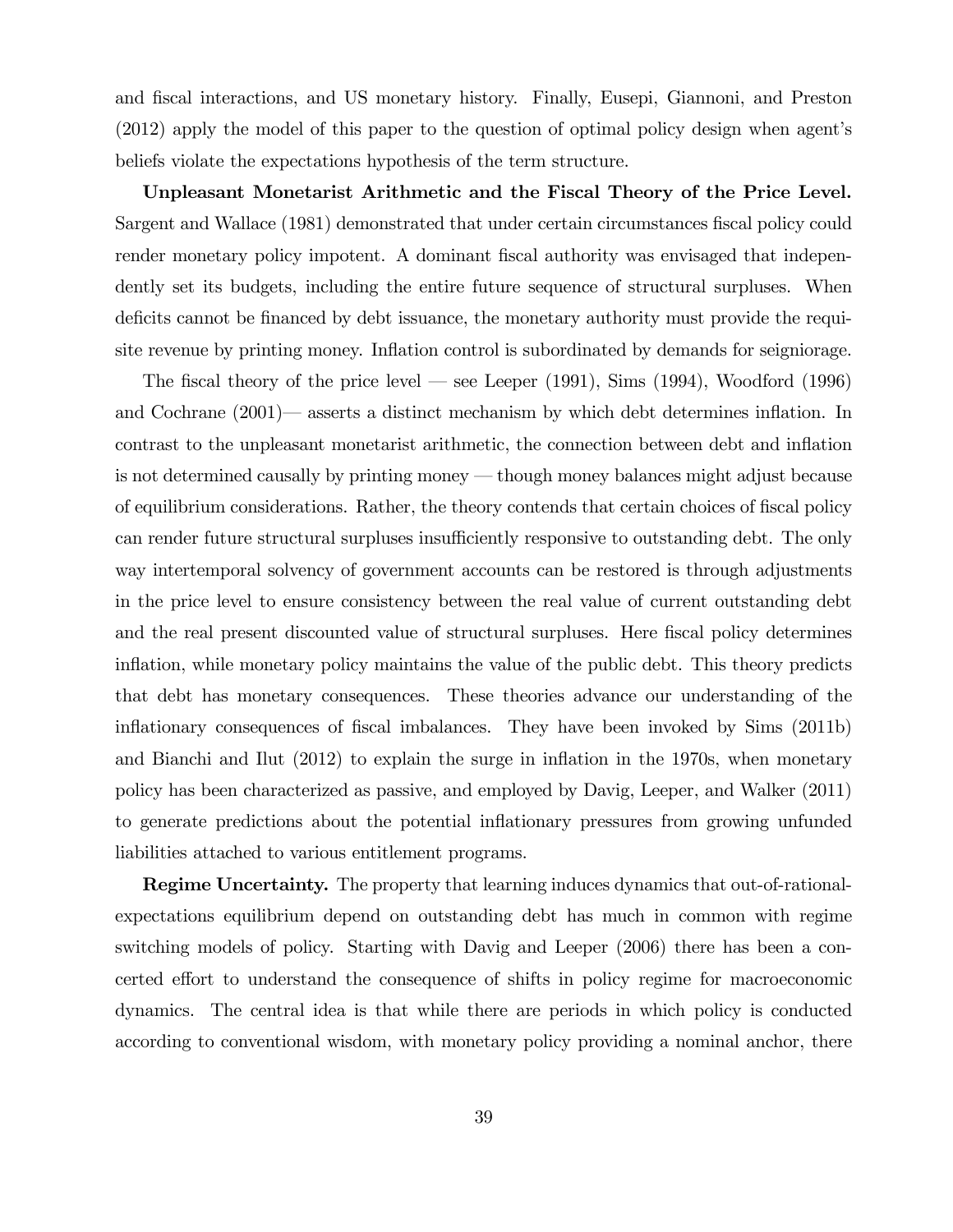and fiscal interactions, and US monetary history. Finally, Eusepi, Giannoni, and Preston (2012) apply the model of this paper to the question of optimal policy design when agent's beliefs violate the expectations hypothesis of the term structure.

**Unpleasant Monetarist Arithmetic and the Fiscal Theory of the Price Level.** Sargent and Wallace (1981) demonstrated that under certain circumstances fiscal policy could render monetary policy impotent. A dominant fiscal authority was envisaged that independently set its budgets, including the entire future sequence of structural surpluses. When deficits cannot be financed by debt issuance, the monetary authority must provide the requisite revenue by printing money. Inflation control is subordinated by demands for seigniorage.

The fiscal theory of the price level — see Leeper (1991), Sims (1994), Woodford (1996) and Cochrane (2001)— asserts a distinct mechanism by which debt determines inflation. In contrast to the unpleasant monetarist arithmetic, the connection between debt and inflation is not determined causally by printing money — though money balances might adjust because of equilibrium considerations. Rather, the theory contends that certain choices of fiscal policy can render future structural surpluses insufficiently responsive to outstanding debt. The only way intertemporal solvency of government accounts can be restored is through adjustments in the price level to ensure consistency between the real value of current outstanding debt and the real present discounted value of structural surpluses. Here fiscal policy determines inflation, while monetary policy maintains the value of the public debt. This theory predicts that debt has monetary consequences. These theories advance our understanding of the inflationary consequences of fiscal imbalances. They have been invoked by Sims (2011b) and Bianchi and Ilut (2012) to explain the surge in inflation in the 1970s, when monetary policy has been characterized as passive, and employed by Davig, Leeper, and Walker (2011) to generate predictions about the potential inflationary pressures from growing unfunded liabilities attached to various entitlement programs.

**Regime Uncertainty.** The property that learning induces dynamics that out-of-rational-expectations equilibrium depend on outstanding debt has much in common with regime switching models of policy. Starting with Davig and Leeper (2006) there has been a concerted effort to understand the consequence of shifts in policy regime for macroeconomic dynamics. The central idea is that while there are periods in which policy is conducted according to conventional wisdom, with monetary policy providing a nominal anchor, there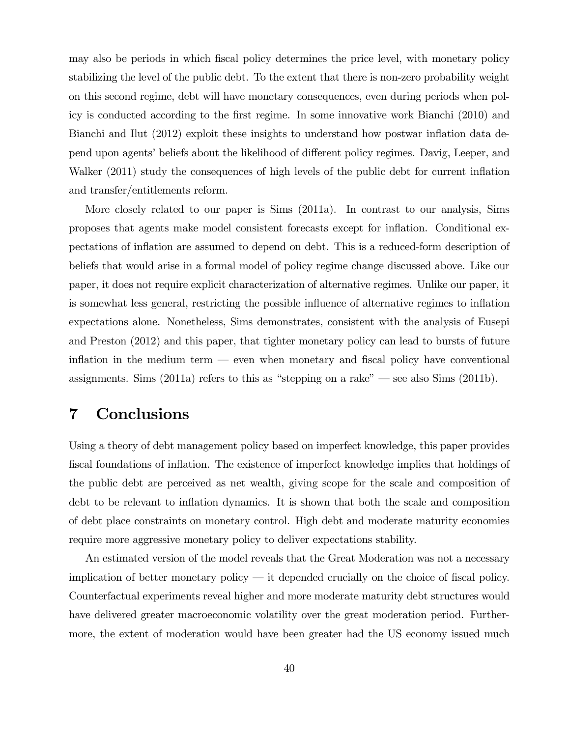may also be periods in which fiscal policy determines the price level, with monetary policy stabilizing the level of the public debt. To the extent that there is non-zero probability weight on this second regime, debt will have monetary consequences, even during periods when policy is conducted according to the first regime. In some innovative work Bianchi (2010) and Bianchi and Ilut (2012) exploit these insights to understand how postwar inflation data depend upon agents' beliefs about the likelihood of different policy regimes. Davig, Leeper, and Walker (2011) study the consequences of high levels of the public debt for current inflation and transfer/entitlements reform.

More closely related to our paper is Sims (2011a). In contrast to our analysis, Sims proposes that agents make model consistent forecasts except for inflation. Conditional expectations of inflation are assumed to depend on debt. This is a reduced-form description of beliefs that would arise in a formal model of policy regime change discussed above. Like our paper, it does not require explicit characterization of alternative regimes. Unlike our paper, it is somewhat less general, restricting the possible influence of alternative regimes to inflation expectations alone. Nonetheless, Sims demonstrates, consistent with the analysis of Eusepi and Preston (2012) and this paper, that tighter monetary policy can lead to bursts of future inflation in the medium term — even when monetary and fiscal policy have conventional assignments. Sims (2011a) refers to this as "stepping on a rake" — see also Sims (2011b).

# 7 Conclusions

Using a theory of debt management policy based on imperfect knowledge, this paper provides fiscal foundations of inflation. The existence of imperfect knowledge implies that holdings of the public debt are perceived as net wealth, giving scope for the scale and composition of debt to be relevant to inflation dynamics. It is shown that both the scale and composition of debt place constraints on monetary control. High debt and moderate maturity economies require more aggressive monetary policy to deliver expectations stability.

An estimated version of the model reveals that the Great Moderation was not a necessary implication of better monetary policy — it depended crucially on the choice of fiscal policy. Counterfactual experiments reveal higher and more moderate maturity debt structures would have delivered greater macroeconomic volatility over the great moderation period. Furthermore, the extent of moderation would have been greater had the US economy issued much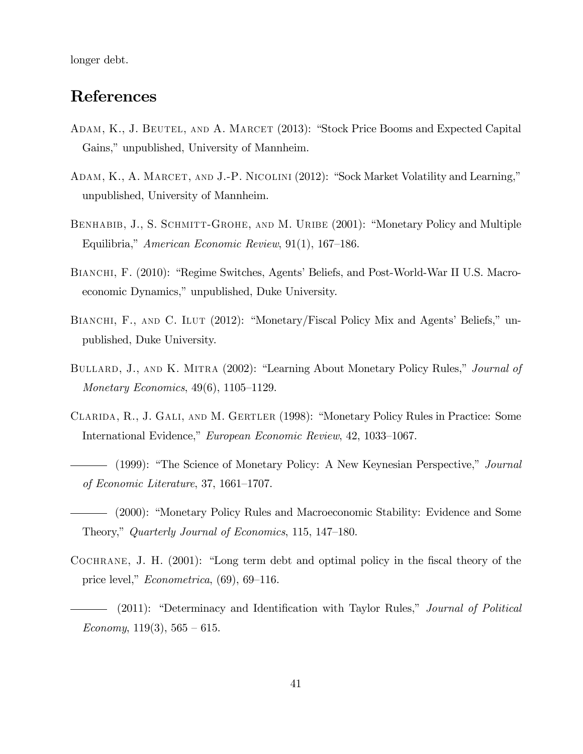longer debt.

# References

Adam, K., J. Beutel, and A. Marcet (2013): "Stock Price Booms and Expected Capital Gains," unpublished, University of Mannheim.

Adam, K., A. Marcet, and J.-P. Nicolini (2012): "Sock Market Volatility and Learning," unpublished, University of Mannheim.

Benhabib, J., S. Schmitt-Grohe, and M. Uribe (2001): "Monetary Policy and Multiple Equilibria," *American Economic Review*, 91(1), 167–186.

Bianchi, F. (2010): "Regime Switches, Agents' Beliefs, and Post-World-War II U.S. Macroeconomic Dynamics," unpublished, Duke University.

Bianchi, F., and C. Ilut (2012): "Monetary/Fiscal Policy Mix and Agents' Beliefs," unpublished, Duke University.

Bullard, J., and K. Mitra (2002): "Learning About Monetary Policy Rules," *Journal of Monetary Economics*, 49(6), 1105–1129.

Clarida, R., J. Gali, and M. Gertler (1998): "Monetary Policy Rules in Practice: Some International Evidence," *European Economic Review*, 42, 1033–1067.

——— (1999): "The Science of Monetary Policy: A New Keynesian Perspective," *Journal of Economic Literature*, 37, 1661–1707.

——— (2000): "Monetary Policy Rules and Macroeconomic Stability: Evidence and Some Theory," *Quarterly Journal of Economics*, 115, 147–180.

Cochrane, J. H. (2001): "Long term debt and optimal policy in the fiscal theory of the price level," *Econometrica*, (69), 69–116.

——— (2011): "Determinacy and Identification with Taylor Rules," *Journal of Political Economy*, 119(3), 565 – 615.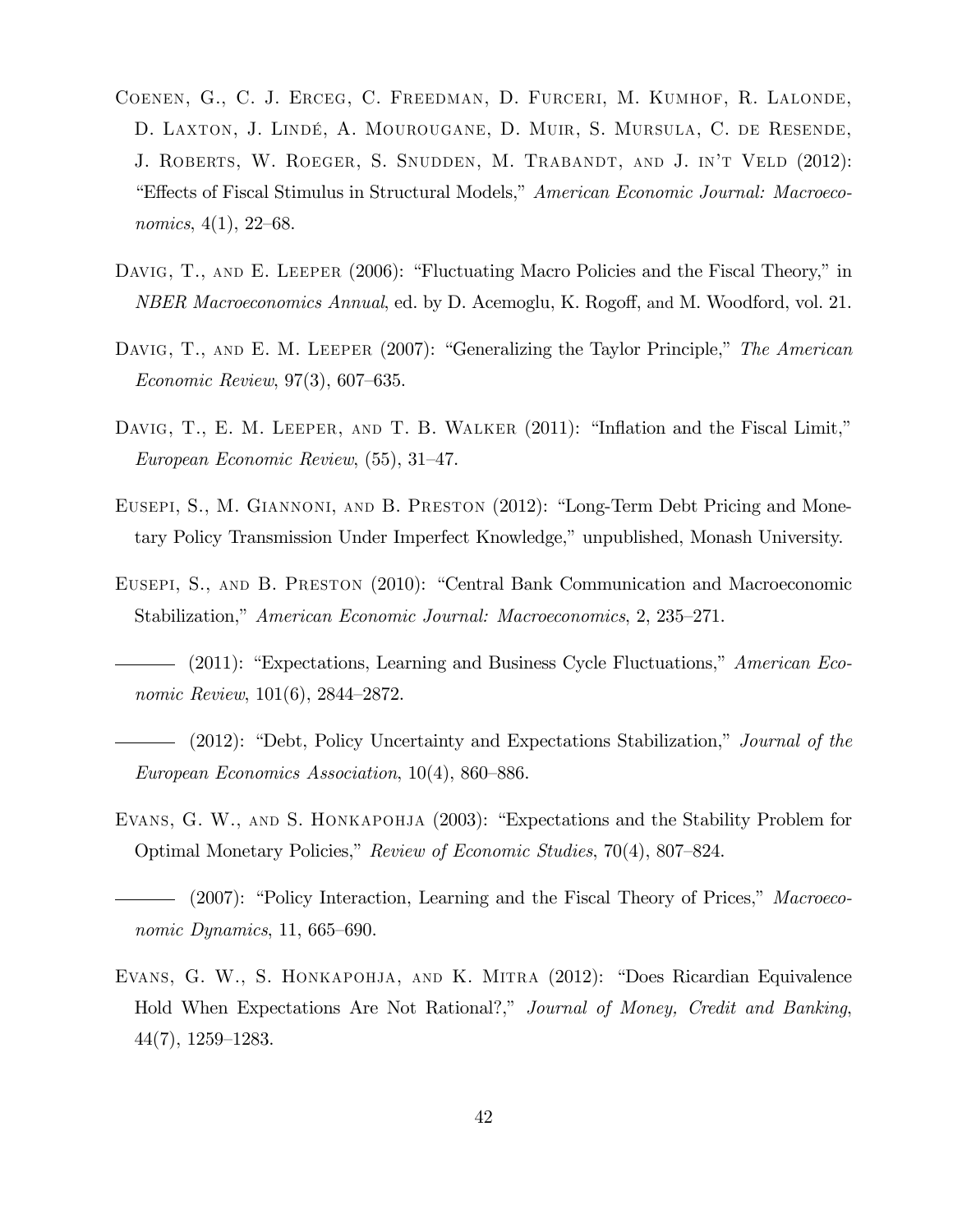Coenen, G., C. J. Erceg, C. Freedman, D. Furceri, M. Kumhof, R. Lalonde, D. Laxton, J. Lindé, A. Mourougane, D. Muir, S. Mursula, C. de Resende, J. Roberts, W. Roeger, S. Snudden, M. Trabandt, and J. in't Veld (2012): "Effects of Fiscal Stimulus in Structural Models," *American Economic Journal: Macroeconomics*, 4(1), 22–68.

Davig, T., and E. Leeper (2006): "Fluctuating Macro Policies and the Fiscal Theory," in *NBER Macroeconomics Annual*, ed. by D. Acemoglu, K. Rogoff, and M. Woodford, vol. 21.

Davig, T., and E. M. Leeper (2007): "Generalizing the Taylor Principle," *The American Economic Review*, 97(3), 607–635.

Davig, T., E. M. Leeper, and T. B. Walker (2011): "Inflation and the Fiscal Limit," *European Economic Review*, (55), 31–47.

Eusepi, S., M. Giannoni, and B. Preston (2012): "Long-Term Debt Pricing and Monetary Policy Transmission Under Imperfect Knowledge," unpublished, Monash University.

Eusepi, S., and B. Preston (2010): "Central Bank Communication and Macroeconomic Stabilization," *American Economic Journal: Macroeconomics*, 2, 235–271.

——— (2011): "Expectations, Learning and Business Cycle Fluctuations," *American Economic Review*, 101(6), 2844–2872.

——— (2012): "Debt, Policy Uncertainty and Expectations Stabilization," *Journal of the European Economics Association*, 10(4), 860–886.

Evans, G. W., and S. Honkapohja (2003): "Expectations and the Stability Problem for Optimal Monetary Policies," *Review of Economic Studies*, 70(4), 807–824.

——— (2007): "Policy Interaction, Learning and the Fiscal Theory of Prices," *Macroeconomic Dynamics*, 11, 665–690.

Evans, G. W., S. Honkapohja, and K. Mitra (2012): "Does Ricardian Equivalence Hold When Expectations Are Not Rational?," *Journal of Money, Credit and Banking*, 44(7), 1259–1283.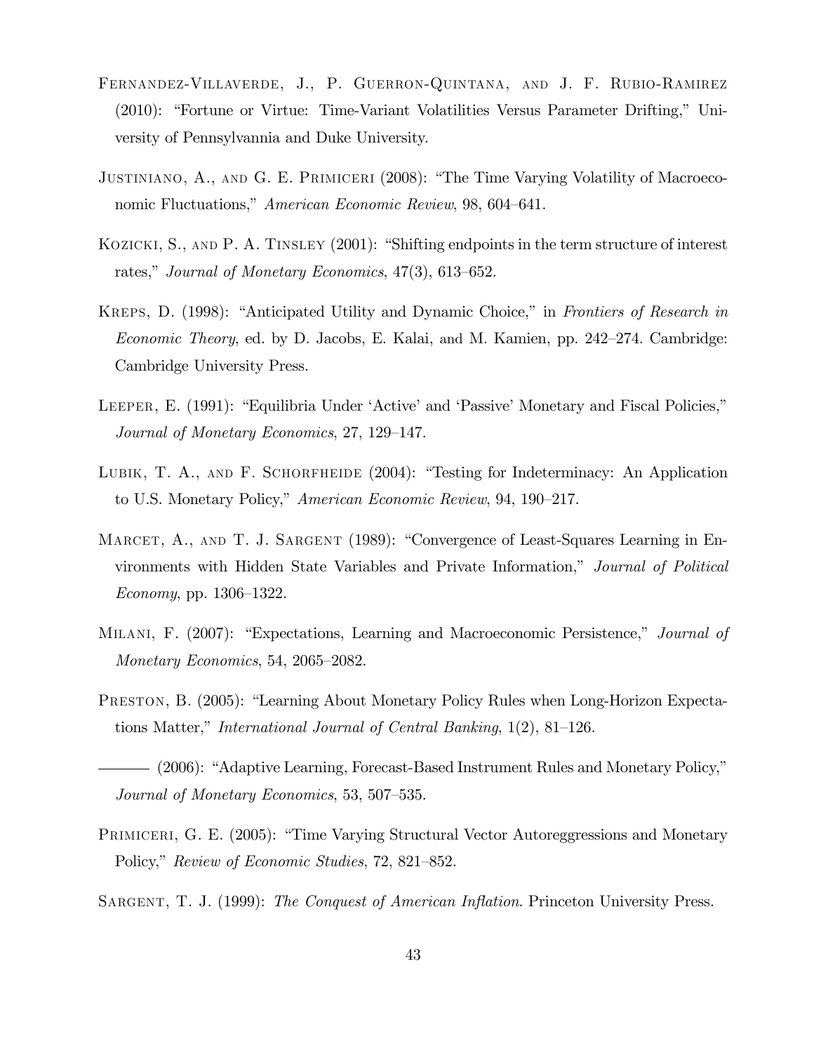Fernandez-Villaverde, J., P. Guerron-Quintana, and J. F. Rubio-Ramirez (2010): "Fortune or Virtue: Time-Variant Volatilities Versus Parameter Drifting," University of Pennsylvannia and Duke University.

Justiniano, A., and G. E. Primiceri (2008): "The Time Varying Volatility of Macroeconomic Fluctuations," *American Economic Review*, 98, 604–641.

Kozicki, S., and P. A. Tinsley (2001): "Shifting endpoints in the term structure of interest rates," *Journal of Monetary Economics*, 47(3), 613–652.

Kreps, D. (1998): "Anticipated Utility and Dynamic Choice," in *Frontiers of Research in Economic Theory*, ed. by D. Jacobs, E. Kalai, and M. Kamien, pp. 242–274. Cambridge: Cambridge University Press.

Leeper, E. (1991): "Equilibria Under 'Active' and 'Passive' Monetary and Fiscal Policies," *Journal of Monetary Economics*, 27, 129–147.

Lubik, T. A., and F. Schorfheide (2004): "Testing for Indeterminacy: An Application to U.S. Monetary Policy," *American Economic Review*, 94, 190–217.

Marcet, A., and T. J. Sargent (1989): "Convergence of Least-Squares Learning in Environments with Hidden State Variables and Private Information," *Journal of Political Economy*, pp. 1306–1322.

Milani, F. (2007): "Expectations, Learning and Macroeconomic Persistence," *Journal of Monetary Economics*, 54, 2065–2082.

Preston, B. (2005): "Learning About Monetary Policy Rules when Long-Horizon Expectations Matter," *International Journal of Central Banking*, 1(2), 81–126.

——— (2006): "Adaptive Learning, Forecast-Based Instrument Rules and Monetary Policy," *Journal of Monetary Economics*, 53, 507–535.

Primiceri, G. E. (2005): "Time Varying Structural Vector Autoreggressions and Monetary Policy," *Review of Economic Studies*, 72, 821–852.

Sargent, T. J. (1999): *The Conquest of American Inflation*. Princeton University Press.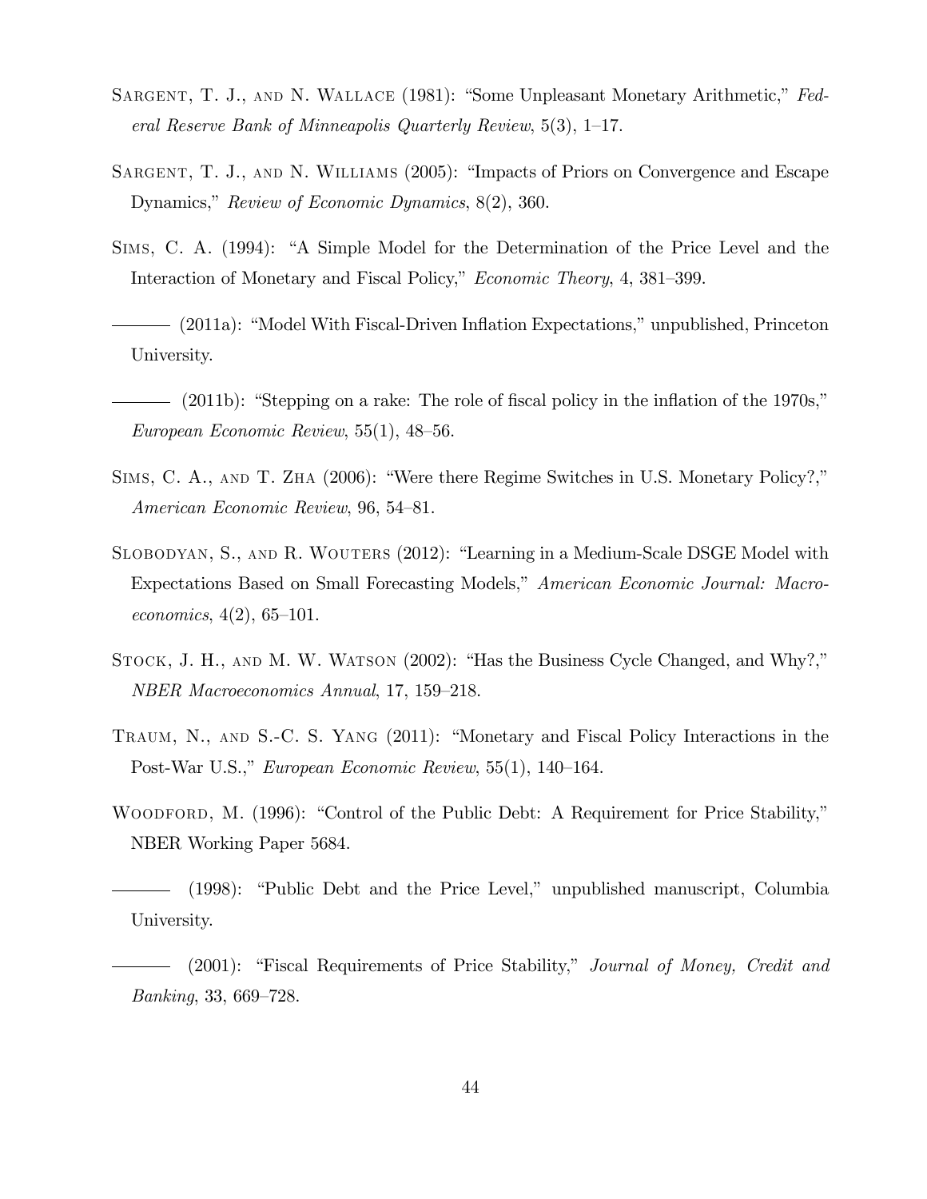Sargent, T. J., and N. Wallace (1981): "Some Unpleasant Monetary Arithmetic," *Federal Reserve Bank of Minneapolis Quarterly Review*, 5(3), 1–17.

Sargent, T. J., and N. Williams (2005): "Impacts of Priors on Convergence and Escape Dynamics," *Review of Economic Dynamics*, 8(2), 360.

Sims, C. A. (1994): "A Simple Model for the Determination of the Price Level and the Interaction of Monetary and Fiscal Policy," *Economic Theory*, 4, 381–399.

——— (2011a): "Model With Fiscal-Driven Inflation Expectations," unpublished, Princeton University.

——— (2011b): "Stepping on a rake: The role of fiscal policy in the inflation of the 1970s," *European Economic Review*, 55(1), 48–56.

Sims, C. A., and T. Zha (2006): "Were there Regime Switches in U.S. Monetary Policy?," *American Economic Review*, 96, 54–81.

Slobodyan, S., and R. Wouters (2012): "Learning in a Medium-Scale DSGE Model with Expectations Based on Small Forecasting Models," *American Economic Journal: Macroeconomics*, 4(2), 65–101.

Stock, J. H., and M. W. Watson (2002): "Has the Business Cycle Changed, and Why?," *NBER Macroeconomics Annual*, 17, 159–218.

Traum, N., and S.-C. S. Yang (2011): "Monetary and Fiscal Policy Interactions in the Post-War U.S.," *European Economic Review*, 55(1), 140–164.

Woodford, M. (1996): "Control of the Public Debt: A Requirement for Price Stability," NBER Working Paper 5684.

——— (1998): "Public Debt and the Price Level," unpublished manuscript, Columbia University.

——— (2001): "Fiscal Requirements of Price Stability," *Journal of Money, Credit and Banking*, 33, 669–728.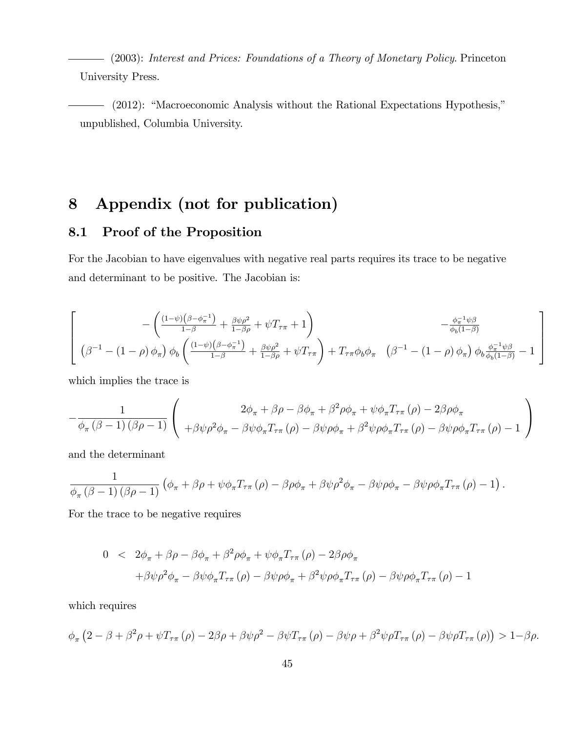——— (2003): *Interest and Prices: Foundations of a Theory of Monetary Policy.* Princeton University Press.

——— (2012): "Macroeconomic Analysis without the Rational Expectations Hypothesis," unpublished, Columbia University.

# 8 Appendix (not for publication)

## 8.1 Proof of the Proposition

For the Jacobian to have eigenvalues with negative real parts requires its trace to be negative and determinant to be positive. The Jacobian is:

$$\left[\begin{array}{cc} -\left(\frac{(1-\psi)\left(\beta-\phi_\pi^{-1}\right)}{1-\beta}+\frac{\beta\psi\rho^2}{1-\beta\rho}+\psi T_{\tau\pi}+1\right) & -\frac{\phi_\pi^{-1}\psi\beta}{\phi_b(1-\beta)} \\ \left(\beta^{-1}-(1-\rho)\,\phi_\pi\right)\phi_b\left(\frac{(1-\psi)\left(\beta-\phi_\pi^{-1}\right)}{1-\beta}+\frac{\beta\psi\rho^2}{1-\beta\rho}+\psi T_{\tau\pi}\right)+T_{\tau\pi}\phi_b\phi_\pi & \left(\beta^{-1}-(1-\rho)\,\phi_\pi\right)\phi_b\frac{\phi_\pi^{-1}\psi\beta}{\phi_b(1-\beta)}-1 \end{array}\right]$$

which implies the trace is

$$-\frac{1}{\phi_\pi(\beta-1)(\beta\rho-1)}\left(\begin{array}{c} 2\phi_\pi+\beta\rho-\beta\phi_\pi+\beta^2\rho\phi_\pi+\psi\phi_\pi T_{\tau\pi}(\rho)-2\beta\rho\phi_\pi \\ +\beta\psi\rho^2\phi_\pi-\beta\psi\phi_\pi T_{\tau\pi}(\rho)-\beta\psi\rho\phi_\pi+\beta^2\psi\rho\phi_\pi T_{\tau\pi}(\rho)-\beta\psi\rho\phi_\pi T_{\tau\pi}(\rho)-1 \end{array}\right)$$

and the determinant

$$\frac{1}{\phi_\pi(\beta-1)(\beta\rho-1)}\left(\phi_\pi+\beta\rho+\psi\phi_\pi T_{\tau\pi}(\rho)-\beta\rho\phi_\pi+\beta\psi\rho^2\phi_\pi-\beta\psi\rho\phi_\pi-\beta\psi\rho\phi_\pi T_{\tau\pi}(\rho)-1\right).$$

For the trace to be negative requires

$$\begin{aligned} 0 \;&<\; 2\phi_\pi+\beta\rho-\beta\phi_\pi+\beta^2\rho\phi_\pi+\psi\phi_\pi T_{\tau\pi}(\rho)-2\beta\rho\phi_\pi \\ &\quad+\beta\psi\rho^2\phi_\pi-\beta\psi\phi_\pi T_{\tau\pi}(\rho)-\beta\psi\rho\phi_\pi+\beta^2\psi\rho\phi_\pi T_{\tau\pi}(\rho)-\beta\psi\rho\phi_\pi T_{\tau\pi}(\rho)-1 \end{aligned}$$

which requires

$$\phi_\pi\left(2-\beta+\beta^2\rho+\psi T_{\tau\pi}(\rho)-2\beta\rho+\beta\psi\rho^2-\beta\psi T_{\tau\pi}(\rho)-\beta\psi\rho+\beta^2\psi\rho T_{\tau\pi}(\rho)-\beta\psi\rho T_{\tau\pi}(\rho)\right)>1-\beta\rho.$$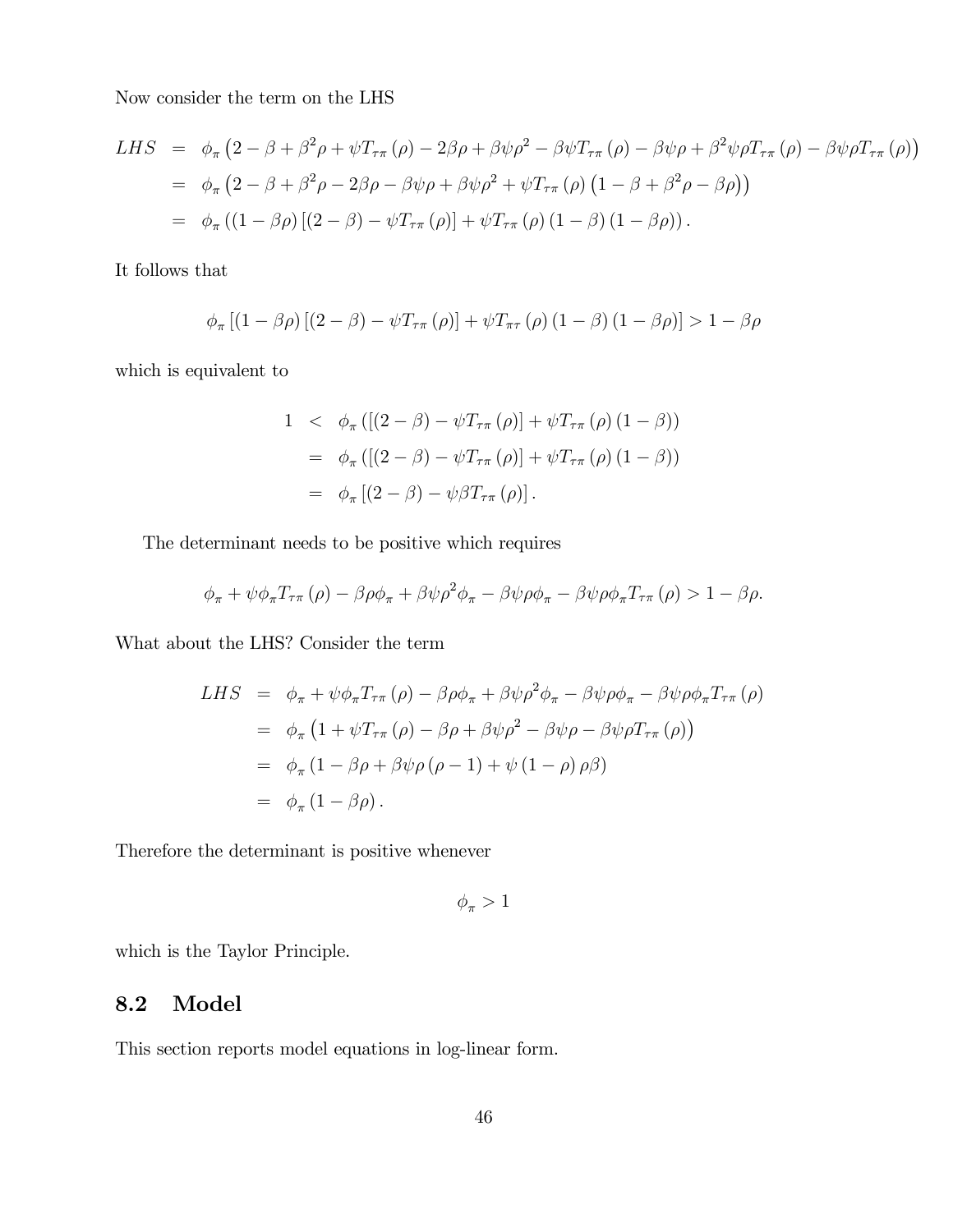Now consider the term on the LHS

$$
\begin{aligned}
LHS &= \phi_\pi \left(2 - \beta + \beta^2 \rho + \psi T_{\tau\pi}(\rho) - 2\beta\rho + \beta\psi\rho^2 - \beta\psi T_{\tau\pi}(\rho) - \beta\psi\rho + \beta^2\psi\rho T_{\tau\pi}(\rho) - \beta\psi\rho T_{\tau\pi}(\rho)\right) \\
&= \phi_\pi \left(2 - \beta + \beta^2\rho - 2\beta\rho - \beta\psi\rho + \beta\psi\rho^2 + \psi T_{\tau\pi}(\rho)\left(1 - \beta + \beta^2\rho - \beta\rho\right)\right) \\
&= \phi_\pi \left((1 - \beta\rho)\left[(2 - \beta) - \psi T_{\tau\pi}(\rho)\right] + \psi T_{\tau\pi}(\rho)(1 - \beta)(1 - \beta\rho)\right).
\end{aligned}
$$

It follows that

$$
\phi_\pi \left[(1 - \beta\rho)\left[(2 - \beta) - \psi T_{\tau\pi}(\rho)\right] + \psi T_{\pi\tau}(\rho)(1 - \beta)(1 - \beta\rho)\right] > 1 - \beta\rho
$$

which is equivalent to

$$
\begin{aligned}
1 &< \phi_\pi \left(\left[(2 - \beta) - \psi T_{\tau\pi}(\rho)\right] + \psi T_{\tau\pi}(\rho)(1 - \beta)\right) \\
&= \phi_\pi \left(\left[(2 - \beta) - \psi T_{\tau\pi}(\rho)\right] + \psi T_{\tau\pi}(\rho)(1 - \beta)\right) \\
&= \phi_\pi \left[(2 - \beta) - \psi\beta T_{\tau\pi}(\rho)\right].
\end{aligned}
$$

The determinant needs to be positive which requires

$$
\phi_\pi + \psi\phi_\pi T_{\tau\pi}(\rho) - \beta\rho\phi_\pi + \beta\psi\rho^2\phi_\pi - \beta\psi\rho\phi_\pi - \beta\psi\rho\phi_\pi T_{\tau\pi}(\rho) > 1 - \beta\rho.
$$

What about the LHS? Consider the term

$$
\begin{aligned}
LHS &= \phi_\pi + \psi\phi_\pi T_{\tau\pi}(\rho) - \beta\rho\phi_\pi + \beta\psi\rho^2\phi_\pi - \beta\psi\rho\phi_\pi - \beta\psi\rho\phi_\pi T_{\tau\pi}(\rho) \\
&= \phi_\pi \left(1 + \psi T_{\tau\pi}(\rho) - \beta\rho + \beta\psi\rho^2 - \beta\psi\rho - \beta\psi\rho T_{\tau\pi}(\rho)\right) \\
&= \phi_\pi \left(1 - \beta\rho + \beta\psi\rho(\rho - 1) + \psi(1 - \rho)\rho\beta\right) \\
&= \phi_\pi (1 - \beta\rho).
\end{aligned}
$$

Therefore the determinant is positive whenever

$$
\phi_\pi > 1
$$

which is the Taylor Principle.

## 8.2 Model

This section reports model equations in log-linear form.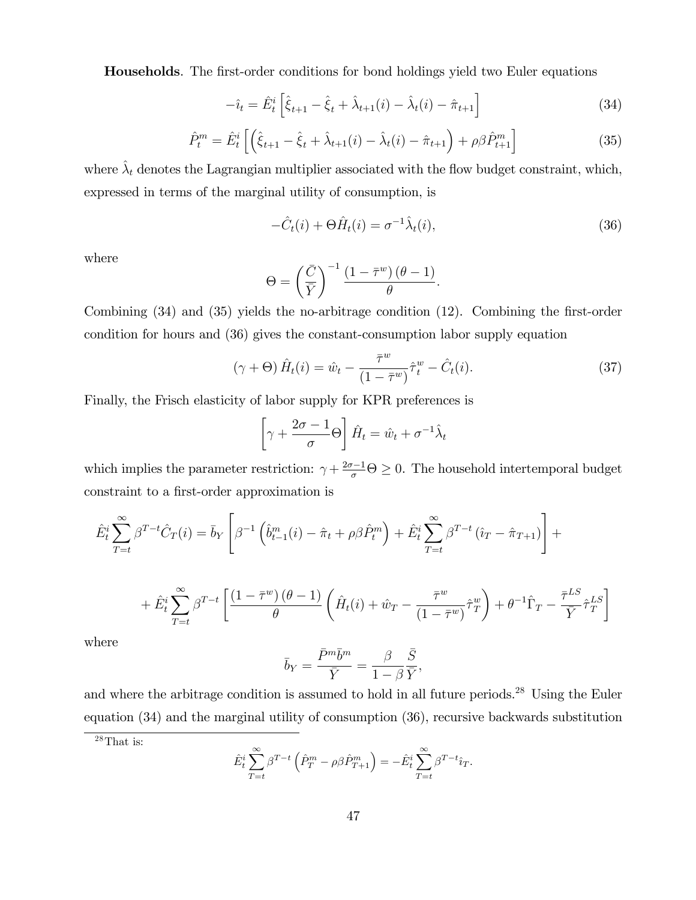**Households**. The first-order conditions for bond holdings yield two Euler equations

$$-\hat{\imath}_t = \hat{E}_t^i \left[ \hat{\xi}_{t+1} - \hat{\xi}_t + \hat{\lambda}_{t+1}(i) - \hat{\lambda}_t(i) - \hat{\pi}_{t+1} \right] \tag{34}$$

$$\hat{P}_t^m = \hat{E}_t^i \left[ \left( \hat{\xi}_{t+1} - \hat{\xi}_t + \hat{\lambda}_{t+1}(i) - \hat{\lambda}_t(i) - \hat{\pi}_{t+1} \right) + \rho\beta \hat{P}_{t+1}^m \right] \tag{35}$$

where $\hat{\lambda}_t$ denotes the Lagrangian multiplier associated with the flow budget constraint, which, expressed in terms of the marginal utility of consumption, is

$$-\hat{C}_t(i) + \Theta \hat{H}_t(i) = \sigma^{-1} \hat{\lambda}_t(i), \tag{36}$$

where

$$\Theta = \left( \frac{\bar{C}}{\bar{Y}} \right)^{-1} \frac{(1 - \bar{\tau}^w)(\theta - 1)}{\theta}.$$

Combining (34) and (35) yields the no-arbitrage condition (12). Combining the first-order condition for hours and (36) gives the constant-consumption labor supply equation

$$(\gamma + \Theta) \hat{H}_t(i) = \hat{w}_t - \frac{\bar{\tau}^w}{(1 - \bar{\tau}^w)} \hat{\tau}_t^w - \hat{C}_t(i). \tag{37}$$

Finally, the Frisch elasticity of labor supply for KPR preferences is

$$\left[ \gamma + \frac{2\sigma - 1}{\sigma} \Theta \right] \hat{H}_t = \hat{w}_t + \sigma^{-1} \hat{\lambda}_t$$

which implies the parameter restriction: $\gamma + \frac{2\sigma - 1}{\sigma} \Theta \geq 0$. The household intertemporal budget constraint to a first-order approximation is

$$\hat{E}_t^i \sum_{T=t}^{\infty} \beta^{T-t} \hat{C}_T(i) = \bar{b}_Y \left[ \beta^{-1} \left( \hat{b}_{t-1}^m(i) - \hat{\pi}_t + \rho\beta \hat{P}_t^m \right) + \hat{E}_t^i \sum_{T=t}^{\infty} \beta^{T-t} \left( \hat{\imath}_T - \hat{\pi}_{T+1} \right) \right] +$$

$$+ \hat{E}_t^i \sum_{T=t}^{\infty} \beta^{T-t} \left[ \frac{(1 - \bar{\tau}^w)(\theta - 1)}{\theta} \left( \hat{H}_t(i) + \hat{w}_T - \frac{\bar{\tau}^w}{(1 - \bar{\tau}^w)} \hat{\tau}_T^w \right) + \theta^{-1} \hat{\Gamma}_T - \frac{\bar{\tau}^{LS}}{\bar{Y}} \hat{\tau}_T^{LS} \right]$$

where

$$\bar{b}_Y = \frac{\bar{P}^m \bar{b}^m}{\bar{Y}} = \frac{\beta}{1 - \beta} \frac{\bar{S}}{\bar{Y}},$$

and where the arbitrage condition is assumed to hold in all future periods.[28] Using the Euler equation (34) and the marginal utility of consumption (36), recursive backwards substitution

[28] That is:

$$\hat{E}_t^i \sum_{T=t}^{\infty} \beta^{T-t} \left( \hat{P}_T^m - \rho\beta \hat{P}_{T+1}^m \right) = -\hat{E}_t^i \sum_{T=t}^{\infty} \beta^{T-t} \hat{\imath}_T.$$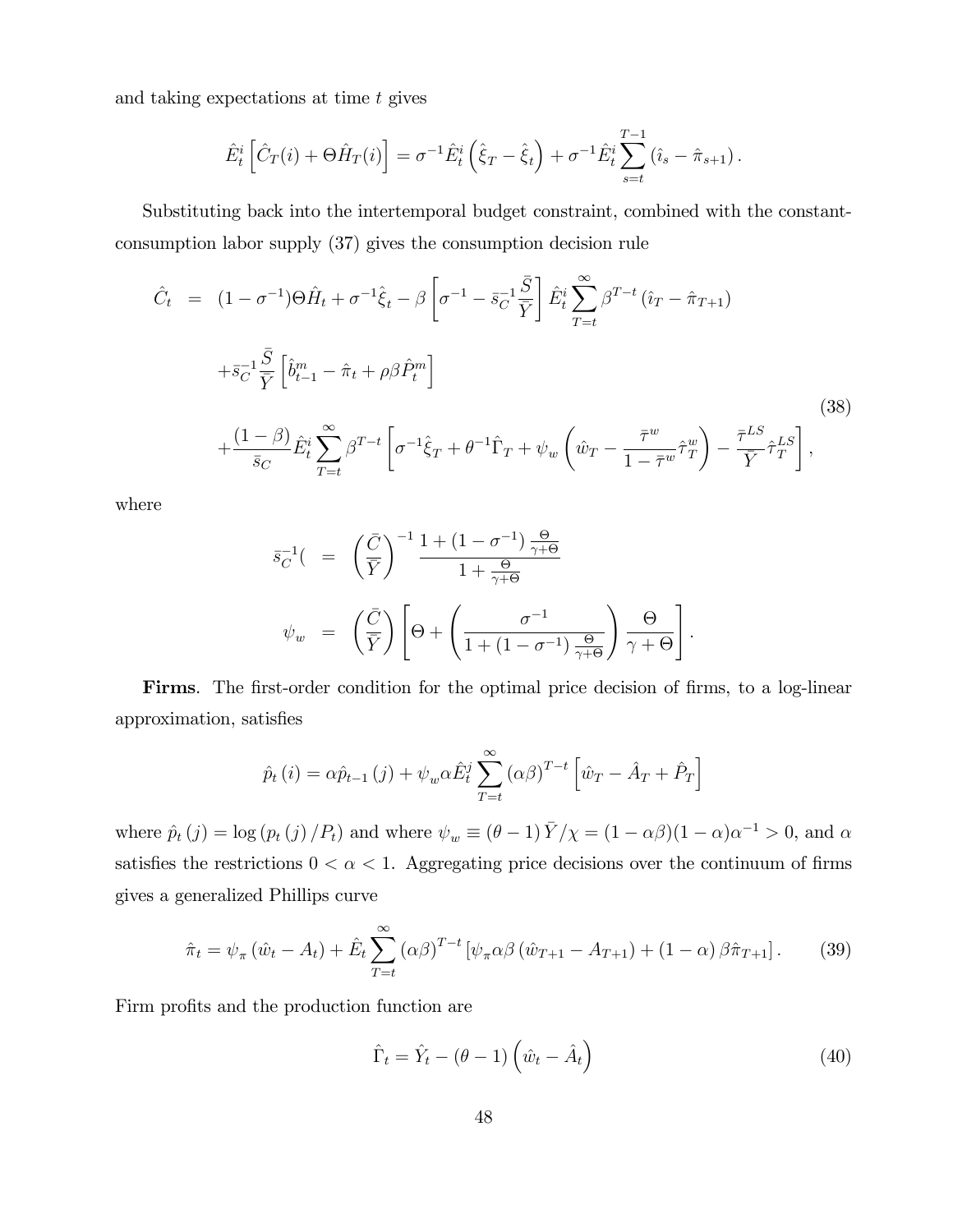and taking expectations at time $t$ gives

$$\hat{E}_t^i\left[\hat{C}_T(i) + \Theta \hat{H}_T(i)\right] = \sigma^{-1}\hat{E}_t^i\left(\hat{\xi}_T - \hat{\xi}_t\right) + \sigma^{-1}\hat{E}_t^i\sum_{s=t}^{T-1}\left(\hat{\imath}_s - \hat{\pi}_{s+1}\right).$$

Substituting back into the intertemporal budget constraint, combined with the constant-consumption labor supply (37) gives the consumption decision rule

$$\begin{aligned}
\hat{C}_t &= (1-\sigma^{-1})\Theta \hat{H}_t + \sigma^{-1}\hat{\xi}_t - \beta\left[\sigma^{-1} - \bar{s}_C^{-1}\frac{\bar{S}}{\bar{Y}}\right]\hat{E}_t^i\sum_{T=t}^{\infty}\beta^{T-t}\left(\hat{\imath}_T - \hat{\pi}_{T+1}\right) \\
&+ \bar{s}_C^{-1}\frac{\bar{S}}{\bar{Y}}\left[\hat{b}_{t-1}^m - \hat{\pi}_t + \rho\beta \hat{P}_t^m\right] \\
&+ \frac{(1-\beta)}{\bar{s}_C}\hat{E}_t^i\sum_{T=t}^{\infty}\beta^{T-t}\left[\sigma^{-1}\hat{\xi}_T + \theta^{-1}\hat{\Gamma}_T + \psi_w\left(\hat{w}_T - \frac{\bar{\tau}^w}{1-\bar{\tau}^w}\hat{\tau}_T^w\right) - \frac{\bar{\tau}^{LS}}{\bar{Y}}\hat{\tau}_T^{LS}\right],
\end{aligned} \tag{38}$$

where

$$\begin{aligned}
\bar{s}_C^{-1}( &= \left(\frac{\bar{C}}{\bar{Y}}\right)^{-1}\frac{1+(1-\sigma^{-1})\frac{\Theta}{\gamma+\Theta}}{1+\frac{\Theta}{\gamma+\Theta}} \\
\psi_w &= \left(\frac{\bar{C}}{\bar{Y}}\right)\left[\Theta + \left(\frac{\sigma^{-1}}{1+(1-\sigma^{-1})\frac{\Theta}{\gamma+\Theta}}\right)\frac{\Theta}{\gamma+\Theta}\right].
\end{aligned}$$

**Firms**. The first-order condition for the optimal price decision of firms, to a log-linear approximation, satisfies

$$\hat{p}_t(i) = \alpha \hat{p}_{t-1}(j) + \psi_w \alpha \hat{E}_t^j\sum_{T=t}^{\infty}(\alpha\beta)^{T-t}\left[\hat{w}_T - \hat{A}_T + \hat{P}_T\right]$$

where $\hat{p}_t(j) = \log(p_t(j)/P_t)$ and where $\psi_w \equiv (\theta-1)\bar{Y}/\chi = (1-\alpha\beta)(1-\alpha)\alpha^{-1} > 0$, and $\alpha$ satisfies the restrictions $0 < \alpha < 1$. Aggregating price decisions over the continuum of firms gives a generalized Phillips curve

$$\hat{\pi}_t = \psi_\pi(\hat{w}_t - A_t) + \hat{E}_t\sum_{T=t}^{\infty}(\alpha\beta)^{T-t}\left[\psi_\pi\alpha\beta(\hat{w}_{T+1} - A_{T+1}) + (1-\alpha)\beta\hat{\pi}_{T+1}\right]. \tag{39}$$

Firm profits and the production function are

$$\hat{\Gamma}_t = \hat{Y}_t - (\theta-1)\left(\hat{w}_t - \hat{A}_t\right) \tag{40}$$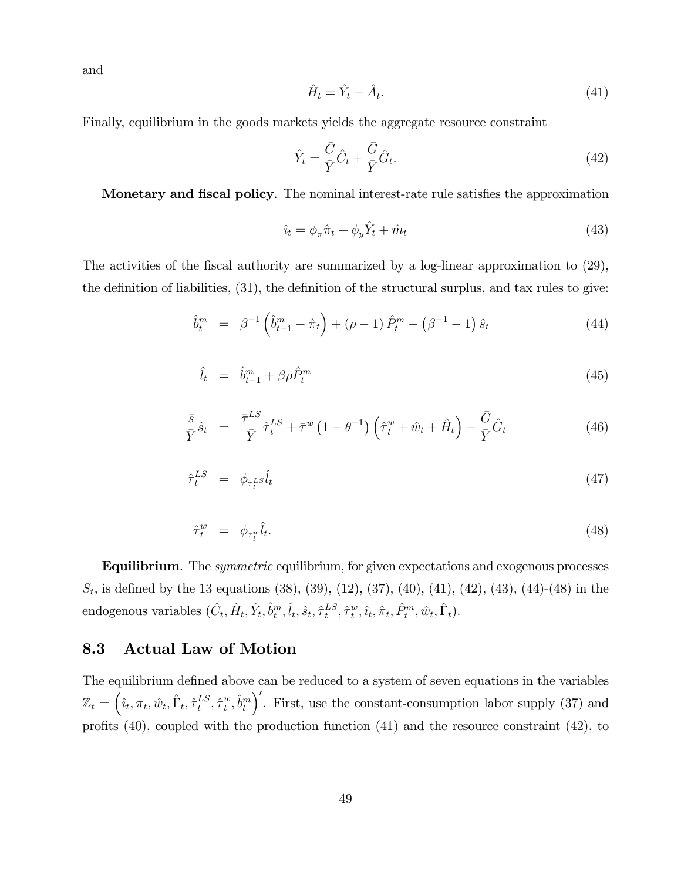and

$$\hat{H}_t = \hat{Y}_t - \hat{A}_t. \tag{41}$$

Finally, equilibrium in the goods markets yields the aggregate resource constraint

$$\hat{Y}_t = \frac{\bar{C}}{\bar{Y}}\hat{C}_t + \frac{\bar{G}}{\bar{Y}}\hat{G}_t. \tag{42}$$

**Monetary and fiscal policy**. The nominal interest-rate rule satisfies the approximation

$$\hat{\imath}_t = \phi_\pi \hat{\pi}_t + \phi_y \hat{Y}_t + \hat{m}_t \tag{43}$$

The activities of the fiscal authority are summarized by a log-linear approximation to (29), the definition of liabilities, (31), the definition of the structural surplus, and tax rules to give:

$$\hat{b}_t^m = \beta^{-1}\left(\hat{b}_{t-1}^m - \hat{\pi}_t\right) + (\rho - 1)\hat{P}_t^m - \left(\beta^{-1} - 1\right)\hat{s}_t \tag{44}$$

$$\hat{l}_t = \hat{b}_{t-1}^m + \beta\rho\hat{P}_t^m \tag{45}$$

$$\frac{\bar{s}}{\bar{Y}}\hat{s}_t = \frac{\bar{\tau}^{LS}}{\bar{Y}}\hat{\tau}_t^{LS} + \bar{\tau}^w\left(1 - \theta^{-1}\right)\left(\hat{\tau}_t^w + \hat{w}_t + \hat{H}_t\right) - \frac{\bar{G}}{\bar{Y}}\hat{G}_t \tag{46}$$

$$\hat{\tau}_t^{LS} = \phi_{\tau_l^{LS}}\hat{l}_t \tag{47}$$

$$\hat{\tau}_t^w = \phi_{\tau_l^w}\hat{l}_t. \tag{48}$$

**Equilibrium**. The *symmetric* equilibrium, for given expectations and exogenous processes $S_t$, is defined by the 13 equations (38), (39), (12), (37), (40), (41), (42), (43), (44)-(48) in the endogenous variables $(\hat{C}_t, \hat{H}_t, \hat{Y}_t, \hat{b}_t^m, \hat{l}_t, \hat{s}_t, \hat{\tau}_t^{LS}, \hat{\tau}_t^w, \hat{\imath}_t, \hat{\pi}_t, \hat{P}_t^m, \hat{w}_t, \hat{\Gamma}_t)$.

## 8.3 Actual Law of Motion

The equilibrium defined above can be reduced to a system of seven equations in the variables $\mathbb{Z}_t = \left(\hat{\imath}_t, \pi_t, \hat{w}_t, \hat{\Gamma}_t, \hat{\tau}_t^{LS}, \hat{\tau}_t^w, \hat{b}_t^m\right)'$. First, use the constant-consumption labor supply (37) and profits (40), coupled with the production function (41) and the resource constraint (42), to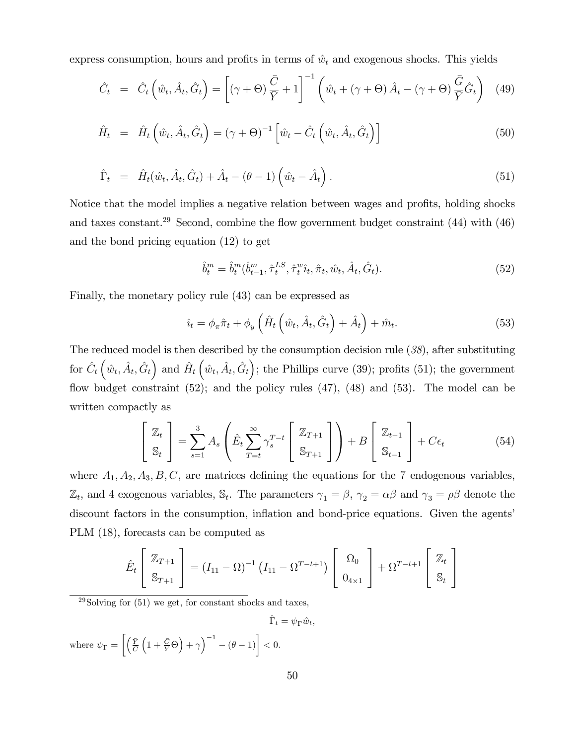express consumption, hours and profits in terms of $\hat{w}_t$ and exogenous shocks. This yields

$$\hat{C}_t = \hat{C}_t\left(\hat{w}_t, \hat{A}_t, \hat{G}_t\right) = \left[(\gamma+\Theta)\frac{\bar{C}}{\bar{Y}}+1\right]^{-1}\left(\hat{w}_t + (\gamma+\Theta)\hat{A}_t - (\gamma+\Theta)\frac{\bar{G}}{\bar{Y}}\hat{G}_t\right) \quad (49)$$

$$\hat{H}_t = \hat{H}_t\left(\hat{w}_t, \hat{A}_t, \hat{G}_t\right) = (\gamma+\Theta)^{-1}\left[\hat{w}_t - \hat{C}_t\left(\hat{w}_t, \hat{A}_t, \hat{G}_t\right)\right] \quad (50)$$

$$\hat{\Gamma}_t = \hat{H}_t(\hat{w}_t, \hat{A}_t, \hat{G}_t) + \hat{A}_t - (\theta-1)\left(\hat{w}_t - \hat{A}_t\right). \quad (51)$$

Notice that the model implies a negative relation between wages and profits, holding shocks and taxes constant.[29] Second, combine the flow government budget constraint (44) with (46) and the bond pricing equation (12) to get

$$\hat{b}_t^m = \hat{b}_t^m(\hat{b}_{t-1}^m, \hat{\tau}_t^{LS}, \hat{\tau}_t^w \hat{\imath}_t, \hat{\pi}_t, \hat{w}_t, \hat{A}_t, \hat{G}_t). \quad (52)$$

Finally, the monetary policy rule (43) can be expressed as

$$\hat{\imath}_t = \phi_\pi \hat{\pi}_t + \phi_y\left(\hat{H}_t\left(\hat{w}_t, \hat{A}_t, \hat{G}_t\right) + \hat{A}_t\right) + \hat{m}_t. \quad (53)$$

The reduced model is then described by the consumption decision rule (*38*), after substituting for $\hat{C}_t\left(\hat{w}_t, \hat{A}_t, \hat{G}_t\right)$ and $\hat{H}_t\left(\hat{w}_t, \hat{A}_t, \hat{G}_t\right)$; the Phillips curve (39); profits (51); the government flow budget constraint (52); and the policy rules (47), (48) and (53). The model can be written compactly as

$$\begin{bmatrix} \mathbb{Z}_t \\ \mathbb{S}_t \end{bmatrix} = \sum_{s=1}^{3} A_s\left(\hat{E}_t \sum_{T=t}^{\infty} \gamma_s^{T-t}\begin{bmatrix} \mathbb{Z}_{T+1} \\ \mathbb{S}_{T+1} \end{bmatrix}\right) + B\begin{bmatrix} \mathbb{Z}_{t-1} \\ \mathbb{S}_{t-1} \end{bmatrix} + C\epsilon_t \quad (54)$$

where $A_1, A_2, A_3, B, C$, are matrices defining the equations for the 7 endogenous variables, $\mathbb{Z}_t$, and 4 exogenous variables, $\mathbb{S}_t$. The parameters $\gamma_1 = \beta$, $\gamma_2 = \alpha\beta$ and $\gamma_3 = \rho\beta$ denote the discount factors in the consumption, inflation and bond-price equations. Given the agents' PLM (18), forecasts can be computed as

$$\hat{E}_t\begin{bmatrix} \mathbb{Z}_{T+1} \\ \mathbb{S}_{T+1} \end{bmatrix} = (I_{11} - \Omega)^{-1}\left(I_{11} - \Omega^{T-t+1}\right)\begin{bmatrix} \Omega_0 \\ 0_{4\times 1} \end{bmatrix} + \Omega^{T-t+1}\begin{bmatrix} \mathbb{Z}_t \\ \mathbb{S}_t \end{bmatrix}$$

[29] Solving for (51) we get, for constant shocks and taxes,

$$\hat{\Gamma}_t = \psi_\Gamma \hat{w}_t,$$

where $\psi_\Gamma = \left[\left(\frac{\bar{Y}}{\bar{C}}\left(1+\frac{\bar{C}}{\bar{Y}}\Theta\right)+\gamma\right)^{-1} - (\theta-1)\right] < 0.$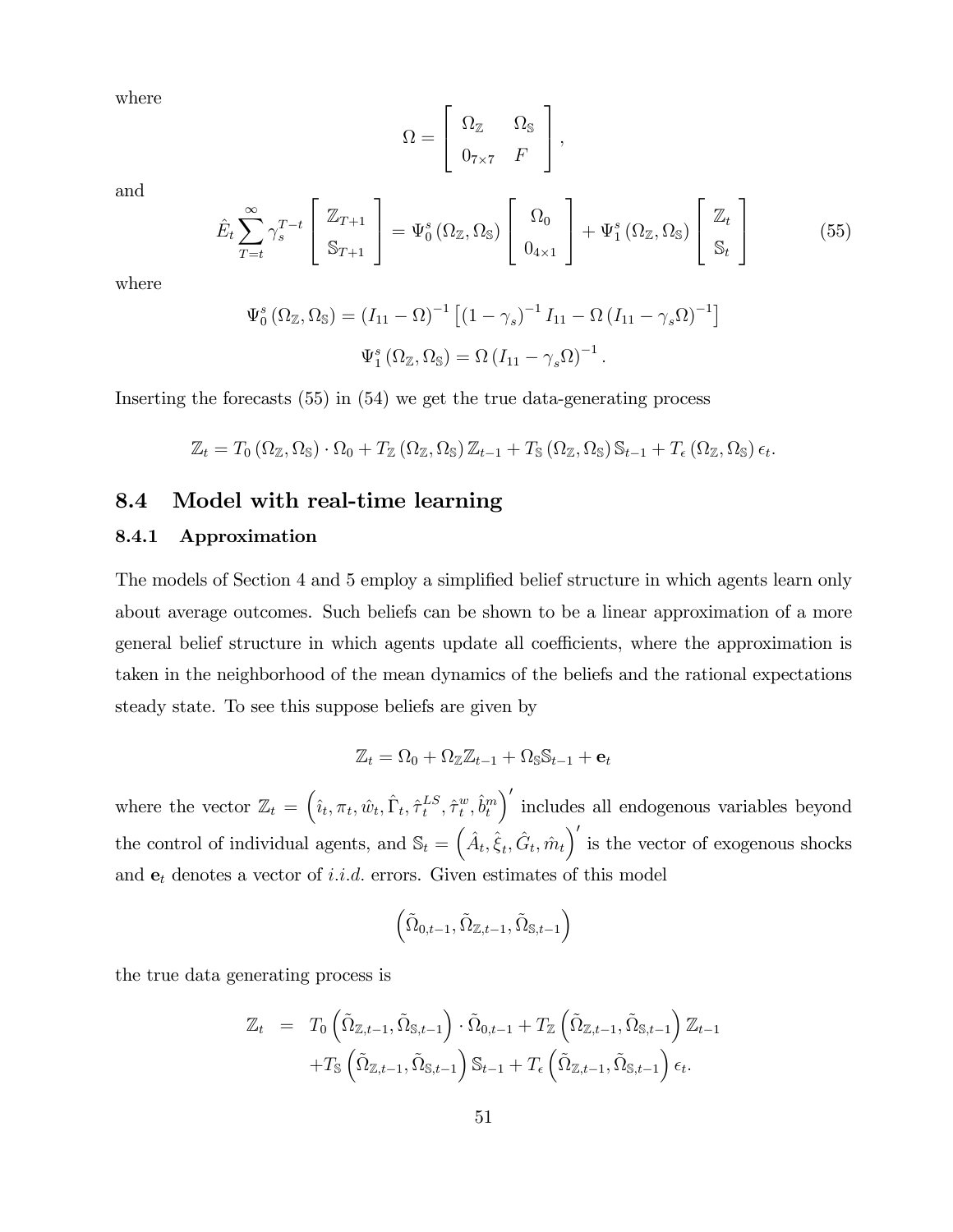where

$$\Omega = \begin{bmatrix} \Omega_{\mathbb{Z}} & \Omega_{\mathbb{S}} \\ 0_{7\times 7} & F \end{bmatrix},$$

and

$$\hat{E}_t \sum_{T=t}^{\infty} \gamma_s^{T-t} \begin{bmatrix} \mathbb{Z}_{T+1} \\ \mathbb{S}_{T+1} \end{bmatrix} = \Psi_0^s\left(\Omega_{\mathbb{Z}}, \Omega_{\mathbb{S}}\right) \begin{bmatrix} \Omega_0 \\ 0_{4\times 1} \end{bmatrix} + \Psi_1^s\left(\Omega_{\mathbb{Z}}, \Omega_{\mathbb{S}}\right) \begin{bmatrix} \mathbb{Z}_t \\ \mathbb{S}_t \end{bmatrix} \tag{55}$$

where

$$\Psi_0^s\left(\Omega_{\mathbb{Z}}, \Omega_{\mathbb{S}}\right) = \left(I_{11} - \Omega\right)^{-1} \left[\left(1-\gamma_s\right)^{-1} I_{11} - \Omega\left(I_{11} - \gamma_s \Omega\right)^{-1}\right]$$

$$\Psi_1^s\left(\Omega_{\mathbb{Z}}, \Omega_{\mathbb{S}}\right) = \Omega\left(I_{11} - \gamma_s \Omega\right)^{-1}.$$

Inserting the forecasts (55) in (54) we get the true data-generating process

$$\mathbb{Z}_t = T_0\left(\Omega_{\mathbb{Z}}, \Omega_{\mathbb{S}}\right) \cdot \Omega_0 + T_{\mathbb{Z}}\left(\Omega_{\mathbb{Z}}, \Omega_{\mathbb{S}}\right) \mathbb{Z}_{t-1} + T_{\mathbb{S}}\left(\Omega_{\mathbb{Z}}, \Omega_{\mathbb{S}}\right) \mathbb{S}_{t-1} + T_{\epsilon}\left(\Omega_{\mathbb{Z}}, \Omega_{\mathbb{S}}\right) \epsilon_t.$$

## 8.4 Model with real-time learning

### 8.4.1 Approximation

The models of Section 4 and 5 employ a simplified belief structure in which agents learn only about average outcomes. Such beliefs can be shown to be a linear approximation of a more general belief structure in which agents update all coefficients, where the approximation is taken in the neighborhood of the mean dynamics of the beliefs and the rational expectations steady state. To see this suppose beliefs are given by

$$\mathbb{Z}_t = \Omega_0 + \Omega_{\mathbb{Z}} \mathbb{Z}_{t-1} + \Omega_{\mathbb{S}} \mathbb{S}_{t-1} + \mathbf{e}_t$$

where the vector $\mathbb{Z}_t = \left(\hat{\imath}_t, \pi_t, \hat{w}_t, \hat{\Gamma}_t, \hat{\tau}_t^{LS}, \hat{\tau}_t^{w}, \hat{b}_t^{m}\right)'$ includes all endogenous variables beyond the control of individual agents, and $\mathbb{S}_t = \left(\hat{A}_t, \hat{\xi}_t, \hat{G}_t, \hat{m}_t\right)'$ is the vector of exogenous shocks and $\mathbf{e}_t$ denotes a vector of *i.i.d.* errors. Given estimates of this model

$$\left(\tilde{\Omega}_{0,t-1}, \tilde{\Omega}_{\mathbb{Z},t-1}, \tilde{\Omega}_{\mathbb{S},t-1}\right)$$

the true data generating process is

$$\begin{aligned} \mathbb{Z}_t &= T_0\left(\tilde{\Omega}_{\mathbb{Z},t-1}, \tilde{\Omega}_{\mathbb{S},t-1}\right) \cdot \tilde{\Omega}_{0,t-1} + T_{\mathbb{Z}}\left(\tilde{\Omega}_{\mathbb{Z},t-1}, \tilde{\Omega}_{\mathbb{S},t-1}\right) \mathbb{Z}_{t-1} \\ &\quad + T_{\mathbb{S}}\left(\tilde{\Omega}_{\mathbb{Z},t-1}, \tilde{\Omega}_{\mathbb{S},t-1}\right) \mathbb{S}_{t-1} + T_{\epsilon}\left(\tilde{\Omega}_{\mathbb{Z},t-1}, \tilde{\Omega}_{\mathbb{S},t-1}\right) \epsilon_t. \end{aligned}$$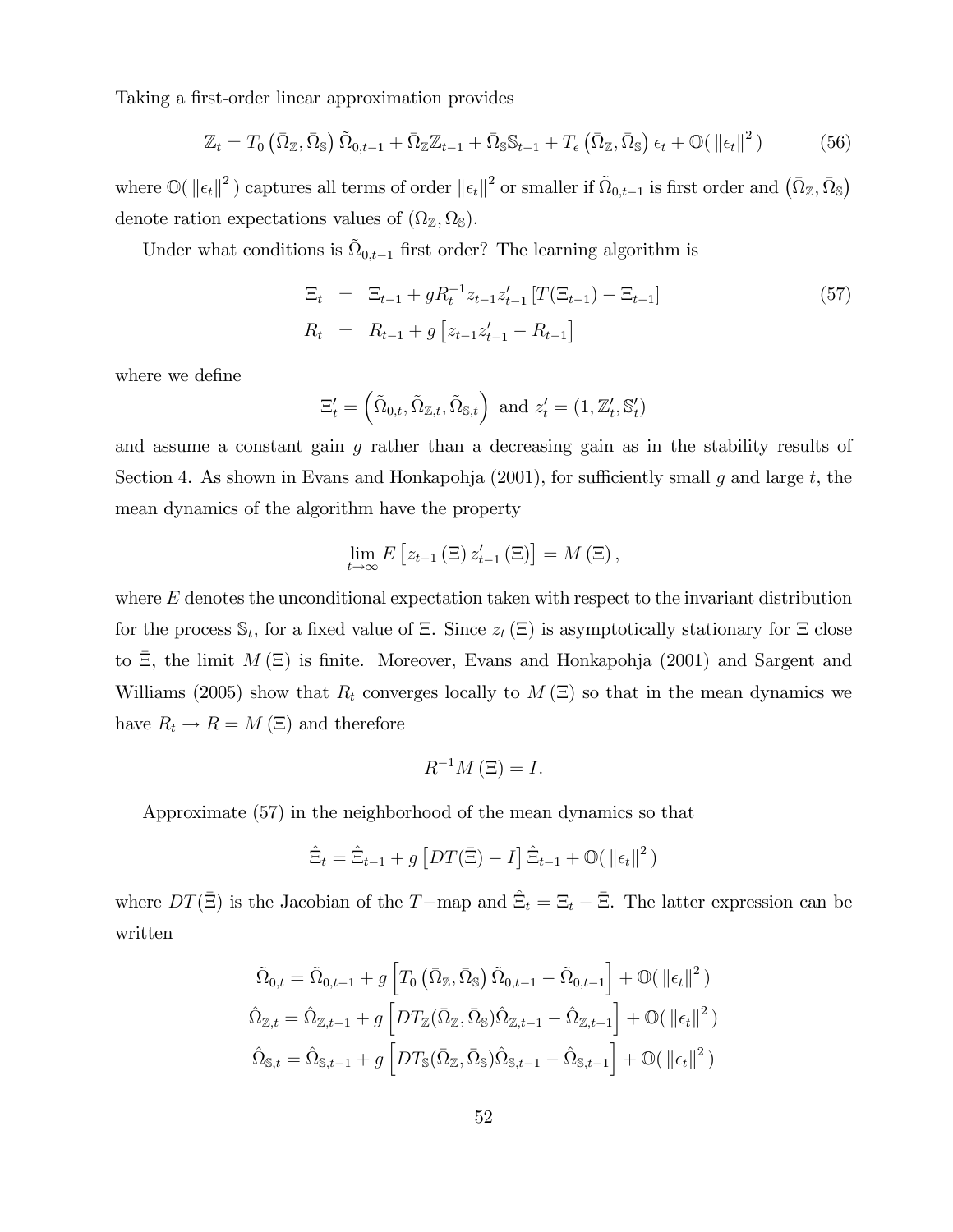Taking a first-order linear approximation provides

$$\mathbb{Z}_t = T_0\left(\bar{\Omega}_{\mathbb{Z}}, \bar{\Omega}_{\mathbb{S}}\right)\tilde{\Omega}_{0,t-1} + \bar{\Omega}_{\mathbb{Z}}\mathbb{Z}_{t-1} + \bar{\Omega}_{\mathbb{S}}\mathbb{S}_{t-1} + T_{\epsilon}\left(\bar{\Omega}_{\mathbb{Z}}, \bar{\Omega}_{\mathbb{S}}\right)\epsilon_t + \mathbb{O}(\,\|\epsilon_t\|^2\,) \tag{56}$$

where $\mathbb{O}(\,\|\epsilon_t\|^2\,)$ captures all terms of order $\|\epsilon_t\|^2$ or smaller if $\tilde{\Omega}_{0,t-1}$ is first order and $\left(\bar{\Omega}_{\mathbb{Z}}, \bar{\Omega}_{\mathbb{S}}\right)$ denote ration expectations values of $(\Omega_{\mathbb{Z}}, \Omega_{\mathbb{S}})$.

Under what conditions is $\tilde{\Omega}_{0,t-1}$ first order? The learning algorithm is

$$\begin{aligned} \Xi_t &= \Xi_{t-1} + gR_t^{-1}z_{t-1}z_{t-1}'\left[T(\Xi_{t-1}) - \Xi_{t-1}\right] \\ R_t &= R_{t-1} + g\left[z_{t-1}z_{t-1}' - R_{t-1}\right] \end{aligned} \tag{57}$$

where we define

$$\Xi_t' = \left(\tilde{\Omega}_{0,t}, \tilde{\Omega}_{\mathbb{Z},t}, \tilde{\Omega}_{\mathbb{S},t}\right) \text{ and } z_t' = (1, \mathbb{Z}_t', \mathbb{S}_t')$$

and assume a constant gain $g$ rather than a decreasing gain as in the stability results of Section 4. As shown in Evans and Honkapohja (2001), for sufficiently small $g$ and large $t$, the mean dynamics of the algorithm have the property

$$\lim_{t\to\infty} E\left[z_{t-1}(\Xi)\, z_{t-1}'(\Xi)\right] = M(\Xi),$$

where $E$ denotes the unconditional expectation taken with respect to the invariant distribution for the process $\mathbb{S}_t$, for a fixed value of $\Xi$. Since $z_t(\Xi)$ is asymptotically stationary for $\Xi$ close to $\bar{\Xi}$, the limit $M(\Xi)$ is finite. Moreover, Evans and Honkapohja (2001) and Sargent and Williams (2005) show that $R_t$ converges locally to $M(\Xi)$ so that in the mean dynamics we have $R_t \to R = M(\Xi)$ and therefore

$$R^{-1}M(\Xi) = I.$$

Approximate (57) in the neighborhood of the mean dynamics so that

$$\hat{\Xi}_t = \hat{\Xi}_{t-1} + g\left[DT(\bar{\Xi}) - I\right]\hat{\Xi}_{t-1} + \mathbb{O}(\,\|\epsilon_t\|^2\,)$$

where $DT(\bar{\Xi})$ is the Jacobian of the $T-$map and $\hat{\Xi}_t = \Xi_t - \bar{\Xi}$. The latter expression can be written

$$\tilde{\Omega}_{0,t} = \tilde{\Omega}_{0,t-1} + g\left[T_0\left(\bar{\Omega}_{\mathbb{Z}}, \bar{\Omega}_{\mathbb{S}}\right)\tilde{\Omega}_{0,t-1} - \tilde{\Omega}_{0,t-1}\right] + \mathbb{O}(\,\|\epsilon_t\|^2\,)$$

$$\hat{\Omega}_{\mathbb{Z},t} = \hat{\Omega}_{\mathbb{Z},t-1} + g\left[DT_{\mathbb{Z}}(\bar{\Omega}_{\mathbb{Z}}, \bar{\Omega}_{\mathbb{S}})\hat{\Omega}_{\mathbb{Z},t-1} - \hat{\Omega}_{\mathbb{Z},t-1}\right] + \mathbb{O}(\,\|\epsilon_t\|^2\,)$$

$$\hat{\Omega}_{\mathbb{S},t} = \hat{\Omega}_{\mathbb{S},t-1} + g\left[DT_{\mathbb{S}}(\bar{\Omega}_{\mathbb{Z}}, \bar{\Omega}_{\mathbb{S}})\hat{\Omega}_{\mathbb{S},t-1} - \hat{\Omega}_{\mathbb{S},t-1}\right] + \mathbb{O}(\,\|\epsilon_t\|^2\,)$$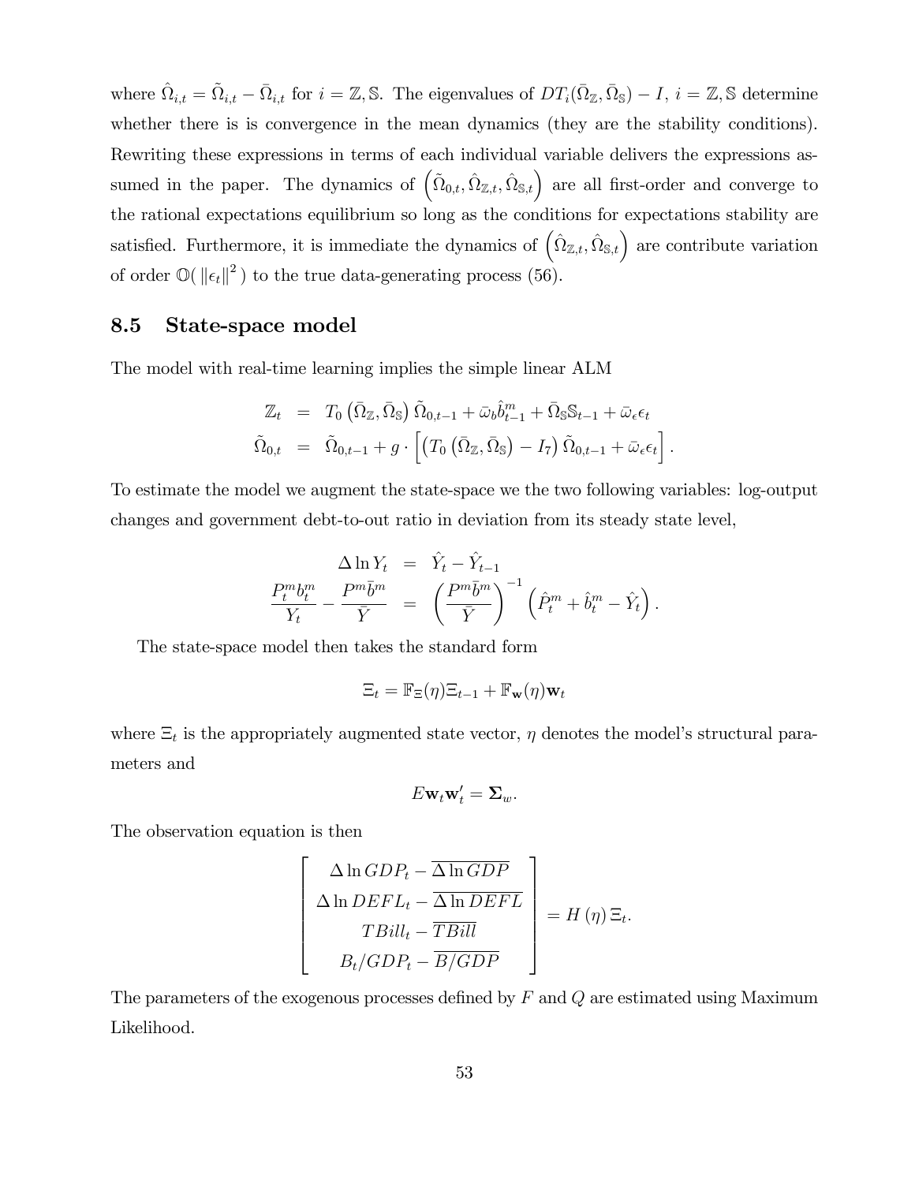where $\hat{\Omega}_{i,t} = \tilde{\Omega}_{i,t} - \bar{\Omega}_{i,t}$ for $i = \mathbb{Z}, \mathbb{S}$. The eigenvalues of $DT_i(\bar{\Omega}_{\mathbb{Z}}, \bar{\Omega}_{\mathbb{S}}) - I$, $i = \mathbb{Z}, \mathbb{S}$ determine whether there is is convergence in the mean dynamics (they are the stability conditions). Rewriting these expressions in terms of each individual variable delivers the expressions assumed in the paper. The dynamics of $\left(\tilde{\Omega}_{0,t}, \hat{\Omega}_{\mathbb{Z},t}, \hat{\Omega}_{\mathbb{S},t}\right)$ are all first-order and converge to the rational expectations equilibrium so long as the conditions for expectations stability are satisfied. Furthermore, it is immediate the dynamics of $\left(\hat{\Omega}_{\mathbb{Z},t}, \hat{\Omega}_{\mathbb{S},t}\right)$ are contribute variation of order $\mathbb{O}(\left\|\epsilon_t\right\|^2)$ to the true data-generating process (56).

## 8.5 State-space model

The model with real-time learning implies the simple linear ALM

$$
\begin{aligned}
\mathbb{Z}_t &= T_0\left(\bar{\Omega}_{\mathbb{Z}}, \bar{\Omega}_{\mathbb{S}}\right)\tilde{\Omega}_{0,t-1} + \bar{\omega}_b \hat{b}^m_{t-1} + \bar{\Omega}_{\mathbb{S}}\mathbb{S}_{t-1} + \bar{\omega}_\epsilon \epsilon_t \\
\tilde{\Omega}_{0,t} &= \tilde{\Omega}_{0,t-1} + g \cdot \left[\left(T_0\left(\bar{\Omega}_{\mathbb{Z}}, \bar{\Omega}_{\mathbb{S}}\right) - I_7\right)\tilde{\Omega}_{0,t-1} + \bar{\omega}_\epsilon \epsilon_t\right].
\end{aligned}
$$

To estimate the model we augment the state-space we the two following variables: log-output changes and government debt-to-out ratio in deviation from its steady state level,

$$
\begin{aligned}
\Delta \ln Y_t &= \hat{Y}_t - \hat{Y}_{t-1} \\
\frac{P^m_t b^m_t}{Y_t} - \frac{P^m \bar{b}^m}{\bar{Y}} &= \left(\frac{P^m \bar{b}^m}{\bar{Y}}\right)^{-1}\left(\hat{P}^m_t + \hat{b}^m_t - \hat{Y}_t\right).
\end{aligned}
$$

The state-space model then takes the standard form

$$
\Xi_t = \mathbb{F}_{\Xi}(\eta)\Xi_{t-1} + \mathbb{F}_{\mathbf{w}}(\eta)\mathbf{w}_t
$$

where $\Xi_t$ is the appropriately augmented state vector, $\eta$ denotes the model's structural parameters and

$$
E\mathbf{w}_t\mathbf{w}_t' = \mathbf{\Sigma}_w.
$$

The observation equation is then

$$
\left[\begin{array}{c}
\Delta \ln GDP_t - \overline{\Delta \ln GDP} \\
\Delta \ln DEFL_t - \overline{\Delta \ln DEFL} \\
TBill_t - \overline{TBill} \\
B_t/GDP_t - \overline{B/GDP}
\end{array}\right] = H(\eta)\,\Xi_t.
$$

The parameters of the exogenous processes defined by $F$ and $Q$ are estimated using Maximum Likelihood.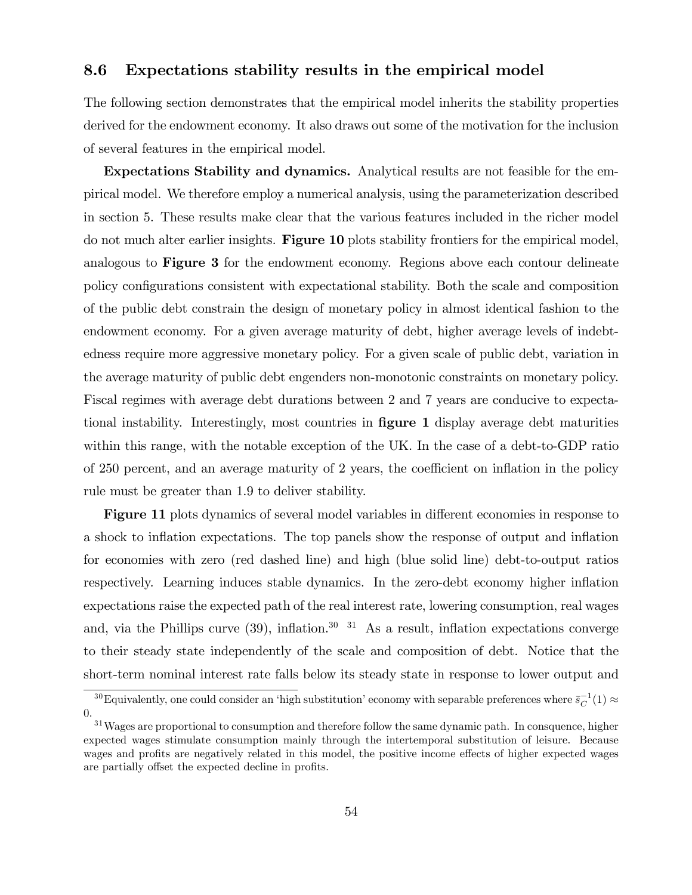### 8.6 Expectations stability results in the empirical model

The following section demonstrates that the empirical model inherits the stability properties derived for the endowment economy. It also draws out some of the motivation for the inclusion of several features in the empirical model.

**Expectations Stability and dynamics.** Analytical results are not feasible for the empirical model. We therefore employ a numerical analysis, using the parameterization described in section 5. These results make clear that the various features included in the richer model do not much alter earlier insights. **Figure 10** plots stability frontiers for the empirical model, analogous to **Figure 3** for the endowment economy. Regions above each contour delineate policy configurations consistent with expectational stability. Both the scale and composition of the public debt constrain the design of monetary policy in almost identical fashion to the endowment economy. For a given average maturity of debt, higher average levels of indebtedness require more aggressive monetary policy. For a given scale of public debt, variation in the average maturity of public debt engenders non-monotonic constraints on monetary policy. Fiscal regimes with average debt durations between 2 and 7 years are conducive to expectational instability. Interestingly, most countries in **figure 1** display average debt maturities within this range, with the notable exception of the UK. In the case of a debt-to-GDP ratio of 250 percent, and an average maturity of 2 years, the coefficient on inflation in the policy rule must be greater than 1.9 to deliver stability.

**Figure 11** plots dynamics of several model variables in different economies in response to a shock to inflation expectations. The top panels show the response of output and inflation for economies with zero (red dashed line) and high (blue solid line) debt-to-output ratios respectively. Learning induces stable dynamics. In the zero-debt economy higher inflation expectations raise the expected path of the real interest rate, lowering consumption, real wages and, via the Phillips curve (39), inflation.[30] [31] As a result, inflation expectations converge to their steady state independently of the scale and composition of debt. Notice that the short-term nominal interest rate falls below its steady state in response to lower output and

[30] Equivalently, one could consider an 'high substitution' economy with separable preferences where $\bar{s}_C^{-1}(1) \approx 0$.

[31] Wages are proportional to consumption and therefore follow the same dynamic path. In consquence, higher expected wages stimulate consumption mainly through the intertemporal substitution of leisure. Because wages and profits are negatively related in this model, the positive income effects of higher expected wages are partially offset the expected decline in profits.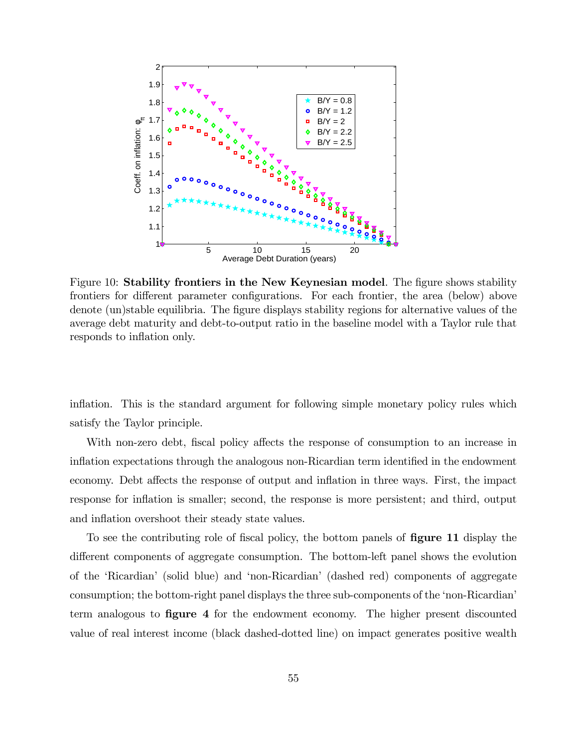Figure 10: **Stability frontiers in the New Keynesian model**. The figure shows stability frontiers for different parameter configurations. For each frontier, the area (below) above denote (un)stable equilibria. The figure displays stability regions for alternative values of the average debt maturity and debt-to-output ratio in the baseline model with a Taylor rule that responds to inflation only.

inflation. This is the standard argument for following simple monetary policy rules which satisfy the Taylor principle.

With non-zero debt, fiscal policy affects the response of consumption to an increase in inflation expectations through the analogous non-Ricardian term identified in the endowment economy. Debt affects the response of output and inflation in three ways. First, the impact response for inflation is smaller; second, the response is more persistent; and third, output and inflation overshoot their steady state values.

To see the contributing role of fiscal policy, the bottom panels of **figure 11** display the different components of aggregate consumption. The bottom-left panel shows the evolution of the 'Ricardian' (solid blue) and 'non-Ricardian' (dashed red) components of aggregate consumption; the bottom-right panel displays the three sub-components of the 'non-Ricardian' term analogous to **figure 4** for the endowment economy. The higher present discounted value of real interest income (black dashed-dotted line) on impact generates positive wealth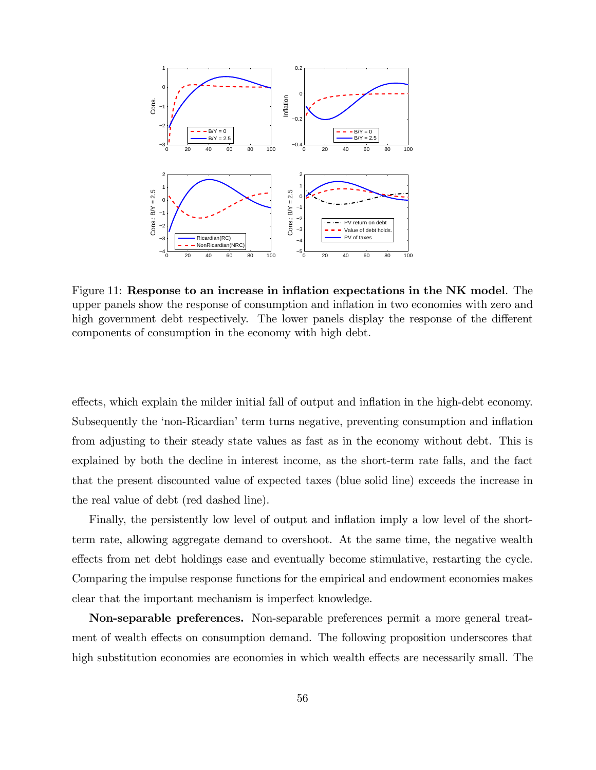Figure 11: **Response to an increase in inflation expectations in the NK model**. The upper panels show the response of consumption and inflation in two economies with zero and high government debt respectively. The lower panels display the response of the different components of consumption in the economy with high debt.

effects, which explain the milder initial fall of output and inflation in the high-debt economy. Subsequently the 'non-Ricardian' term turns negative, preventing consumption and inflation from adjusting to their steady state values as fast as in the economy without debt. This is explained by both the decline in interest income, as the short-term rate falls, and the fact that the present discounted value of expected taxes (blue solid line) exceeds the increase in the real value of debt (red dashed line).

Finally, the persistently low level of output and inflation imply a low level of the short-term rate, allowing aggregate demand to overshoot. At the same time, the negative wealth effects from net debt holdings ease and eventually become stimulative, restarting the cycle. Comparing the impulse response functions for the empirical and endowment economies makes clear that the important mechanism is imperfect knowledge.

**Non-separable preferences.** Non-separable preferences permit a more general treatment of wealth effects on consumption demand. The following proposition underscores that high substitution economies are economies in which wealth effects are necessarily small. The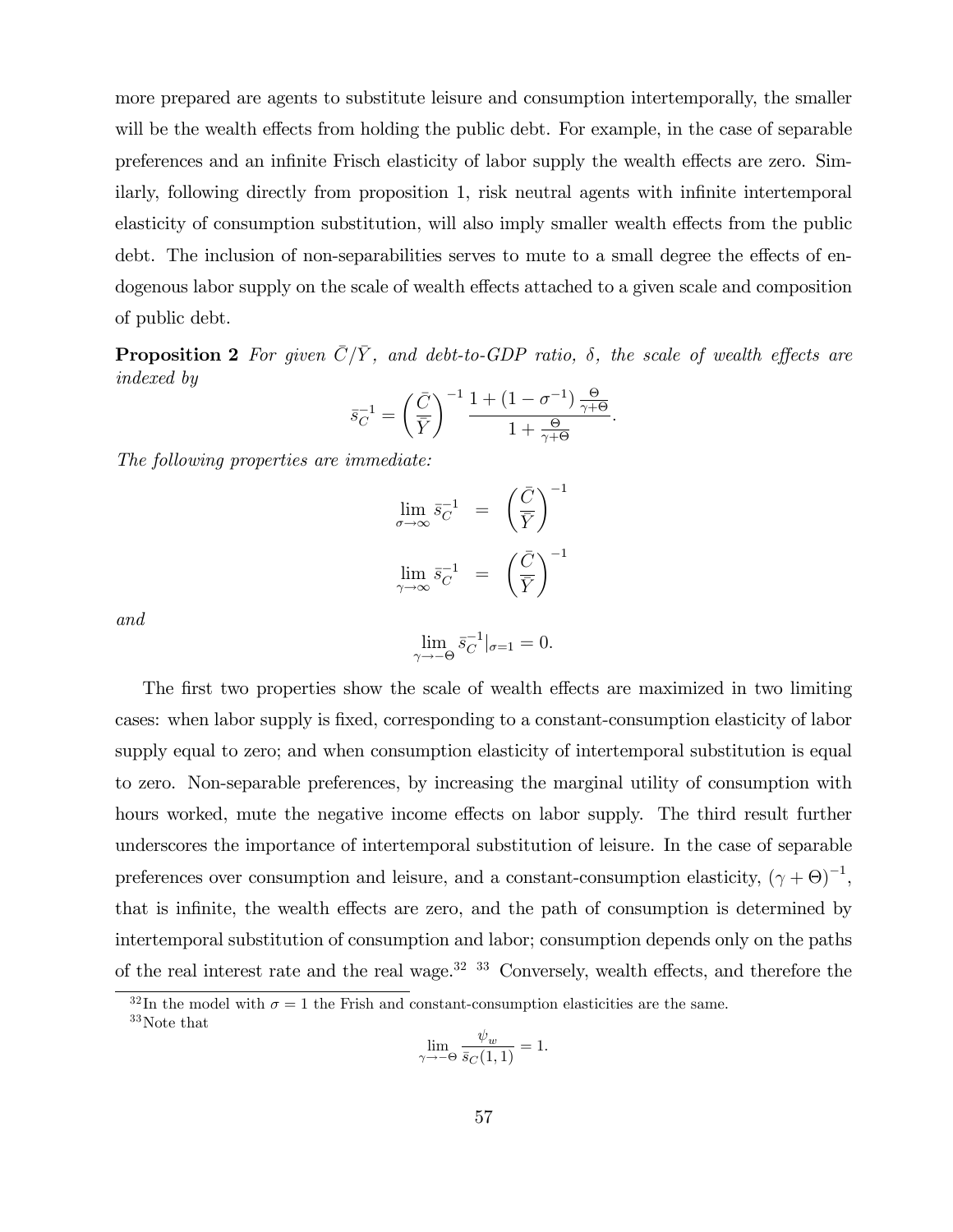more prepared are agents to substitute leisure and consumption intertemporally, the smaller will be the wealth effects from holding the public debt. For example, in the case of separable preferences and an infinite Frisch elasticity of labor supply the wealth effects are zero. Similarly, following directly from proposition 1, risk neutral agents with infinite intertemporal elasticity of consumption substitution, will also imply smaller wealth effects from the public debt. The inclusion of non-separabilities serves to mute to a small degree the effects of endogenous labor supply on the scale of wealth effects attached to a given scale and composition of public debt.

**Proposition 2** *For given $\bar{C}/\bar{Y}$, and debt-to-GDP ratio, $\delta$, the scale of wealth effects are indexed by*

$$\bar{s}_C^{-1} = \left(\frac{\bar{C}}{\bar{Y}}\right)^{-1} \frac{1 + (1 - \sigma^{-1}) \frac{\Theta}{\gamma + \Theta}}{1 + \frac{\Theta}{\gamma + \Theta}}.$$

*The following properties are immediate:*

$$\lim_{\sigma \to \infty} \bar{s}_C^{-1} = \left(\frac{\bar{C}}{\bar{Y}}\right)^{-1}$$

$$\lim_{\gamma \to \infty} \bar{s}_C^{-1} = \left(\frac{\bar{C}}{\bar{Y}}\right)^{-1}$$

*and*

$$\lim_{\gamma \to -\Theta} \bar{s}_C^{-1}|_{\sigma=1} = 0.$$

The first two properties show the scale of wealth effects are maximized in two limiting cases: when labor supply is fixed, corresponding to a constant-consumption elasticity of labor supply equal to zero; and when consumption elasticity of intertemporal substitution is equal to zero. Non-separable preferences, by increasing the marginal utility of consumption with hours worked, mute the negative income effects on labor supply. The third result further underscores the importance of intertemporal substitution of leisure. In the case of separable preferences over consumption and leisure, and a constant-consumption elasticity, $(\gamma + \Theta)^{-1}$, that is infinite, the wealth effects are zero, and the path of consumption is determined by intertemporal substitution of consumption and labor; consumption depends only on the paths of the real interest rate and the real wage.[32] [33] Conversely, wealth effects, and therefore the

[32] In the model with $\sigma = 1$ the Frish and constant-consumption elasticities are the same.

[33] Note that

$$\lim_{\gamma \to -\Theta} \frac{\psi_w}{\bar{s}_C(1,1)} = 1.$$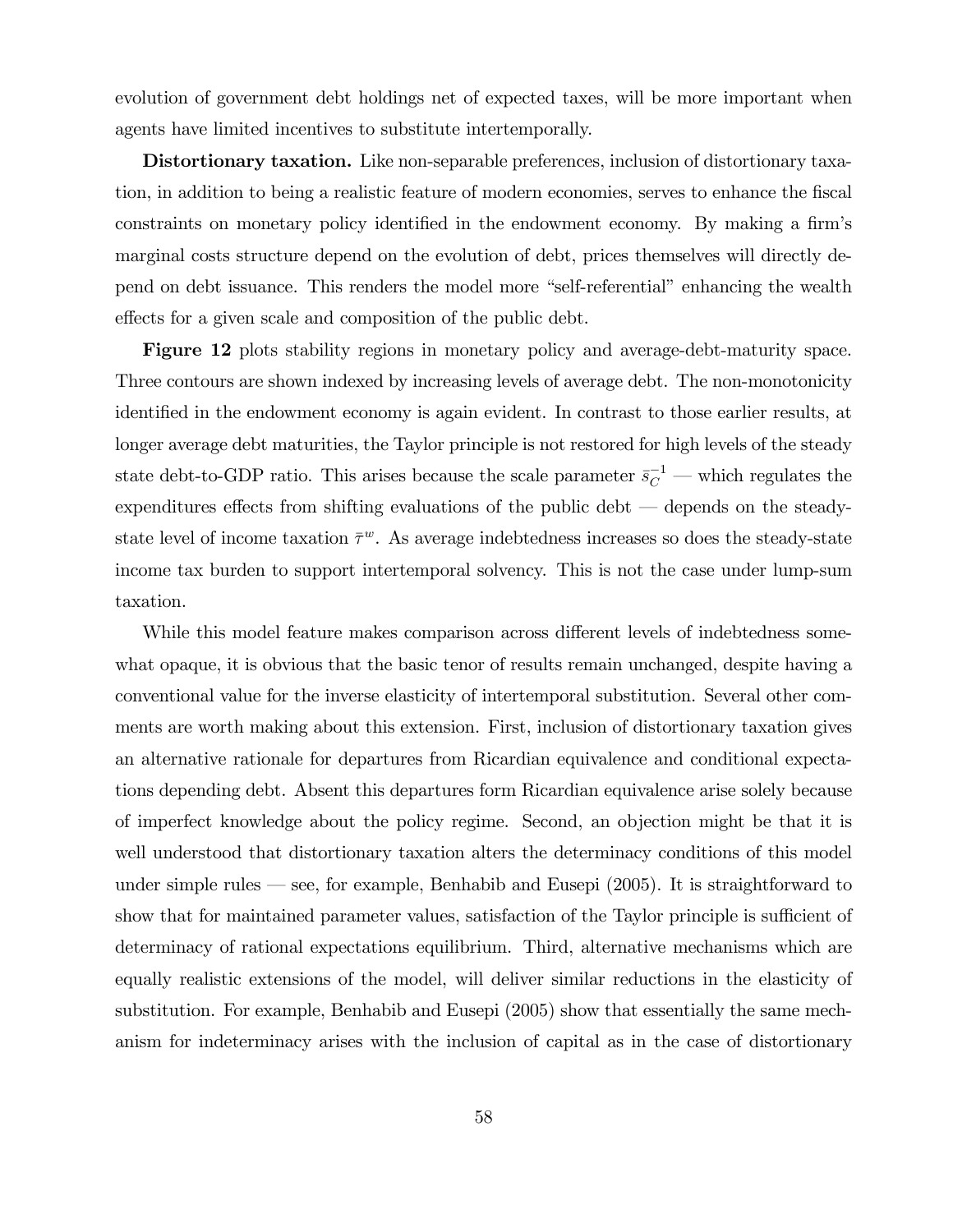evolution of government debt holdings net of expected taxes, will be more important when agents have limited incentives to substitute intertemporally.

**Distortionary taxation.** Like non-separable preferences, inclusion of distortionary taxation, in addition to being a realistic feature of modern economies, serves to enhance the fiscal constraints on monetary policy identified in the endowment economy. By making a firm's marginal costs structure depend on the evolution of debt, prices themselves will directly depend on debt issuance. This renders the model more "self-referential" enhancing the wealth effects for a given scale and composition of the public debt.

**Figure 12** plots stability regions in monetary policy and average-debt-maturity space. Three contours are shown indexed by increasing levels of average debt. The non-monotonicity identified in the endowment economy is again evident. In contrast to those earlier results, at longer average debt maturities, the Taylor principle is not restored for high levels of the steady state debt-to-GDP ratio. This arises because the scale parameter $\bar{s}_C^{-1}$ — which regulates the expenditures effects from shifting evaluations of the public debt — depends on the steady-state level of income taxation $\bar{\tau}^w$. As average indebtedness increases so does the steady-state income tax burden to support intertemporal solvency. This is not the case under lump-sum taxation.

While this model feature makes comparison across different levels of indebtedness somewhat opaque, it is obvious that the basic tenor of results remain unchanged, despite having a conventional value for the inverse elasticity of intertemporal substitution. Several other comments are worth making about this extension. First, inclusion of distortionary taxation gives an alternative rationale for departures from Ricardian equivalence and conditional expectations depending debt. Absent this departures form Ricardian equivalence arise solely because of imperfect knowledge about the policy regime. Second, an objection might be that it is well understood that distortionary taxation alters the determinacy conditions of this model under simple rules — see, for example, Benhabib and Eusepi (2005). It is straightforward to show that for maintained parameter values, satisfaction of the Taylor principle is sufficient of determinacy of rational expectations equilibrium. Third, alternative mechanisms which are equally realistic extensions of the model, will deliver similar reductions in the elasticity of substitution. For example, Benhabib and Eusepi (2005) show that essentially the same mechanism for indeterminacy arises with the inclusion of capital as in the case of distortionary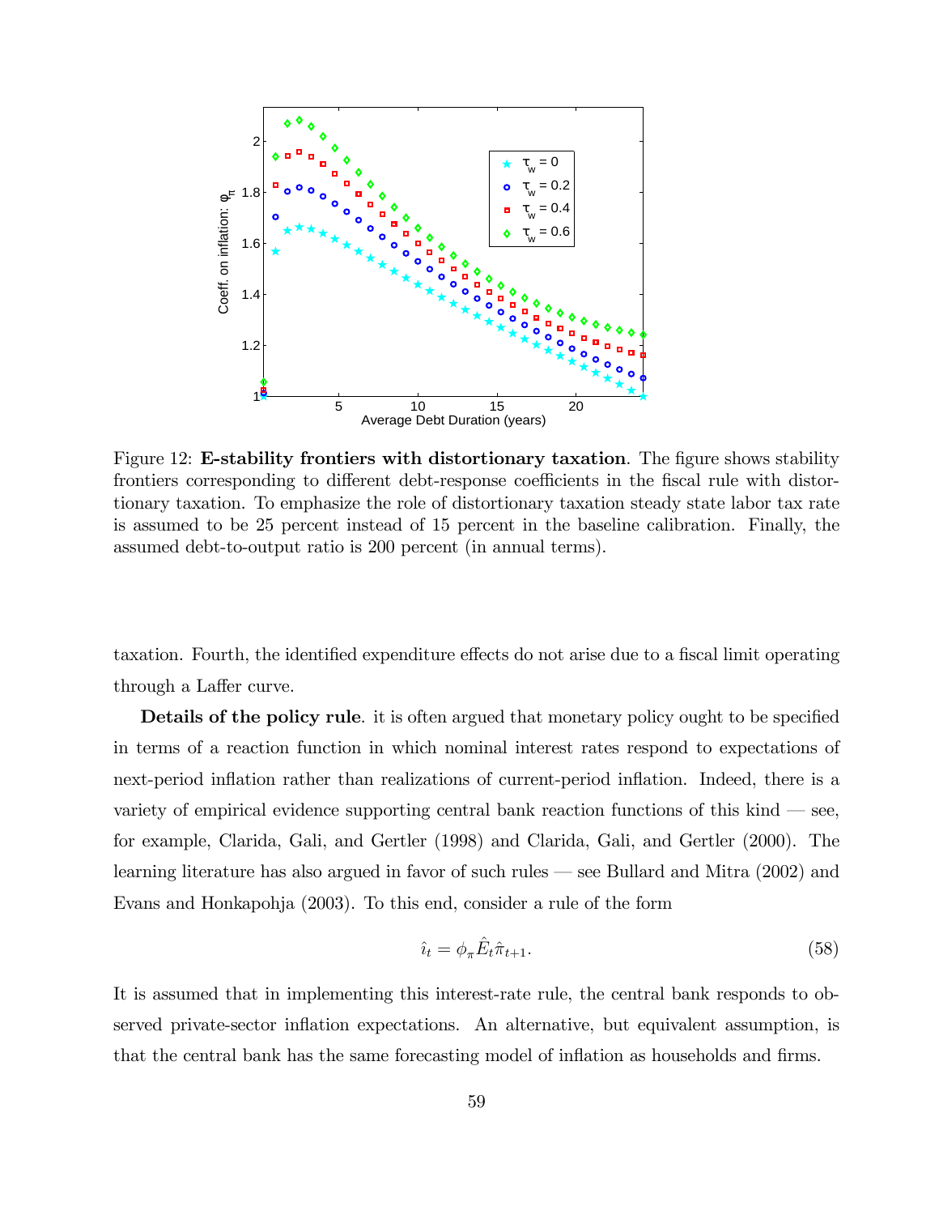Figure 12: **E-stability frontiers with distortionary taxation**. The figure shows stability frontiers corresponding to different debt-response coefficients in the fiscal rule with distortionary taxation. To emphasize the role of distortionary taxation steady state labor tax rate is assumed to be 25 percent instead of 15 percent in the baseline calibration. Finally, the assumed debt-to-output ratio is 200 percent (in annual terms).

taxation. Fourth, the identified expenditure effects do not arise due to a fiscal limit operating through a Laffer curve.

**Details of the policy rule**. it is often argued that monetary policy ought to be specified in terms of a reaction function in which nominal interest rates respond to expectations of next-period inflation rather than realizations of current-period inflation. Indeed, there is a variety of empirical evidence supporting central bank reaction functions of this kind — see, for example, Clarida, Gali, and Gertler (1998) and Clarida, Gali, and Gertler (2000). The learning literature has also argued in favor of such rules — see Bullard and Mitra (2002) and Evans and Honkapohja (2003). To this end, consider a rule of the form

$$\hat{\imath}_t = \phi_\pi \hat{E}_t \hat{\pi}_{t+1}. \tag{58}$$

It is assumed that in implementing this interest-rate rule, the central bank responds to observed private-sector inflation expectations. An alternative, but equivalent assumption, is that the central bank has the same forecasting model of inflation as households and firms.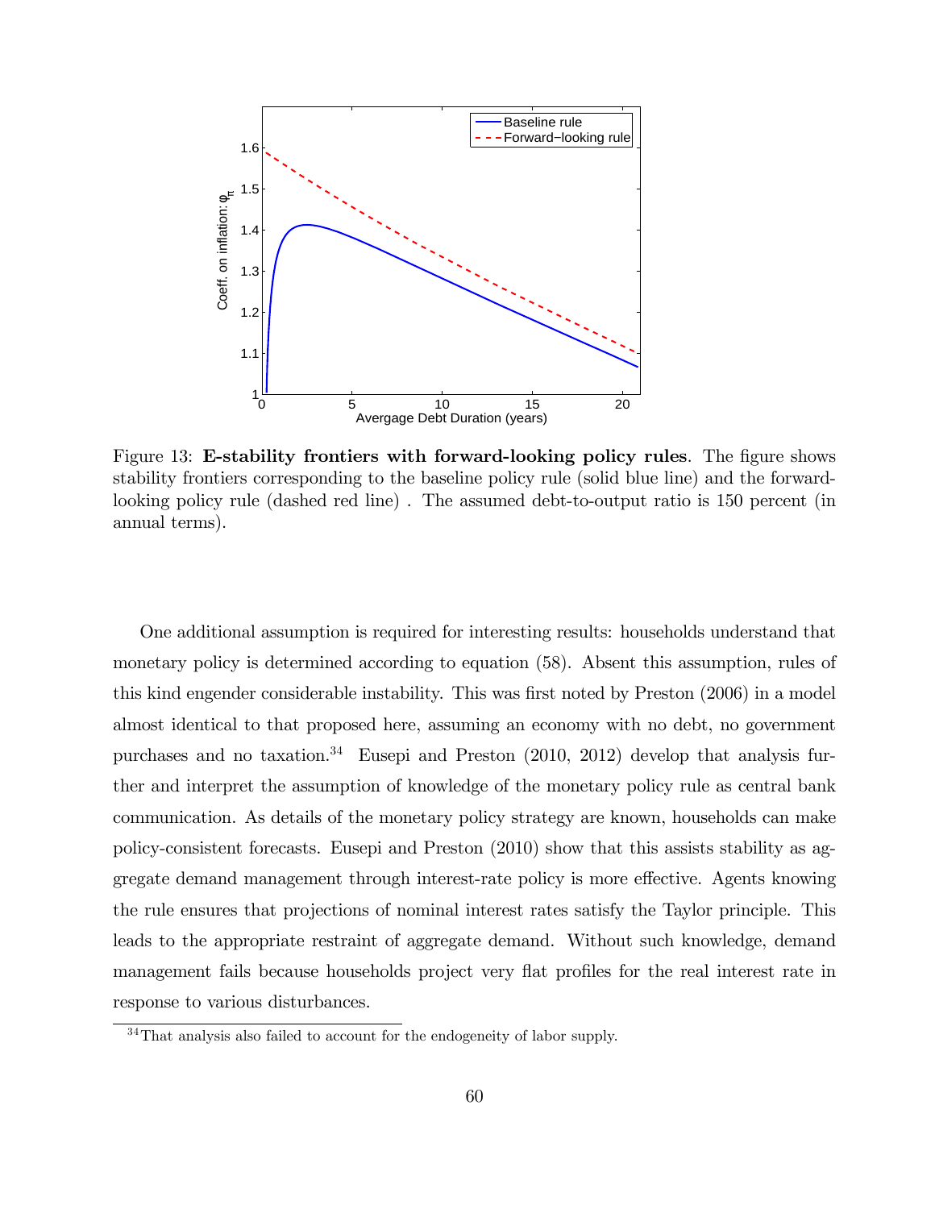Figure 13: **E-stability frontiers with forward-looking policy rules**. The figure shows stability frontiers corresponding to the baseline policy rule (solid blue line) and the forward-looking policy rule (dashed red line) . The assumed debt-to-output ratio is 150 percent (in annual terms).

One additional assumption is required for interesting results: households understand that monetary policy is determined according to equation (58). Absent this assumption, rules of this kind engender considerable instability. This was first noted by Preston (2006) in a model almost identical to that proposed here, assuming an economy with no debt, no government purchases and no taxation.[34] Eusepi and Preston (2010, 2012) develop that analysis further and interpret the assumption of knowledge of the monetary policy rule as central bank communication. As details of the monetary policy strategy are known, households can make policy-consistent forecasts. Eusepi and Preston (2010) show that this assists stability as aggregate demand management through interest-rate policy is more effective. Agents knowing the rule ensures that projections of nominal interest rates satisfy the Taylor principle. This leads to the appropriate restraint of aggregate demand. Without such knowledge, demand management fails because households project very flat profiles for the real interest rate in response to various disturbances.

[34] That analysis also failed to account for the endogeneity of labor supply.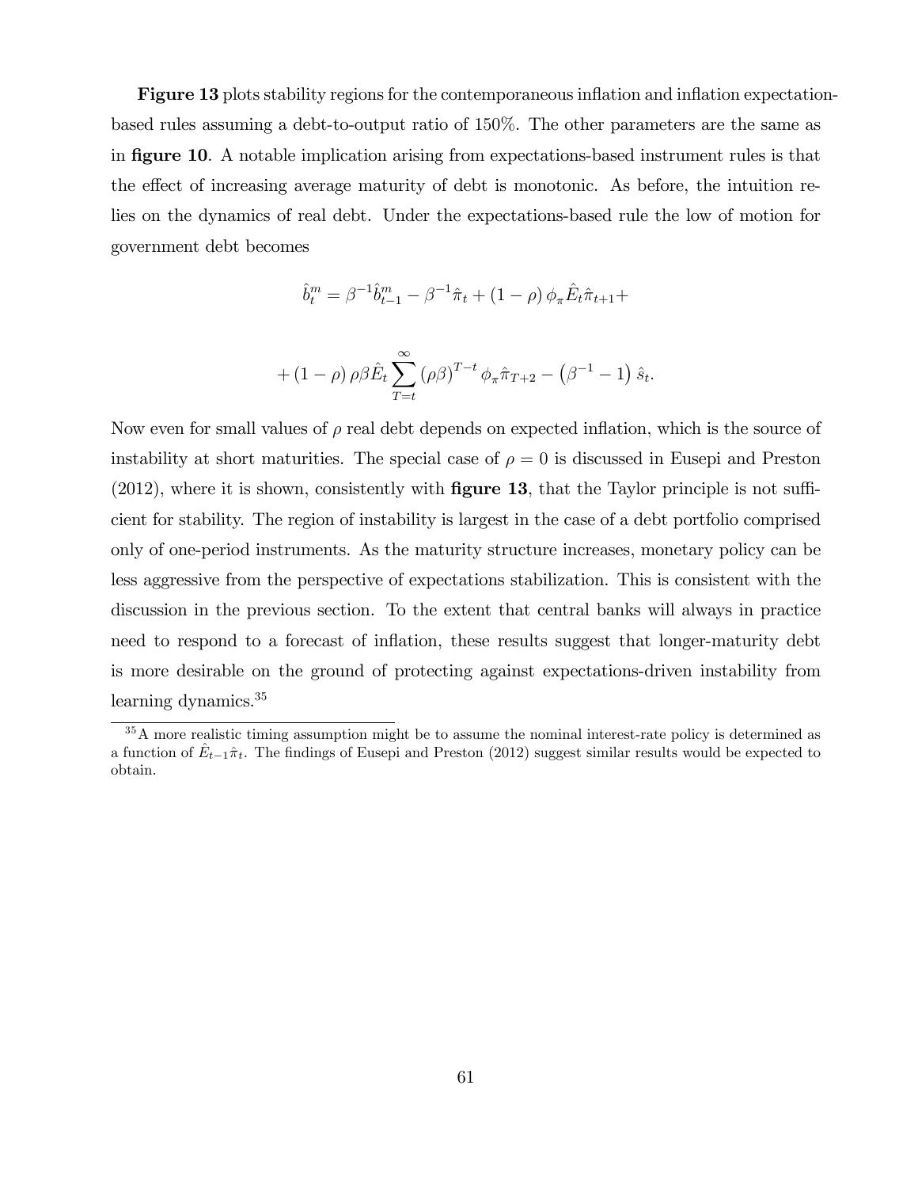**Figure 13** plots stability regions for the contemporaneous inflation and inflation expectation-based rules assuming a debt-to-output ratio of 150%. The other parameters are the same as in **figure 10**. A notable implication arising from expectations-based instrument rules is that the effect of increasing average maturity of debt is monotonic. As before, the intuition relies on the dynamics of real debt. Under the expectations-based rule the low of motion for government debt becomes

$$\hat{b}_t^m = \beta^{-1}\hat{b}_{t-1}^m - \beta^{-1}\hat{\pi}_t + (1-\rho)\,\phi_\pi \hat{E}_t \hat{\pi}_{t+1} +$$

$$+ (1-\rho)\,\rho\beta \hat{E}_t \sum_{T=t}^{\infty} (\rho\beta)^{T-t}\, \phi_\pi \hat{\pi}_{T+2} - \left(\beta^{-1} - 1\right)\hat{s}_t.$$

Now even for small values of $\rho$ real debt depends on expected inflation, which is the source of instability at short maturities. The special case of $\rho = 0$ is discussed in Eusepi and Preston (2012), where it is shown, consistently with **figure 13**, that the Taylor principle is not sufficient for stability. The region of instability is largest in the case of a debt portfolio comprised only of one-period instruments. As the maturity structure increases, monetary policy can be less aggressive from the perspective of expectations stabilization. This is consistent with the discussion in the previous section. To the extent that central banks will always in practice need to respond to a forecast of inflation, these results suggest that longer-maturity debt is more desirable on the ground of protecting against expectations-driven instability from learning dynamics.[35]

[35] A more realistic timing assumption might be to assume the nominal interest-rate policy is determined as a function of $\hat{E}_{t-1}\hat{\pi}_t$. The findings of Eusepi and Preston (2012) suggest similar results would be expected to obtain.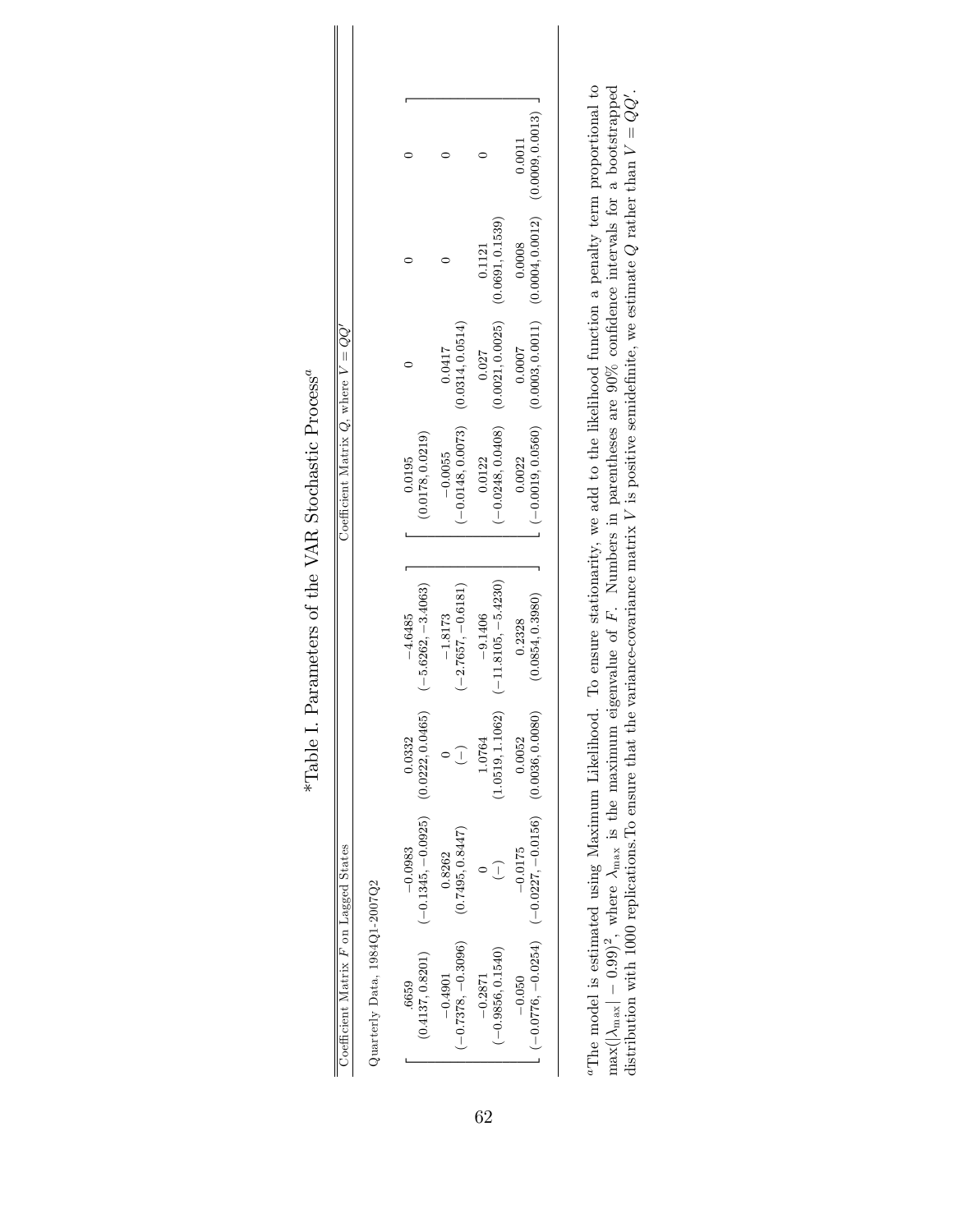# *Table I. Parameters of the VAR Stochastic Process[a]

Coefficient Matrix $F$ on Lagged States

Quarterly Data, 1984Q1-2007Q2

| | | | |
|---|---|---|---|
| .6659 (0.4137, 0.8201) | −0.0983 (−0.1345, −0.0925) | 0.0332 (0.0222, 0.0465) | −4.6485 (−5.6262, −3.4063) |
| −0.4901 (−0.7378, −0.3096) | 0.8262 (0.7495, 0.8447) | 0 (−) | −1.8173 (−2.7657, −0.6181) |
| −0.2871 (−0.9856, 0.1540) | 0 (−) | 1.0764 (1.0519, 1.1062) | −9.1406 (−11.8105, −5.4230) |
| −0.050 (−0.0776, −0.0254) | −0.0175 (−0.0227, −0.0156) | 0.0052 (0.0036, 0.0080) | 0.2328 (0.0854, 0.3980) |

Coefficient Matrix $Q$, where $V = QQ'$

| | | | |
|---|---|---|---|
| 0.0195 (0.0178, 0.0219) | 0 | 0 | 0 |
| −0.0055 (−0.0148, 0.0073) | 0.0417 (0.0314, 0.0514) | 0 | 0 |
| 0.0122 (−0.0248, 0.0408) | 0.027 (0.0021, 0.0025) | 0.1121 (0.0691, 0.1539) | 0 |
| 0.0022 (−0.0019, 0.0560) | 0.0007 (0.0003, 0.0011) | 0.0008 (0.0004, 0.0012) | 0.0011 (0.0009, 0.0013) |

[a]The model is estimated using Maximum Likelihood. To ensure stationarity, we add to the likelihood function a penalty term proportional to $\max(|\lambda_{\max}| - 0.99)^2$, where $\lambda_{\max}$ is the maximum eigenvalue of $F$. Numbers in parentheses are 90% confidence intervals for a bootstrapped distribution with 1000 replications.To ensure that the variance-covariance matrix $V$ is positive semidefinite, we estimate $Q$ rather than $V = QQ'$.